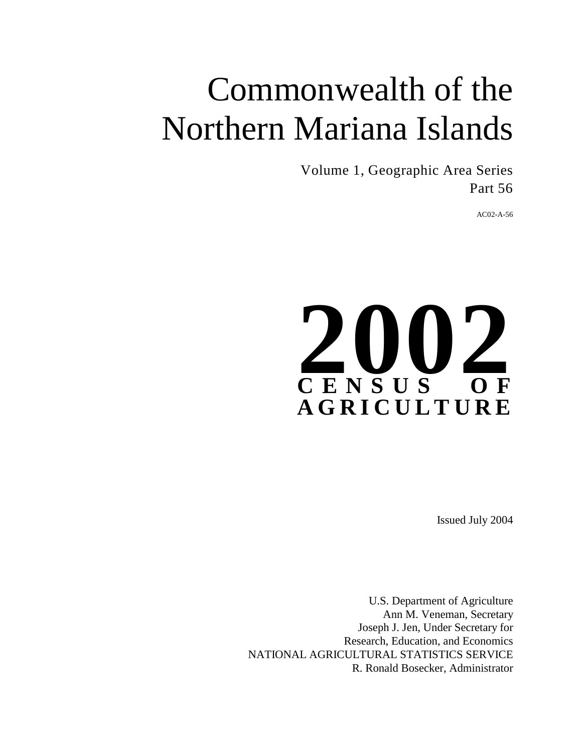# Commonwealth of the Northern Mariana Islands

Volume 1, Geographic Area Series
Part 56

AC02-A-56

# 2002
## CENSUS OF AGRICULTURE

Issued July 2004

U.S. Department of Agriculture
Ann M. Veneman, Secretary
Joseph J. Jen, Under Secretary for
Research, Education, and Economics
NATIONAL AGRICULTURAL STATISTICS SERVICE
R. Ronald Bosecker, Administrator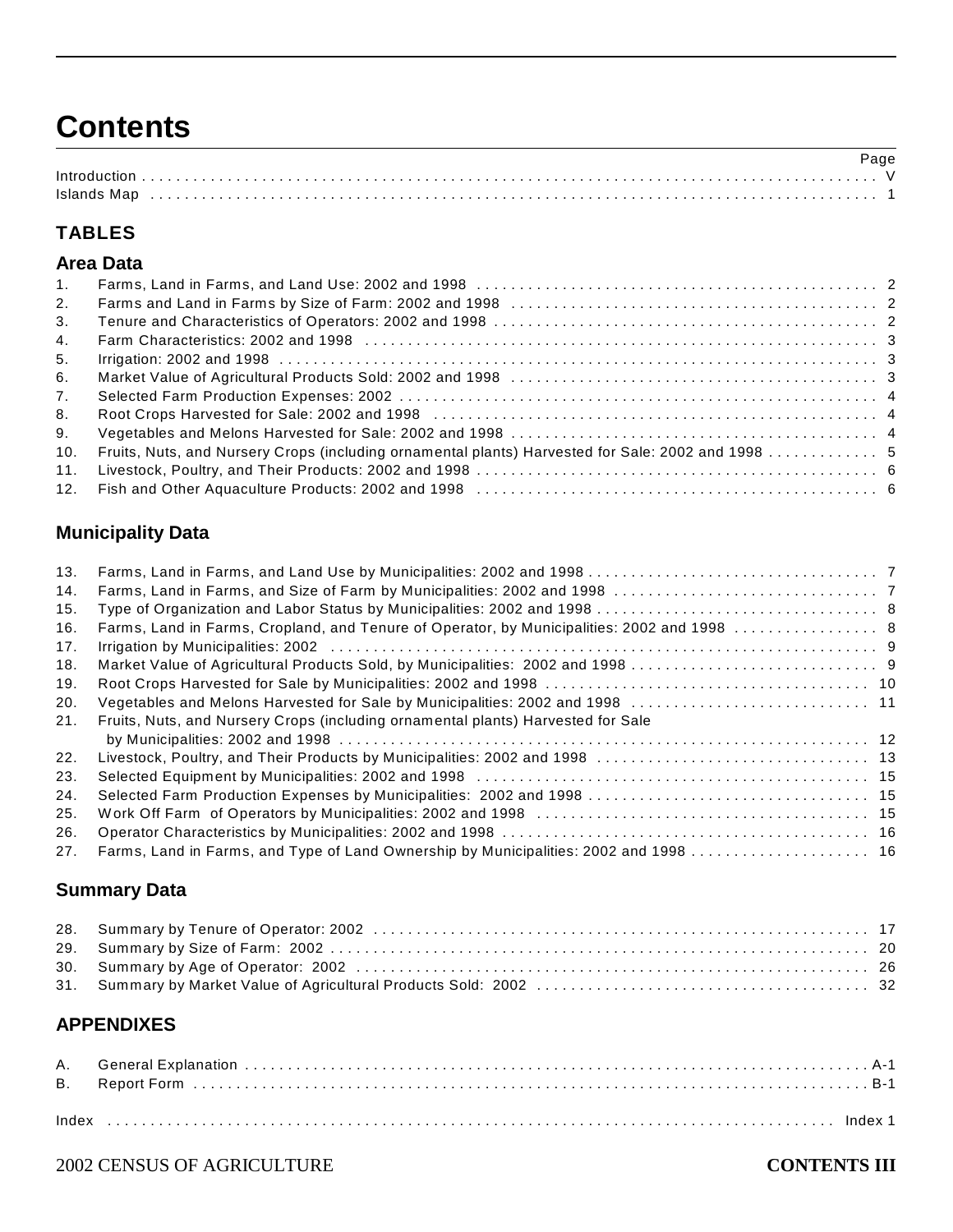# Contents

| | Page |
|---|---|
| Introduction | V |
| Islands Map | 1 |

## TABLES

### Area Data

| | | |
|---|---|---|
| 1. | Farms, Land in Farms, and Land Use: 2002 and 1998 | 2 |
| 2. | Farms and Land in Farms by Size of Farm: 2002 and 1998 | 2 |
| 3. | Tenure and Characteristics of Operators: 2002 and 1998 | 2 |
| 4. | Farm Characteristics: 2002 and 1998 | 3 |
| 5. | Irrigation: 2002 and 1998 | 3 |
| 6. | Market Value of Agricultural Products Sold: 2002 and 1998 | 3 |
| 7. | Selected Farm Production Expenses: 2002 | 4 |
| 8. | Root Crops Harvested for Sale: 2002 and 1998 | 4 |
| 9. | Vegetables and Melons Harvested for Sale: 2002 and 1998 | 4 |
| 10. | Fruits, Nuts, and Nursery Crops (including ornamental plants) Harvested for Sale: 2002 and 1998 | 5 |
| 11. | Livestock, Poultry, and Their Products: 2002 and 1998 | 6 |
| 12. | Fish and Other Aquaculture Products: 2002 and 1998 | 6 |

### Municipality Data

| | | |
|---|---|---|
| 13. | Farms, Land in Farms, and Land Use by Municipalities: 2002 and 1998 | 7 |
| 14. | Farms, Land in Farms, and Size of Farm by Municipalities: 2002 and 1998 | 7 |
| 15. | Type of Organization and Labor Status by Municipalities: 2002 and 1998 | 8 |
| 16. | Farms, Land in Farms, Cropland, and Tenure of Operator, by Municipalities: 2002 and 1998 | 8 |
| 17. | Irrigation by Municipalities: 2002 | 9 |
| 18. | Market Value of Agricultural Products Sold, by Municipalities: 2002 and 1998 | 9 |
| 19. | Root Crops Harvested for Sale by Municipalities: 2002 and 1998 | 10 |
| 20. | Vegetables and Melons Harvested for Sale by Municipalities: 2002 and 1998 | 11 |
| 21. | Fruits, Nuts, and Nursery Crops (including ornamental plants) Harvested for Sale by Municipalities: 2002 and 1998 | 12 |
| 22. | Livestock, Poultry, and Their Products by Municipalities: 2002 and 1998 | 13 |
| 23. | Selected Equipment by Municipalities: 2002 and 1998 | 15 |
| 24. | Selected Farm Production Expenses by Municipalities: 2002 and 1998 | 15 |
| 25. | Work Off Farm of Operators by Municipalities: 2002 and 1998 | 15 |
| 26. | Operator Characteristics by Municipalities: 2002 and 1998 | 16 |
| 27. | Farms, Land in Farms, and Type of Land Ownership by Municipalities: 2002 and 1998 | 16 |

### Summary Data

| | | |
|---|---|---|
| 28. | Summary by Tenure of Operator: 2002 | 17 |
| 29. | Summary by Size of Farm: 2002 | 20 |
| 30. | Summary by Age of Operator: 2002 | 26 |
| 31. | Summary by Market Value of Agricultural Products Sold: 2002 | 32 |

## APPENDIXES

| | | |
|---|---|---|
| A. | General Explanation | A-1 |
| B. | Report Form | B-1 |

| | |
|---|---|
| Index | Index 1 |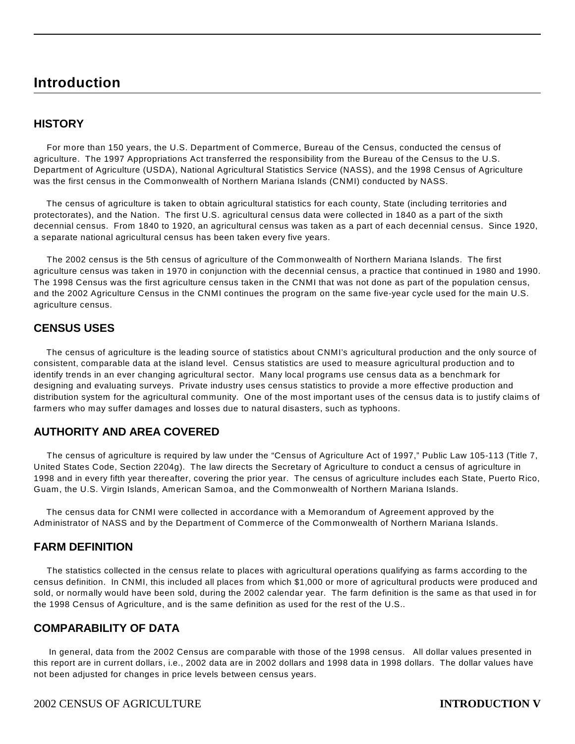# Introduction

## HISTORY

For more than 150 years, the U.S. Department of Commerce, Bureau of the Census, conducted the census of agriculture. The 1997 Appropriations Act transferred the responsibility from the Bureau of the Census to the U.S. Department of Agriculture (USDA), National Agricultural Statistics Service (NASS), and the 1998 Census of Agriculture was the first census in the Commonwealth of Northern Mariana Islands (CNMI) conducted by NASS.

The census of agriculture is taken to obtain agricultural statistics for each county, State (including territories and protectorates), and the Nation. The first U.S. agricultural census data were collected in 1840 as a part of the sixth decennial census. From 1840 to 1920, an agricultural census was taken as a part of each decennial census. Since 1920, a separate national agricultural census has been taken every five years.

The 2002 census is the 5th census of agriculture of the Commonwealth of Northern Mariana Islands. The first agriculture census was taken in 1970 in conjunction with the decennial census, a practice that continued in 1980 and 1990. The 1998 Census was the first agriculture census taken in the CNMI that was not done as part of the population census, and the 2002 Agriculture Census in the CNMI continues the program on the same five-year cycle used for the main U.S. agriculture census.

## CENSUS USES

The census of agriculture is the leading source of statistics about CNMI's agricultural production and the only source of consistent, comparable data at the island level. Census statistics are used to measure agricultural production and to identify trends in an ever changing agricultural sector. Many local programs use census data as a benchmark for designing and evaluating surveys. Private industry uses census statistics to provide a more effective production and distribution system for the agricultural community. One of the most important uses of the census data is to justify claims of farmers who may suffer damages and losses due to natural disasters, such as typhoons.

## AUTHORITY AND AREA COVERED

The census of agriculture is required by law under the "Census of Agriculture Act of 1997," Public Law 105-113 (Title 7, United States Code, Section 2204g). The law directs the Secretary of Agriculture to conduct a census of agriculture in 1998 and in every fifth year thereafter, covering the prior year. The census of agriculture includes each State, Puerto Rico, Guam, the U.S. Virgin Islands, American Samoa, and the Commonwealth of Northern Mariana Islands.

The census data for CNMI were collected in accordance with a Memorandum of Agreement approved by the Administrator of NASS and by the Department of Commerce of the Commonwealth of Northern Mariana Islands.

## FARM DEFINITION

The statistics collected in the census relate to places with agricultural operations qualifying as farms according to the census definition. In CNMI, this included all places from which $1,000 or more of agricultural products were produced and sold, or normally would have been sold, during the 2002 calendar year. The farm definition is the same as that used in for the 1998 Census of Agriculture, and is the same definition as used for the rest of the U.S..

## COMPARABILITY OF DATA

In general, data from the 2002 Census are comparable with those of the 1998 census. All dollar values presented in this report are in current dollars, i.e., 2002 data are in 2002 dollars and 1998 data in 1998 dollars. The dollar values have not been adjusted for changes in price levels between census years.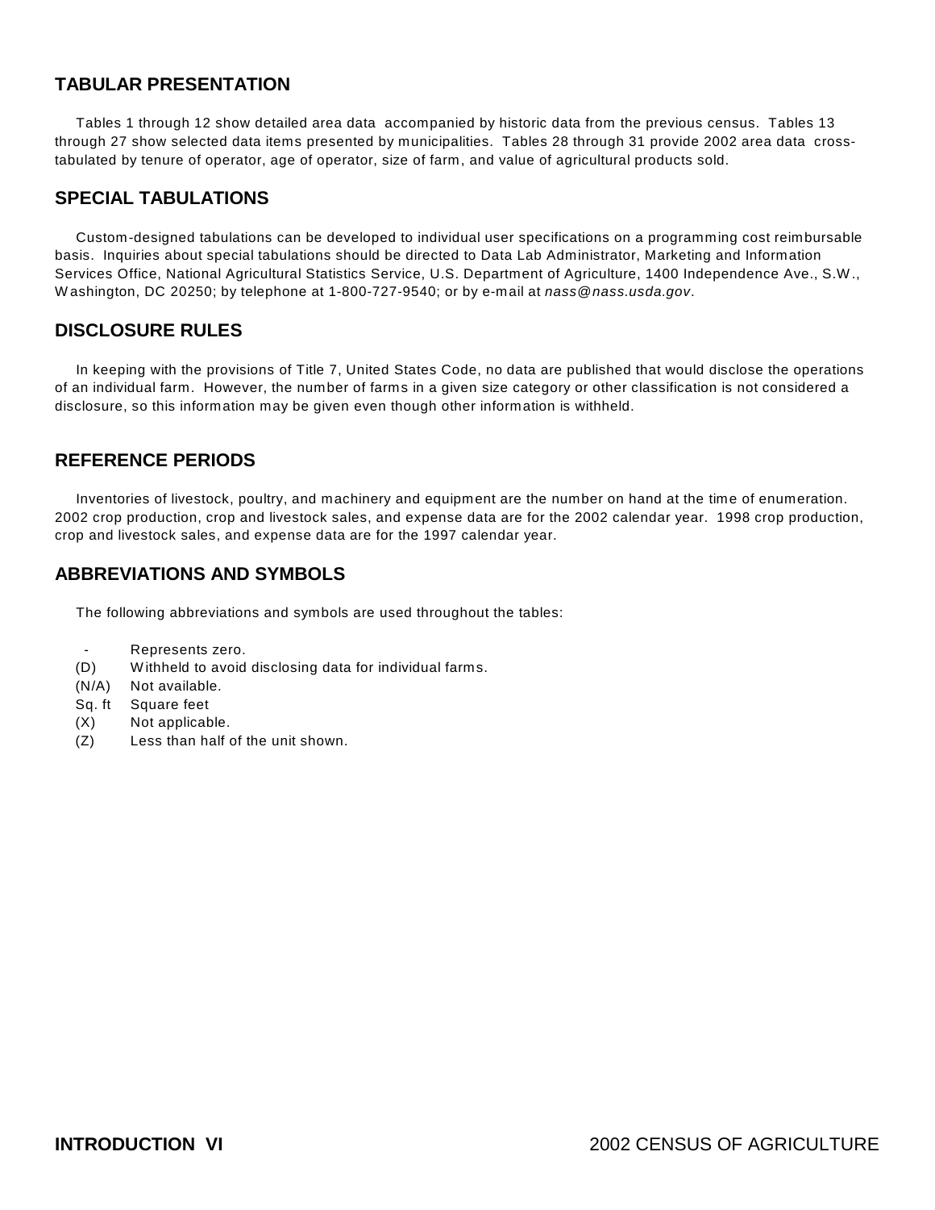## TABULAR PRESENTATION

Tables 1 through 12 show detailed area data accompanied by historic data from the previous census. Tables 13 through 27 show selected data items presented by municipalities. Tables 28 through 31 provide 2002 area data cross-tabulated by tenure of operator, age of operator, size of farm, and value of agricultural products sold.

## SPECIAL TABULATIONS

Custom-designed tabulations can be developed to individual user specifications on a programming cost reimbursable basis. Inquiries about special tabulations should be directed to Data Lab Administrator, Marketing and Information Services Office, National Agricultural Statistics Service, U.S. Department of Agriculture, 1400 Independence Ave., S.W., Washington, DC 20250; by telephone at 1-800-727-9540; or by e-mail at *nass@nass.usda.gov*.

## DISCLOSURE RULES

In keeping with the provisions of Title 7, United States Code, no data are published that would disclose the operations of an individual farm. However, the number of farms in a given size category or other classification is not considered a disclosure, so this information may be given even though other information is withheld.

## REFERENCE PERIODS

Inventories of livestock, poultry, and machinery and equipment are the number on hand at the time of enumeration. 2002 crop production, crop and livestock sales, and expense data are for the 2002 calendar year. 1998 crop production, crop and livestock sales, and expense data are for the 1997 calendar year.

## ABBREVIATIONS AND SYMBOLS

The following abbreviations and symbols are used throughout the tables:

| | |
|---|---|
| - | Represents zero. |
| (D) | Withheld to avoid disclosing data for individual farms. |
| (N/A) | Not available. |
| Sq. ft | Square feet |
| (X) | Not applicable. |
| (Z) | Less than half of the unit shown. |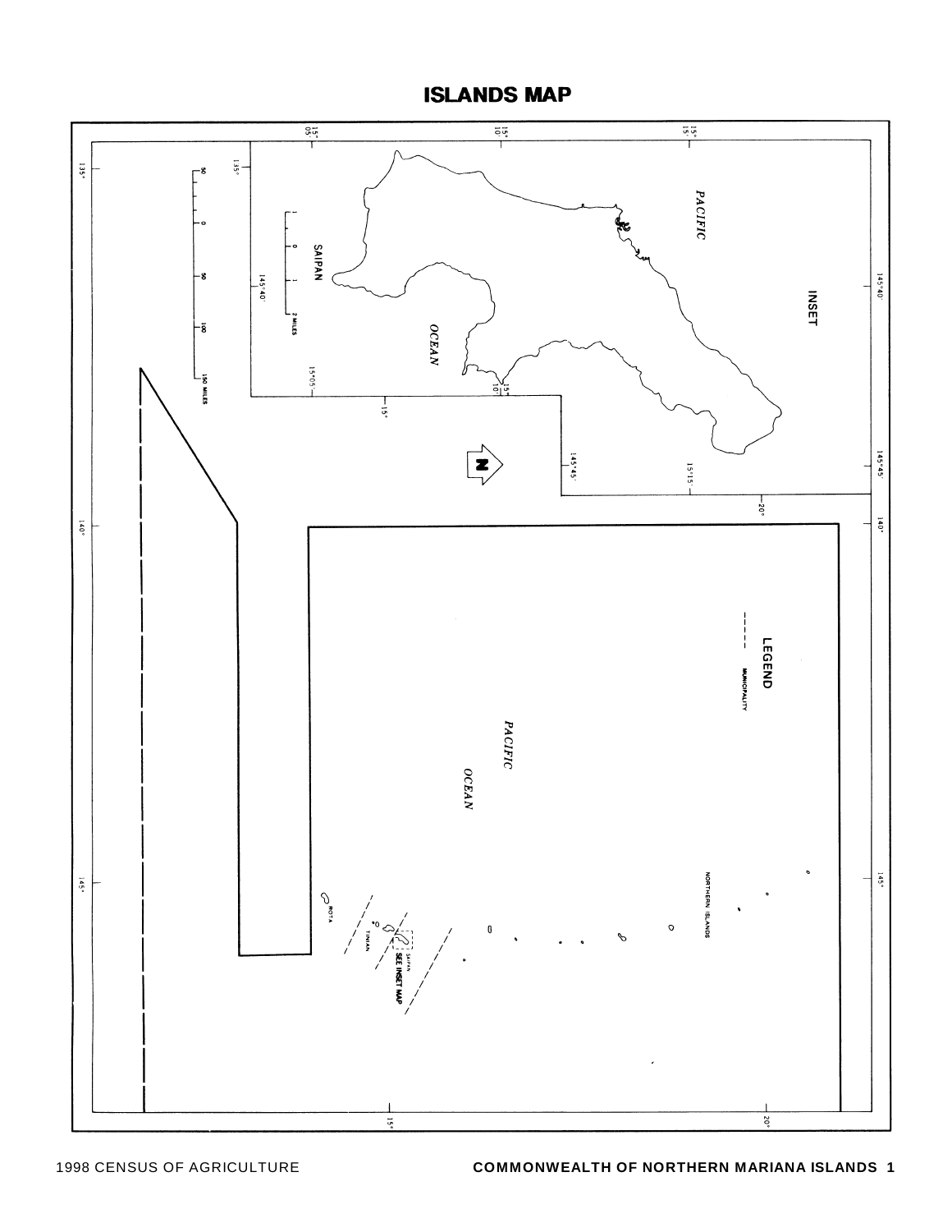# ISLANDS MAP

INSET

SAIPAN

PACIFIC

OCEAN

0 1 2 MILES

50 0 50 100 150 MILES

LEGEND

MUNICIPALITY

PACIFIC

OCEAN

NORTHERN ISLANDS

ROTA

TINIAN

SAIPAN

SEE INSET MAP

135°

140°

145°

15°

20°

15° 05'

15° 10'

15° 15'

145°40'

145°45'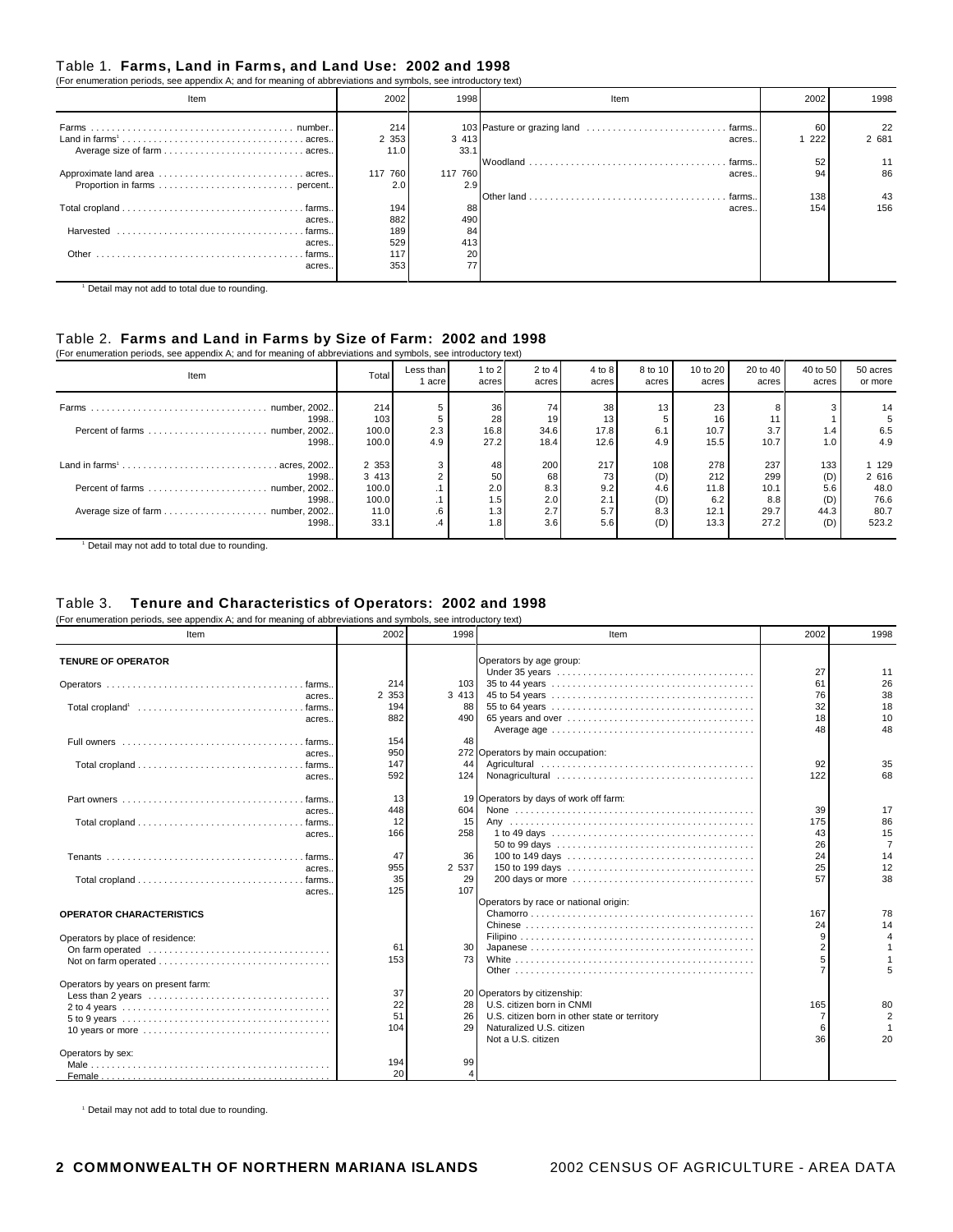## Table 1. **Farms, Land in Farms, and Land Use: 2002 and 1998**

(For enumeration periods, see appendix A; and for meaning of abbreviations and symbols, see introductory text)

| Item | 2002 | 1998 | Item | 2002 | 1998 |
|---|---|---|---|---|---|
| Farms ... number.. | 214 | 103 | Pasture or grazing land ... farms.. | 60 | 22 |
| Land in farms[1] ... acres.. | 2 353 | 3 413 | acres.. | 1 222 | 2 681 |
| Average size of farm ... acres.. | 11.0 | 33.1 | | | |
| | | | Woodland ... farms.. | 52 | 11 |
| Approximate land area ... acres.. | 117 760 | 117 760 | acres.. | 94 | 86 |
| Proportion in farms ... percent.. | 2.0 | 2.9 | | | |
| | | | Other land ... farms.. | 138 | 43 |
| Total cropland ... farms.. | 194 | 88 | acres.. | 154 | 156 |
| acres.. | 882 | 490 | | | |
| Harvested ... farms.. | 189 | 84 | | | |
| acres.. | 529 | 413 | | | |
| Other ... farms.. | 117 | 20 | | | |
| acres.. | 353 | 77 | | | |

[1] Detail may not add to total due to rounding.

## Table 2. **Farms and Land in Farms by Size of Farm: 2002 and 1998**

(For enumeration periods, see appendix A; and for meaning of abbreviations and symbols, see introductory text)

| Item | Total | Less than 1 acre | 1 to 2 acres | 2 to 4 acres | 4 to 8 acres | 8 to 10 acres | 10 to 20 acres | 20 to 40 acres | 40 to 50 acres | 50 acres or more |
|---|---|---|---|---|---|---|---|---|---|---|
| Farms ... number, 2002.. | 214 | 5 | 36 | 74 | 38 | 13 | 23 | 8 | 3 | 14 |
| 1998.. | 103 | 5 | 28 | 19 | 13 | 5 | 16 | 11 | 1 | 5 |
| Percent of farms ... number, 2002.. | 100.0 | 2.3 | 16.8 | 34.6 | 17.8 | 6.1 | 10.7 | 3.7 | 1.4 | 6.5 |
| 1998.. | 100.0 | 4.9 | 27.2 | 18.4 | 12.6 | 4.9 | 15.5 | 10.7 | 1.0 | 4.9 |
| Land in farms[1] ... acres, 2002.. | 2 353 | 3 | 48 | 200 | 217 | 108 | 278 | 237 | 133 | 1 129 |
| 1998.. | 3 413 | 2 | 50 | 68 | 73 | (D) | 212 | 299 | (D) | 2 616 |
| Percent of farms ... number, 2002.. | 100.0 | .1 | 2.0 | 8.3 | 9.2 | 4.6 | 11.8 | 10.1 | 5.6 | 48.0 |
| 1998.. | 100.0 | .1 | 1.5 | 2.0 | 2.1 | (D) | 6.2 | 8.8 | (D) | 76.6 |
| Average size of farm ... number, 2002.. | 11.0 | .6 | 1.3 | 2.7 | 5.7 | 8.3 | 12.1 | 29.7 | 44.3 | 80.7 |
| 1998.. | 33.1 | .4 | 1.8 | 3.6 | 5.6 | (D) | 13.3 | 27.2 | (D) | 523.2 |

[1] Detail may not add to total due to rounding.

## Table 3. **Tenure and Characteristics of Operators: 2002 and 1998**

(For enumeration periods, see appendix A; and for meaning of abbreviations and symbols, see introductory text)

| Item | 2002 | 1998 | Item | 2002 | 1998 |
|---|---|---|---|---|---|
| **TENURE OF OPERATOR** | | | Operators by age group: | | |
| | | | Under 35 years ... | 27 | 11 |
| Operators ... farms.. | 214 | 103 | 35 to 44 years ... | 61 | 26 |
| acres.. | 2 353 | 3 413 | 45 to 54 years ... | 76 | 38 |
| Total cropland[1] ... farms.. | 194 | 88 | 55 to 64 years ... | 32 | 18 |
| acres.. | 882 | 490 | 65 years and over ... | 18 | 10 |
| | | | Average age ... | 48 | 48 |
| Full owners ... farms.. | 154 | 48 | | | |
| acres.. | 950 | 272 | Operators by main occupation: | | |
| Total cropland ... farms.. | 147 | 44 | Agricultural ... | 92 | 35 |
| acres.. | 592 | 124 | Nonagricultural ... | 122 | 68 |
| Part owners ... farms.. | 13 | 19 | Operators by days of work off farm: | | |
| acres.. | 448 | 604 | None ... | 39 | 17 |
| Total cropland ... farms.. | 12 | 15 | Any ... | 175 | 86 |
| acres.. | 166 | 258 | 1 to 49 days ... | 43 | 15 |
| | | | 50 to 99 days ... | 26 | 7 |
| Tenants ... farms.. | 47 | 36 | 100 to 149 days ... | 24 | 14 |
| acres.. | 955 | 2 537 | 150 to 199 days ... | 25 | 12 |
| Total cropland ... farms.. | 35 | 29 | 200 days or more ... | 57 | 38 |
| acres.. | 125 | 107 | | | |
| | | | Operators by race or national origin: | | |
| **OPERATOR CHARACTERISTICS** | | | Chamorro ... | 167 | 78 |
| | | | Chinese ... | 24 | 14 |
| Operators by place of residence: | | | Filipino ... | 9 | 4 |
| On farm operated ... | 61 | 30 | Japanese ... | 2 | 1 |
| Not on farm operated ... | 153 | 73 | White ... | 5 | 1 |
| | | | Other ... | 7 | 5 |
| Operators by years on present farm: | | | | | |
| Less than 2 years ... | 37 | 20 | Operators by citizenship: | | |
| 2 to 4 years ... | 22 | 28 | U.S. citizen born in CNMI | 165 | 80 |
| 5 to 9 years ... | 51 | 26 | U.S. citizen born in other state or territory | 7 | 2 |
| 10 years or more ... | 104 | 29 | Naturalized U.S. citizen | 6 | 1 |
| | | | Not a U.S. citizen | 36 | 20 |
| Operators by sex: | | | | | |
| Male ... | 194 | 99 | | | |
| Female ... | 20 | 4 | | | |

[1] Detail may not add to total due to rounding.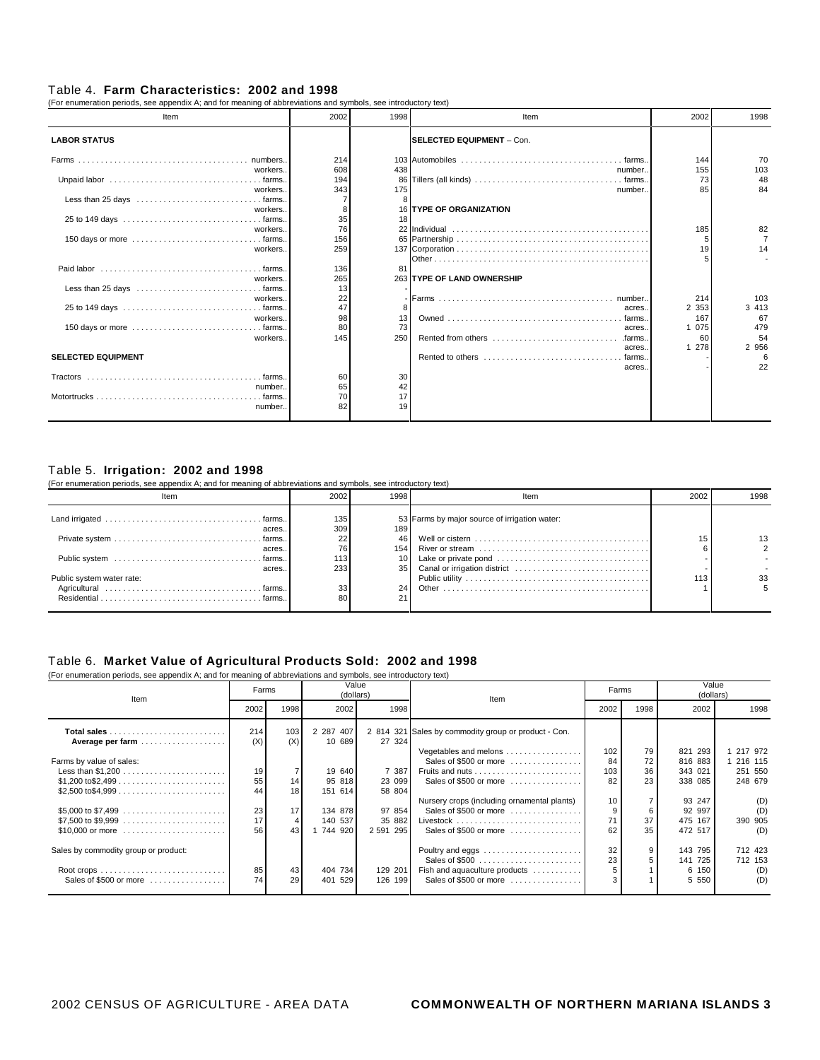## Table 4. **Farm Characteristics: 2002 and 1998**

(For enumeration periods, see appendix A; and for meaning of abbreviations and symbols, see introductory text)

| Item | 2002 | 1998 | Item | 2002 | 1998 |
|---|---|---|---|---|---|
| **LABOR STATUS** | | | **SELECTED EQUIPMENT** – Con. | | |
| Farms . . . numbers.. | 214 | 103 | Automobiles . . . farms.. | 144 | 70 |
| workers.. | 608 | 438 | number.. | 155 | 103 |
| Unpaid labor . . . farms.. | 194 | 86 | Tillers (all kinds) . . . farms.. | 73 | 48 |
| workers.. | 343 | 175 | number.. | 85 | 84 |
| Less than 25 days . . . farms.. | 7 | 8 | | | |
| workers.. | 8 | 16 | **TYPE OF ORGANIZATION** | | |
| 25 to 149 days . . . farms.. | 35 | 18 | | | |
| workers.. | 76 | 22 | Individual . . . | 185 | 82 |
| 150 days or more . . . farms.. | 156 | 65 | Partnership . . . | 5 | 7 |
| workers.. | 259 | 137 | Corporation . . . | 19 | 14 |
| | | | Other . . . | 5 | - |
| Paid labor . . . farms.. | 136 | 81 | | | |
| workers.. | 265 | 263 | **TYPE OF LAND OWNERSHIP** | | |
| Less than 25 days . . . farms.. | 13 | - | | | |
| workers.. | 22 | - | Farms . . . number.. | 214 | 103 |
| 25 to 149 days . . . farms.. | 47 | 8 | acres.. | 2 353 | 3 413 |
| workers.. | 98 | 13 | Owned . . . farms.. | 167 | 67 |
| 150 days or more . . . farms.. | 80 | 73 | acres.. | 1 075 | 479 |
| workers.. | 145 | 250 | Rented from others . . . farms.. | 60 | 54 |
| | | | acres.. | 1 278 | 2 956 |
| **SELECTED EQUIPMENT** | | | Rented to others . . . farms.. | - | 6 |
| | | | acres.. | - | 22 |
| Tractors . . . farms.. | 60 | 30 | | | |
| number.. | 65 | 42 | | | |
| Motortrucks . . . farms.. | 70 | 17 | | | |
| number.. | 82 | 19 | | | |

## Table 5. **Irrigation: 2002 and 1998**

(For enumeration periods, see appendix A; and for meaning of abbreviations and symbols, see introductory text)

| Item | 2002 | 1998 | Item | 2002 | 1998 |
|---|---|---|---|---|---|
| Land irrigated . . . farms.. | 135 | 53 | Farms by major source of irrigation water: | | |
| acres.. | 309 | 189 | | | |
| Private system . . . farms.. | 22 | 46 | Well or cistern . . . | 15 | 13 |
| acres.. | 76 | 154 | River or stream . . . | 6 | 2 |
| Public system . . . farms.. | 113 | 10 | Lake or private pond . . . | - | - |
| acres.. | 233 | 35 | Canal or irrigation district . . . | - | - |
| Public system water rate: | | | Public utility . . . | 113 | 33 |
| Agricultural . . . farms.. | 33 | 24 | Other . . . | 1 | 5 |
| Residential . . . farms.. | 80 | 21 | | | |

## Table 6. **Market Value of Agricultural Products Sold: 2002 and 1998**

(For enumeration periods, see appendix A; and for meaning of abbreviations and symbols, see introductory text)

| Item | Farms | | Value (dollars) | | Item | Farms | | Value (dollars) | |
|---|---|---|---|---|---|---|---|---|---|
| | 2002 | 1998 | 2002 | 1998 | | 2002 | 1998 | 2002 | 1998 |
| **Total sales** . . . | 214 | 103 | 2 287 407 | 2 814 321 | Sales by commodity group or product - Con. | | | | |
| **Average per farm** . . . | (X) | (X) | 10 689 | 27 324 | | | | | |
| | | | | | Vegetables and melons . . . | 102 | 79 | 821 293 | 1 217 972 |
| Farms by value of sales: | | | | | Sales of $500 or more . . . | 84 | 72 | 816 883 | 1 216 115 |
| Less than $1,200 . . . | 19 | 7 | 19 640 | 7 387 | Fruits and nuts . . . | 103 | 36 | 343 021 | 251 550 |
| $1,200 to$2,499 . . . | 55 | 14 | 95 818 | 23 099 | Sales of $500 or more . . . | 82 | 23 | 338 085 | 248 679 |
| $2,500 to$4,999 . . . | 44 | 18 | 151 614 | 58 804 | | | | | |
| | | | | | Nursery crops (including ornamental plants) | 10 | 7 | 93 247 | (D) |
| $5,000 to $7,499 . . . | 23 | 17 | 134 878 | 97 854 | Sales of $500 or more . . . | 9 | 6 | 92 997 | (D) |
| $7,500 to $9,999 . . . | 17 | 4 | 140 537 | 35 882 | Livestock . . . | 71 | 37 | 475 167 | 390 905 |
| $10,000 or more . . . | 56 | 43 | 1 744 920 | 2 591 295 | Sales of $500 or more . . . | 62 | 35 | 472 517 | (D) |
| | | | | | | | | | |
| Sales by commodity group or product: | | | | | Poultry and eggs . . . | 32 | 9 | 143 795 | 712 423 |
| | | | | | Sales of $500 . . . | 23 | 5 | 141 725 | 712 153 |
| Root crops . . . | 85 | 43 | 404 734 | 129 201 | Fish and aquaculture products . . . | 5 | 1 | 6 150 | (D) |
| Sales of $500 or more . . . | 74 | 29 | 401 529 | 126 199 | Sales of $500 or more . . . | 3 | 1 | 5 550 | (D) |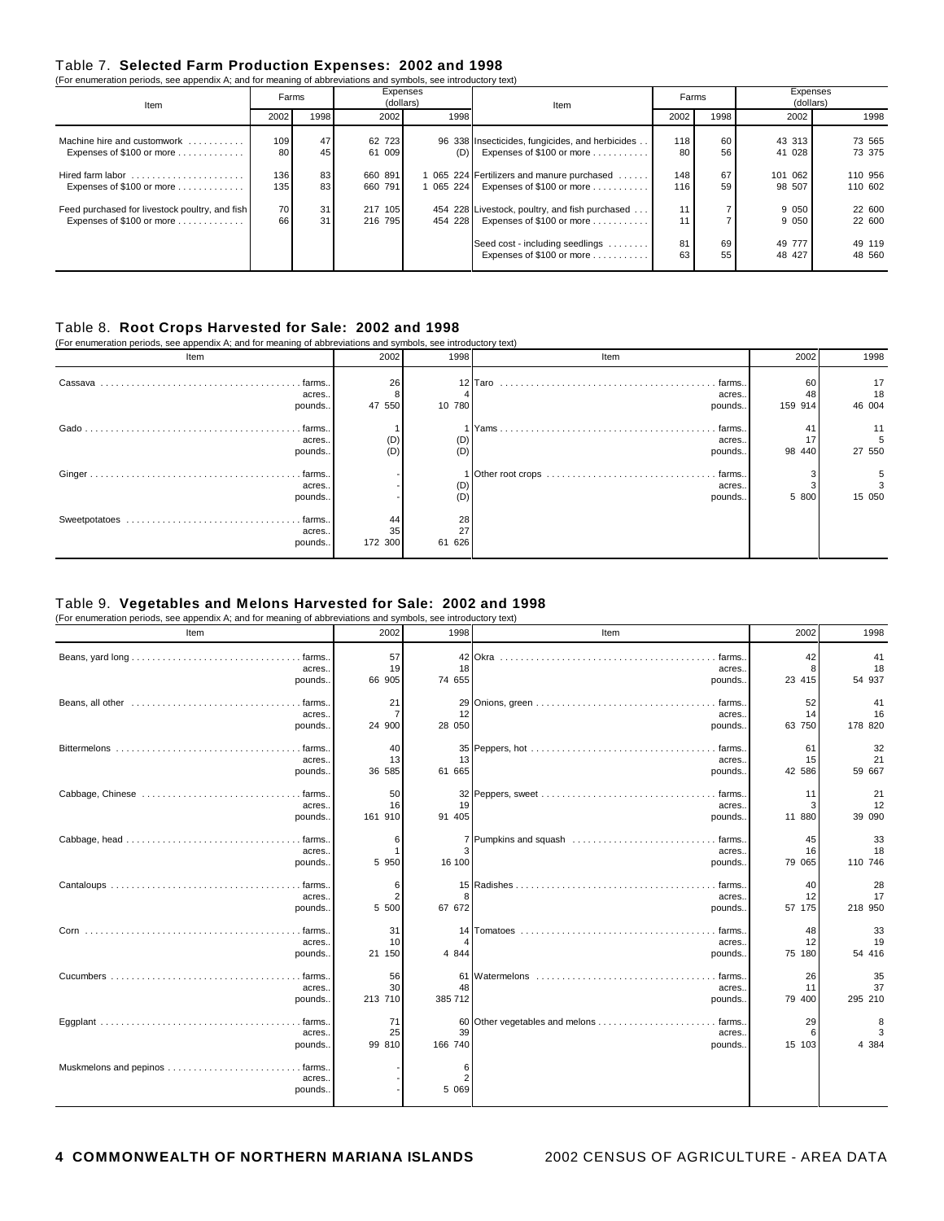## Table 7. Selected Farm Production Expenses: 2002 and 1998

(For enumeration periods, see appendix A; and for meaning of abbreviations and symbols, see introductory text)

| Item | Farms | | Expenses (dollars) | | Item | Farms | | Expenses (dollars) | |
|---|---|---|---|---|---|---|---|---|---|
| | 2002 | 1998 | 2002 | 1998 | | 2002 | 1998 | 2002 | 1998 |
| Machine hire and customwork | 109 | 47 | 62 723 | 96 338 | Insecticides, fungicides, and herbicides | 118 | 60 | 43 313 | 73 565 |
| Expenses of $100 or more | 80 | 45 | 61 009 | (D) | Expenses of $100 or more | 80 | 56 | 41 028 | 73 375 |
| Hired farm labor | 136 | 83 | 660 891 | 1 065 224 | Fertilizers and manure purchased | 148 | 67 | 101 062 | 110 956 |
| Expenses of $100 or more | 135 | 83 | 660 791 | 1 065 224 | Expenses of $100 or more | 116 | 59 | 98 507 | 110 602 |
| Feed purchased for livestock poultry, and fish | 70 | 31 | 217 105 | 454 228 | Livestock, poultry, and fish purchased | 11 | 7 | 9 050 | 22 600 |
| Expenses of $100 or more | 66 | 31 | 216 795 | 454 228 | Expenses of $100 or more | 11 | 7 | 9 050 | 22 600 |
| | | | | | Seed cost - including seedlings | 81 | 69 | 49 777 | 49 119 |
| | | | | | Expenses of $100 or more | 63 | 55 | 48 427 | 48 560 |

## Table 8. Root Crops Harvested for Sale: 2002 and 1998

(For enumeration periods, see appendix A; and for meaning of abbreviations and symbols, see introductory text)

| Item | 2002 | 1998 | Item | 2002 | 1998 |
|---|---|---|---|---|---|
| Cassava ... farms | 26 | 12 | Taro ... farms | 60 | 17 |
| acres | 8 | 4 | acres | 48 | 18 |
| pounds | 47 550 | 10 780 | pounds | 159 914 | 46 004 |
| Gado ... farms | 1 | 1 | Yams ... farms | 41 | 11 |
| acres | (D) | (D) | acres | 17 | 5 |
| pounds | (D) | (D) | pounds | 98 440 | 27 550 |
| Ginger ... farms | - | 1 | Other root crops ... farms | 3 | 5 |
| acres | - | (D) | acres | 3 | 3 |
| pounds | - | (D) | pounds | 5 800 | 15 050 |
| Sweetpotatoes ... farms | 44 | 28 | | | |
| acres | 35 | 27 | | | |
| pounds | 172 300 | 61 626 | | | |

## Table 9. Vegetables and Melons Harvested for Sale: 2002 and 1998

(For enumeration periods, see appendix A; and for meaning of abbreviations and symbols, see introductory text)

| Item | 2002 | 1998 | Item | 2002 | 1998 |
|---|---|---|---|---|---|
| Beans, yard long ... farms | 57 | 42 | Okra ... farms | 42 | 41 |
| acres | 19 | 18 | acres | 8 | 18 |
| pounds | 66 905 | 74 655 | pounds | 23 415 | 54 937 |
| Beans, all other ... farms | 21 | 29 | Onions, green ... farms | 52 | 41 |
| acres | 7 | 12 | acres | 14 | 16 |
| pounds | 24 900 | 28 050 | pounds | 63 750 | 178 820 |
| Bittermelons ... farms | 40 | 35 | Peppers, hot ... farms | 61 | 32 |
| acres | 13 | 13 | acres | 15 | 21 |
| pounds | 36 585 | 61 665 | pounds | 42 586 | 59 667 |
| Cabbage, Chinese ... farms | 50 | 32 | Peppers, sweet ... farms | 11 | 21 |
| acres | 16 | 19 | acres | 3 | 12 |
| pounds | 161 910 | 91 405 | pounds | 11 880 | 39 090 |
| Cabbage, head ... farms | 6 | 7 | Pumpkins and squash ... farms | 45 | 33 |
| acres | 1 | 3 | acres | 16 | 18 |
| pounds | 5 950 | 16 100 | pounds | 79 065 | 110 746 |
| Cantaloups ... farms | 6 | 15 | Radishes ... farms | 40 | 28 |
| acres | 2 | 8 | acres | 12 | 17 |
| pounds | 5 500 | 67 672 | pounds | 57 175 | 218 950 |
| Corn ... farms | 31 | 14 | Tomatoes ... farms | 48 | 33 |
| acres | 10 | 4 | acres | 12 | 19 |
| pounds | 21 150 | 4 844 | pounds | 75 180 | 54 416 |
| Cucumbers ... farms | 56 | 61 | Watermelons ... farms | 26 | 35 |
| acres | 30 | 48 | acres | 11 | 37 |
| pounds | 213 710 | 385 712 | pounds | 79 400 | 295 210 |
| Eggplant ... farms | 71 | 60 | Other vegetables and melons ... farms | 29 | 8 |
| acres | 25 | 39 | acres | 6 | 3 |
| pounds | 99 810 | 166 740 | pounds | 15 103 | 4 384 |
| Muskmelons and pepinos ... farms | - | 6 | | | |
| acres | - | 2 | | | |
| pounds | - | 5 069 | | | |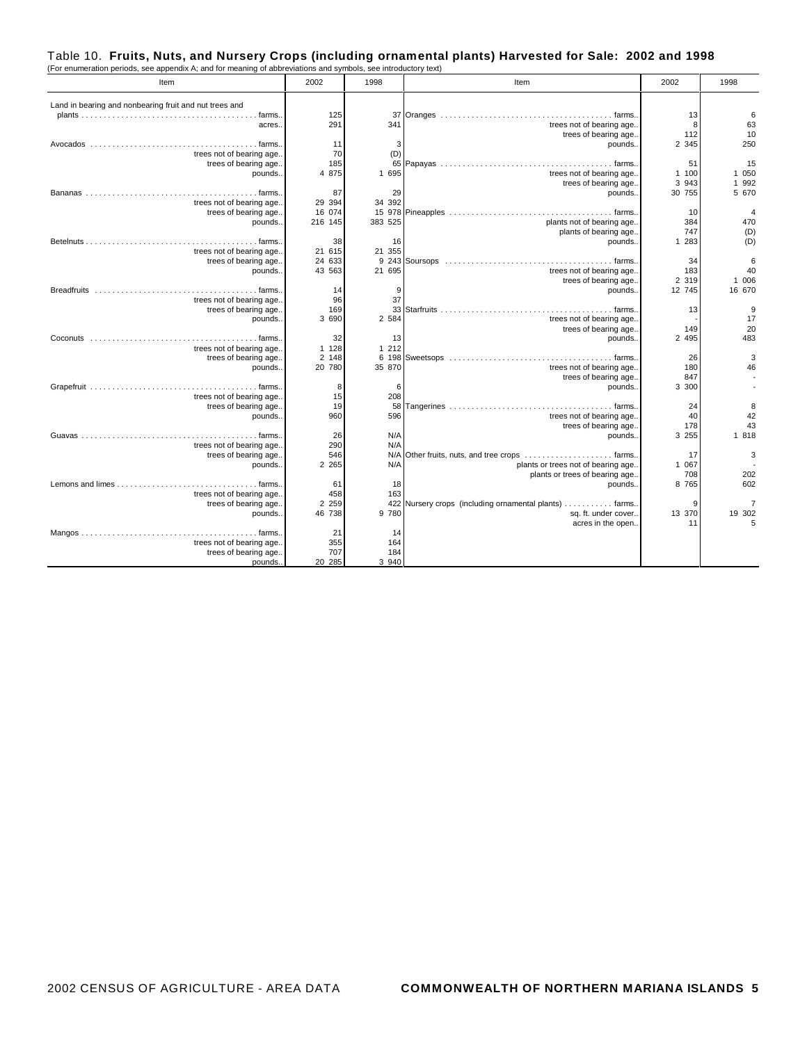# Table 10. **Fruits, Nuts, and Nursery Crops (including ornamental plants) Harvested for Sale: 2002 and 1998**

(For enumeration periods, see appendix A; and for meaning of abbreviations and symbols, see introductory text)

| Item | 2002 | 1998 | Item | 2002 | 1998 |
|---|---|---|---|---|---|
| Land in bearing and nonbearing fruit and nut trees and plants . . . . farms.. | 125 | 37 | Oranges . . . . farms.. | 13 | 6 |
| acres.. | 291 | 341 | trees not of bearing age.. | 8 | 63 |
| | | | trees of bearing age.. | 112 | 10 |
| Avocados . . . . farms.. | 11 | 3 | pounds.. | 2 345 | 250 |
| trees not of bearing age.. | 70 | (D) | | | |
| trees of bearing age.. | 185 | 65 | Papayas . . . . farms.. | 51 | 15 |
| pounds.. | 4 875 | 1 695 | trees not of bearing age.. | 1 100 | 1 050 |
| | | | trees of bearing age.. | 3 943 | 1 992 |
| Bananas . . . . farms.. | 87 | 29 | pounds.. | 30 755 | 5 670 |
| trees not of bearing age.. | 29 394 | 34 392 | | | |
| trees of bearing age.. | 16 074 | 15 978 | Pineapples . . . . farms.. | 10 | 4 |
| pounds.. | 216 145 | 383 525 | plants not of bearing age.. | 384 | 470 |
| | | | plants of bearing age.. | 747 | (D) |
| Betelnuts . . . . farms.. | 38 | 16 | pounds.. | 1 283 | (D) |
| trees not of bearing age.. | 21 615 | 21 355 | | | |
| trees of bearing age.. | 24 633 | 9 243 | Soursops . . . . farms.. | 34 | 6 |
| pounds.. | 43 563 | 21 695 | trees not of bearing age.. | 183 | 40 |
| | | | trees of bearing age.. | 2 319 | 1 006 |
| Breadfruits . . . . farms.. | 14 | 9 | pounds.. | 12 745 | 16 670 |
| trees not of bearing age.. | 96 | 37 | | | |
| trees of bearing age.. | 169 | 33 | Starfruits . . . . farms.. | 13 | 9 |
| pounds.. | 3 690 | 2 584 | trees not of bearing age.. | - | 17 |
| | | | trees of bearing age.. | 149 | 20 |
| Coconuts . . . . farms.. | 32 | 13 | pounds.. | 2 495 | 483 |
| trees not of bearing age.. | 1 128 | 1 212 | | | |
| trees of bearing age.. | 2 148 | 6 198 | Sweetsops . . . . farms.. | 26 | 3 |
| pounds.. | 20 780 | 35 870 | trees not of bearing age.. | 180 | 46 |
| | | | trees of bearing age.. | 847 | - |
| Grapefruit . . . . farms.. | 8 | 6 | pounds.. | 3 300 | - |
| trees not of bearing age.. | 15 | 208 | | | |
| trees of bearing age.. | 19 | 58 | Tangerines . . . . farms.. | 24 | 8 |
| pounds.. | 960 | 596 | trees not of bearing age.. | 40 | 42 |
| | | | trees of bearing age.. | 178 | 43 |
| Guavas . . . . farms.. | 26 | N/A | pounds.. | 3 255 | 1 818 |
| trees not of bearing age.. | 290 | N/A | | | |
| trees of bearing age.. | 546 | N/A | Other fruits, nuts, and tree crops . . . . farms.. | 17 | 3 |
| pounds.. | 2 265 | N/A | plants or trees not of bearing age.. | 1 067 | - |
| | | | plants or trees of bearing age.. | 708 | 202 |
| Lemons and limes . . . . farms.. | 61 | 18 | pounds.. | 8 765 | 602 |
| trees not of bearing age.. | 458 | 163 | | | |
| trees of bearing age.. | 2 259 | 422 | Nursery crops (including ornamental plants) . . . . farms.. | 9 | 7 |
| pounds.. | 46 738 | 9 780 | sq. ft. under cover.. | 13 370 | 19 302 |
| | | | acres in the open.. | 11 | 5 |
| Mangos . . . . farms.. | 21 | 14 | | | |
| trees not of bearing age.. | 355 | 164 | | | |
| trees of bearing age.. | 707 | 184 | | | |
| pounds.. | 20 285 | 3 940 | | | |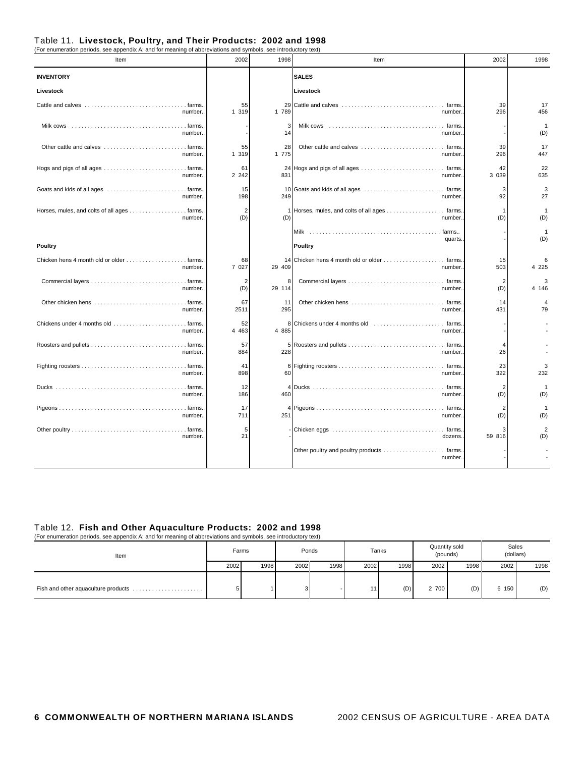## Table 11. **Livestock, Poultry, and Their Products: 2002 and 1998**

(For enumeration periods, see appendix A; and for meaning of abbreviations and symbols, see introductory text)

| Item | 2002 | 1998 | Item | 2002 | 1998 |
|---|---|---|---|---|---|
| **INVENTORY** | | | **SALES** | | |
| **Livestock** | | | **Livestock** | | |
| Cattle and calves . . . . . farms.. | 55 | 29 | Cattle and calves . . . . . farms.. | 39 | 17 |
| number.. | 1 319 | 1 789 | number.. | 296 | 456 |
| Milk cows . . . . . farms.. | - | 3 | Milk cows . . . . . farms.. | - | 1 |
| number.. | - | 14 | number.. | - | (D) |
| Other cattle and calves . . . . . farms.. | 55 | 28 | Other cattle and calves . . . . . farms.. | 39 | 17 |
| number.. | 1 319 | 1 775 | number.. | 296 | 447 |
| Hogs and pigs of all ages . . . . . farms.. | 61 | 24 | Hogs and pigs of all ages . . . . . farms.. | 42 | 22 |
| number.. | 2 242 | 831 | number.. | 3 039 | 635 |
| Goats and kids of all ages . . . . . farms.. | 15 | 10 | Goats and kids of all ages . . . . . farms.. | 3 | 3 |
| number.. | 198 | 249 | number.. | 92 | 27 |
| Horses, mules, and colts of all ages . . . . . farms.. | 2 | 1 | Horses, mules, and colts of all ages . . . . . farms.. | 1 | 1 |
| number.. | (D) | (D) | number.. | (D) | (D) |
| | | | Milk . . . . . farms.. | - | 1 |
| | | | quarts.. | - | (D) |
| **Poultry** | | | **Poultry** | | |
| Chicken hens 4 month old or older . . . . . farms.. | 68 | 14 | Chicken hens 4 month old or older . . . . . farms.. | 15 | 6 |
| number.. | 7 027 | 29 409 | number.. | 503 | 4 225 |
| Commercial layers . . . . . farms.. | 2 | 8 | Commercial layers . . . . . farms.. | 2 | 3 |
| number.. | (D) | 29 114 | number.. | (D) | 4 146 |
| Other chicken hens . . . . . farms.. | 67 | 11 | Other chicken hens . . . . . farms.. | 14 | 4 |
| number.. | 2511 | 295 | number.. | 431 | 79 |
| Chickens under 4 months old . . . . . farms.. | 52 | 8 | Chickens under 4 months old . . . . . farms.. | - | - |
| number.. | 4 463 | 4 885 | number.. | - | - |
| Roosters and pullets . . . . . farms.. | 57 | 5 | Roosters and pullets . . . . . farms.. | 4 | - |
| number.. | 884 | 228 | number.. | 26 | - |
| Fighting roosters . . . . . farms.. | 41 | 6 | Fighting roosters . . . . . farms.. | 23 | 3 |
| number.. | 898 | 60 | number.. | 322 | 232 |
| Ducks . . . . . farms.. | 12 | 4 | Ducks . . . . . farms.. | 2 | 1 |
| number.. | 186 | 460 | number.. | (D) | (D) |
| Pigeons . . . . . farms.. | 17 | 4 | Pigeons . . . . . farms.. | 2 | 1 |
| number.. | 711 | 251 | number.. | (D) | (D) |
| Other poultry . . . . . farms.. | 5 | - | Chicken eggs . . . . . farms.. | 3 | 2 |
| number.. | 21 | - | dozens.. | 59 816 | (D) |
| | | | Other poultry and poultry products . . . . . farms.. | - | - |
| | | | number.. | - | - |

## Table 12. **Fish and Other Aquaculture Products: 2002 and 1998**

(For enumeration periods, see appendix A; and for meaning of abbreviations and symbols, see introductory text)

| Item | Farms | | Ponds | | Tanks | | Quantity sold (pounds) | | Sales (dollars) | |
|---|---|---|---|---|---|---|---|---|---|---|
| | 2002 | 1998 | 2002 | 1998 | 2002 | 1998 | 2002 | 1998 | 2002 | 1998 |
| Fish and other aquaculture products . . . . . | 5 | 1 | 3 | - | 11 | (D) | 2 700 | (D) | 6 150 | (D) |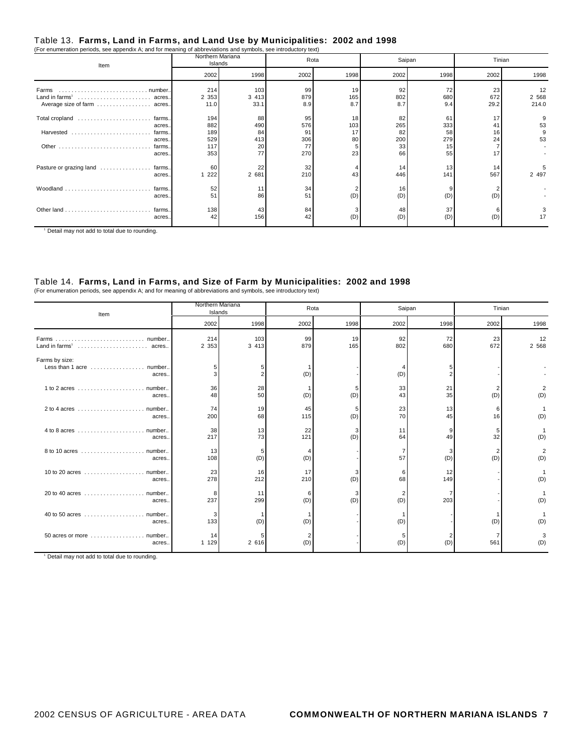## Table 13. **Farms, Land in Farms, and Land Use by Municipalities: 2002 and 1998**

(For enumeration periods, see appendix A; and for meaning of abbreviations and symbols, see introductory text)

| Item | | Northern Mariana Islands | | Rota | | Saipan | | Tinian | |
|---|---|---|---|---|---|---|---|---|---|
| | | 2002 | 1998 | 2002 | 1998 | 2002 | 1998 | 2002 | 1998 |
| Farms | number | 214 | 103 | 99 | 19 | 92 | 72 | 23 | 12 |
| Land in farms[1] | acres | 2 353 | 3 413 | 879 | 165 | 802 | 680 | 672 | 2 568 |
| Average size of farm | acres | 11.0 | 33.1 | 8.9 | 8.7 | 8.7 | 9.4 | 29.2 | 214.0 |
| Total cropland | farms | 194 | 88 | 95 | 18 | 82 | 61 | 17 | 9 |
| | acres | 882 | 490 | 576 | 103 | 265 | 333 | 41 | 53 |
| Harvested | farms | 189 | 84 | 91 | 17 | 82 | 58 | 16 | 9 |
| | acres | 529 | 413 | 306 | 80 | 200 | 279 | 24 | 53 |
| Other | farms | 117 | 20 | 77 | 5 | 33 | 15 | 7 | - |
| | acres | 353 | 77 | 270 | 23 | 66 | 55 | 17 | - |
| Pasture or grazing land | farms | 60 | 22 | 32 | 4 | 14 | 13 | 14 | 5 |
| | acres | 1 222 | 2 681 | 210 | 43 | 446 | 141 | 567 | 2 497 |
| Woodland | farms | 52 | 11 | 34 | 2 | 16 | 9 | 2 | - |
| | acres | 51 | 86 | 51 | (D) | (D) | (D) | (D) | - |
| Other land | farms | 138 | 43 | 84 | 3 | 48 | 37 | 6 | 3 |
| | acres | 42 | 156 | 42 | (D) | (D) | (D) | (D) | 17 |

[1] Detail may not add to total due to rounding.

## Table 14. **Farms, Land in Farms, and Size of Farm by Municipalities: 2002 and 1998**

(For enumeration periods, see appendix A; and for meaning of abbreviations and symbols, see introductory text)

| Item | | Northern Mariana Islands | | Rota | | Saipan | | Tinian | |
|---|---|---|---|---|---|---|---|---|---|
| | | 2002 | 1998 | 2002 | 1998 | 2002 | 1998 | 2002 | 1998 |
| Farms | number | 214 | 103 | 99 | 19 | 92 | 72 | 23 | 12 |
| Land in farms[1] | acres | 2 353 | 3 413 | 879 | 165 | 802 | 680 | 672 | 2 568 |
| Farms by size: | | | | | | | | | |
| Less than 1 acre | number | 5 | 5 | 1 | - | 4 | 5 | - | - |
| | acres | 3 | 2 | (D) | - | (D) | 2 | - | - |
| 1 to 2 acres | number | 36 | 28 | 1 | 5 | 33 | 21 | 2 | 2 |
| | acres | 48 | 50 | (D) | (D) | 43 | 35 | (D) | (D) |
| 2 to 4 acres | number | 74 | 19 | 45 | 5 | 23 | 13 | 6 | 1 |
| | acres | 200 | 68 | 115 | (D) | 70 | 45 | 16 | (D) |
| 4 to 8 acres | number | 38 | 13 | 22 | 3 | 11 | 9 | 5 | 1 |
| | acres | 217 | 73 | 121 | (D) | 64 | 49 | 32 | (D) |
| 8 to 10 acres | number | 13 | 5 | 4 | - | 7 | 3 | 2 | 2 |
| | acres | 108 | (D) | (D) | - | 57 | (D) | (D) | (D) |
| 10 to 20 acres | number | 23 | 16 | 17 | 3 | 6 | 12 | - | 1 |
| | acres | 278 | 212 | 210 | (D) | 68 | 149 | - | (D) |
| 20 to 40 acres | number | 8 | 11 | 6 | 3 | 2 | 7 | - | 1 |
| | acres | 237 | 299 | (D) | (D) | (D) | 203 | - | (D) |
| 40 to 50 acres | number | 3 | 1 | 1 | - | 1 | - | 1 | 1 |
| | acres | 133 | (D) | (D) | - | (D) | - | (D) | (D) |
| 50 acres or more | number | 14 | 5 | 2 | - | 5 | 2 | 7 | 3 |
| | acres | 1 129 | 2 616 | (D) | - | (D) | (D) | 561 | (D) |

[1] Detail may not add to total due to rounding.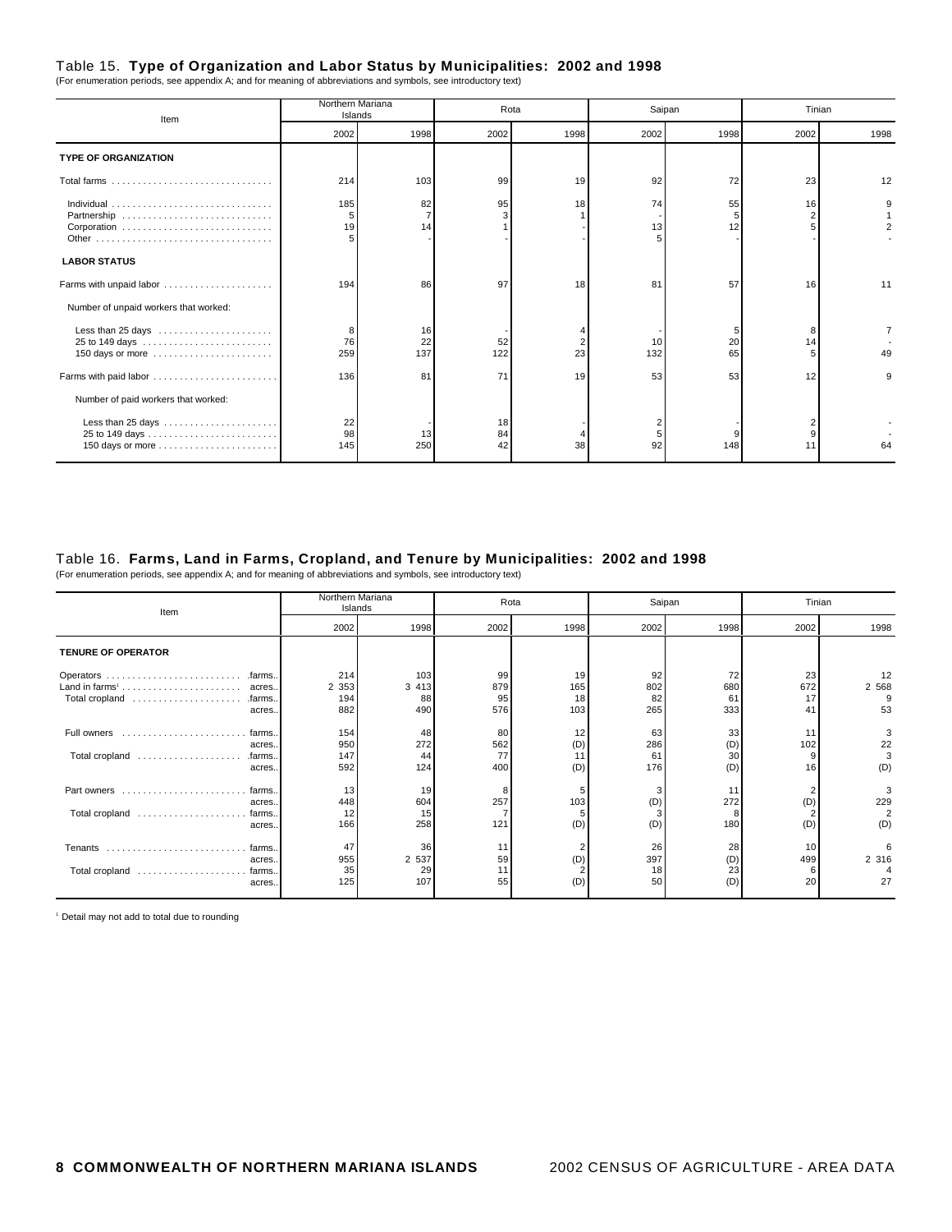## Table 15. **Type of Organization and Labor Status by Municipalities: 2002 and 1998**

(For enumeration periods, see appendix A; and for meaning of abbreviations and symbols, see introductory text)

| Item | Northern Mariana Islands | | Rota | | Saipan | | Tinian | |
|---|---|---|---|---|---|---|---|---|
| | 2002 | 1998 | 2002 | 1998 | 2002 | 1998 | 2002 | 1998 |
| **TYPE OF ORGANIZATION** | | | | | | | | |
| Total farms | 214 | 103 | 99 | 19 | 92 | 72 | 23 | 12 |
| Individual | 185 | 82 | 95 | 18 | 74 | 55 | 16 | 9 |
| Partnership | 5 | 7 | 3 | 1 | - | 5 | 2 | 1 |
| Corporation | 19 | 14 | 1 | - | 13 | 12 | 5 | 2 |
| Other | 5 | - | - | - | 5 | - | - | - |
| **LABOR STATUS** | | | | | | | | |
| Farms with unpaid labor | 194 | 86 | 97 | 18 | 81 | 57 | 16 | 11 |
| Number of unpaid workers that worked: | | | | | | | | |
| Less than 25 days | 8 | 16 | - | 4 | - | 5 | 8 | 7 |
| 25 to 149 days | 76 | 22 | 52 | 2 | 10 | 20 | 14 | - |
| 150 days or more | 259 | 137 | 122 | 23 | 132 | 65 | 5 | 49 |
| Farms with paid labor | 136 | 81 | 71 | 19 | 53 | 53 | 12 | 9 |
| Number of paid workers that worked: | | | | | | | | |
| Less than 25 days | 22 | - | 18 | - | 2 | - | 2 | - |
| 25 to 149 days | 98 | 13 | 84 | 4 | 5 | 9 | 9 | - |
| 150 days or more | 145 | 250 | 42 | 38 | 92 | 148 | 11 | 64 |

## Table 16. **Farms, Land in Farms, Cropland, and Tenure by Municipalities: 2002 and 1998**

(For enumeration periods, see appendix A; and for meaning of abbreviations and symbols, see introductory text)

| Item | | Northern Mariana Islands | | Rota | | Saipan | | Tinian | |
|---|---|---|---|---|---|---|---|---|---|
| | | 2002 | 1998 | 2002 | 1998 | 2002 | 1998 | 2002 | 1998 |
| **TENURE OF OPERATOR** | | | | | | | | | |
| Operators | farms | 214 | 103 | 99 | 19 | 92 | 72 | 23 | 12 |
| Land in farms[1] | acres | 2 353 | 3 413 | 879 | 165 | 802 | 680 | 672 | 2 568 |
| Total cropland | farms | 194 | 88 | 95 | 18 | 82 | 61 | 17 | 9 |
| | acres | 882 | 490 | 576 | 103 | 265 | 333 | 41 | 53 |
| Full owners | farms | 154 | 48 | 80 | 12 | 63 | 33 | 11 | 3 |
| | acres | 950 | 272 | 562 | (D) | 286 | (D) | 102 | 22 |
| Total cropland | farms | 147 | 44 | 77 | 11 | 61 | 30 | 9 | 3 |
| | acres | 592 | 124 | 400 | (D) | 176 | (D) | 16 | (D) |
| Part owners | farms | 13 | 19 | 8 | 5 | 3 | 11 | 2 | 3 |
| | acres | 448 | 604 | 257 | 103 | (D) | 272 | (D) | 229 |
| Total cropland | farms | 12 | 15 | 7 | 5 | 3 | 8 | 2 | 2 |
| | acres | 166 | 258 | 121 | (D) | (D) | 180 | (D) | (D) |
| Tenants | farms | 47 | 36 | 11 | 2 | 26 | 28 | 10 | 6 |
| | acres | 955 | 2 537 | 59 | (D) | 397 | (D) | 499 | 2 316 |
| Total cropland | farms | 35 | 29 | 11 | 2 | 18 | 23 | 6 | 4 |
| | acres | 125 | 107 | 55 | (D) | 50 | (D) | 20 | 27 |

[1] Detail may not add to total due to rounding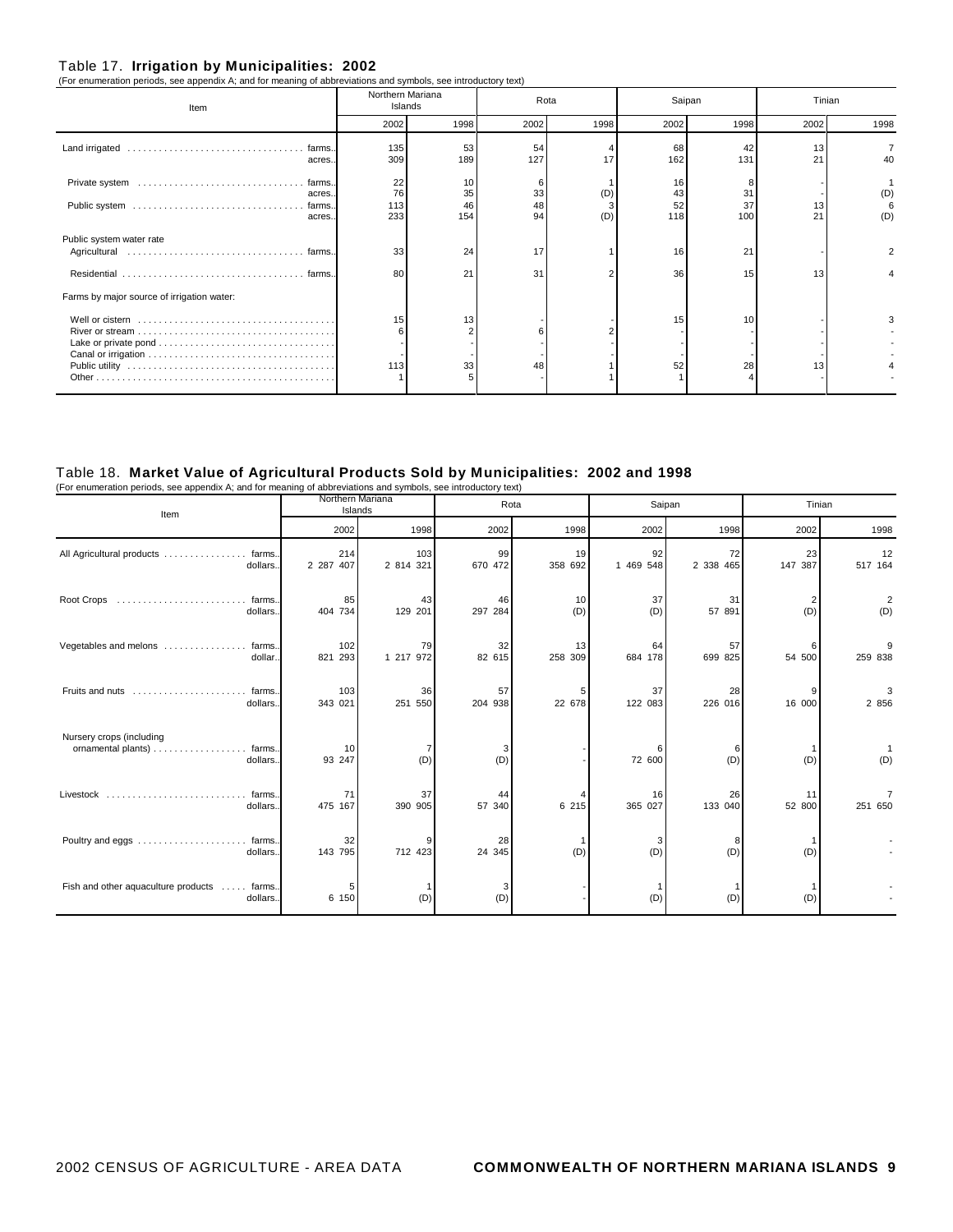## Table 17. **Irrigation by Municipalities: 2002**

(For enumeration periods, see appendix A; and for meaning of abbreviations and symbols, see introductory text)

| Item | | Northern Mariana Islands | | Rota | | Saipan | | Tinian | |
|---|---|---|---|---|---|---|---|---|---|
| | | 2002 | 1998 | 2002 | 1998 | 2002 | 1998 | 2002 | 1998 |
| Land irrigated | farms | 135 | 53 | 54 | 4 | 68 | 42 | 13 | 7 |
| | acres | 309 | 189 | 127 | 17 | 162 | 131 | 21 | 40 |
| Private system | farms | 22 | 10 | 6 | 1 | 16 | 8 | - | 1 |
| | acres | 76 | 35 | 33 | (D) | 43 | 31 | - | (D) |
| Public system | farms | 113 | 46 | 48 | 3 | 52 | 37 | 13 | 6 |
| | acres | 233 | 154 | 94 | (D) | 118 | 100 | 21 | (D) |
| Public system water rate | | | | | | | | | |
| Agricultural | farms | 33 | 24 | 17 | 1 | 16 | 21 | - | 2 |
| Residential | farms | 80 | 21 | 31 | 2 | 36 | 15 | 13 | 4 |
| Farms by major source of irrigation water: | | | | | | | | | |
| Well or cistern | | 15 | 13 | - | - | 15 | 10 | - | 3 |
| River or stream | | 6 | 2 | 6 | 2 | - | - | - | - |
| Lake or private pond | | - | - | - | - | - | - | - | - |
| Canal or irrigation | | - | - | - | - | - | - | - | - |
| Public utility | | 113 | 33 | 48 | 1 | 52 | 28 | 13 | 4 |
| Other | | 1 | 5 | - | 1 | 1 | 4 | - | - |

## Table 18. **Market Value of Agricultural Products Sold by Municipalities: 2002 and 1998**

(For enumeration periods, see appendix A; and for meaning of abbreviations and symbols, see introductory text)

| Item | | Northern Mariana Islands | | Rota | | Saipan | | Tinian | |
|---|---|---|---|---|---|---|---|---|---|
| | | 2002 | 1998 | 2002 | 1998 | 2002 | 1998 | 2002 | 1998 |
| All Agricultural products | farms | 214 | 103 | 99 | 19 | 92 | 72 | 23 | 12 |
| | dollars | 2 287 407 | 2 814 321 | 670 472 | 358 692 | 1 469 548 | 2 338 465 | 147 387 | 517 164 |
| Root Crops | farms | 85 | 43 | 46 | 10 | 37 | 31 | 2 | 2 |
| | dollars | 404 734 | 129 201 | 297 284 | (D) | (D) | 57 891 | (D) | (D) |
| Vegetables and melons | farms | 102 | 79 | 32 | 13 | 64 | 57 | 6 | 9 |
| | dollar | 821 293 | 1 217 972 | 82 615 | 258 309 | 684 178 | 699 825 | 54 500 | 259 838 |
| Fruits and nuts | farms | 103 | 36 | 57 | 5 | 37 | 28 | 9 | 3 |
| | dollars | 343 021 | 251 550 | 204 938 | 22 678 | 122 083 | 226 016 | 16 000 | 2 856 |
| Nursery crops (including ornamental plants) | farms | 10 | 7 | 3 | - | 6 | 6 | 1 | 1 |
| | dollars | 93 247 | (D) | (D) | - | 72 600 | (D) | (D) | (D) |
| Livestock | farms | 71 | 37 | 44 | 4 | 16 | 26 | 11 | 7 |
| | dollars | 475 167 | 390 905 | 57 340 | 6 215 | 365 027 | 133 040 | 52 800 | 251 650 |
| Poultry and eggs | farms | 32 | 9 | 28 | 1 | 3 | 8 | 1 | - |
| | dollars | 143 795 | 712 423 | 24 345 | (D) | (D) | (D) | (D) | - |
| Fish and other aquaculture products | farms | 5 | 1 | 3 | - | 1 | 1 | 1 | - |
| | dollars | 6 150 | (D) | (D) | - | (D) | (D) | (D) | - |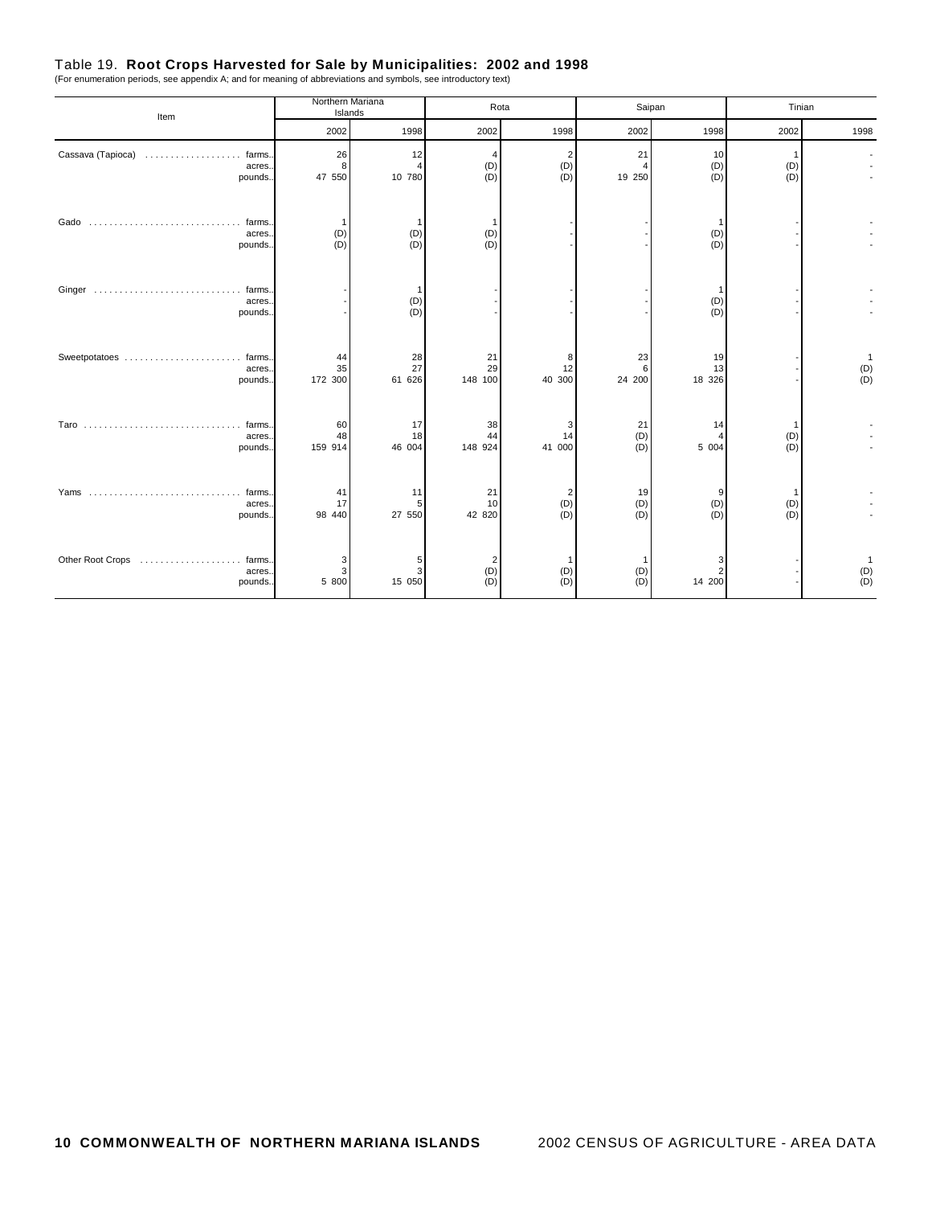# Table 19. **Root Crops Harvested for Sale by Municipalities: 2002 and 1998**

(For enumeration periods, see appendix A; and for meaning of abbreviations and symbols, see introductory text)

| Item | Northern Mariana Islands | | Rota | | Saipan | | Tinian | |
|---|---|---|---|---|---|---|---|---|
| | 2002 | 1998 | 2002 | 1998 | 2002 | 1998 | 2002 | 1998 |
| Cassava (Tapioca) .................. farms | 26 | 12 | 4 | 2 | 21 | 10 | 1 | - |
| acres | 8 | 4 | (D) | (D) | 4 | (D) | (D) | - |
| pounds | 47 550 | 10 780 | (D) | (D) | 19 250 | (D) | (D) | - |
| Gado ............................ farms | 1 | 1 | 1 | - | - | 1 | - | - |
| acres | (D) | (D) | (D) | - | - | (D) | - | - |
| pounds | (D) | (D) | (D) | - | - | (D) | - | - |
| Ginger ........................... farms | - | 1 | - | - | - | 1 | - | - |
| acres | - | (D) | - | - | - | (D) | - | - |
| pounds | - | (D) | - | - | - | (D) | - | - |
| Sweetpotatoes ...................... farms | 44 | 28 | 21 | 8 | 23 | 19 | - | 1 |
| acres | 35 | 27 | 29 | 12 | 6 | 13 | - | (D) |
| pounds | 172 300 | 61 626 | 148 100 | 40 300 | 24 200 | 18 326 | - | (D) |
| Taro ............................. farms | 60 | 17 | 38 | 3 | 21 | 14 | 1 | - |
| acres | 48 | 18 | 44 | 14 | (D) | 4 | (D) | - |
| pounds | 159 914 | 46 004 | 148 924 | 41 000 | (D) | 5 004 | (D) | - |
| Yams ............................ farms | 41 | 11 | 21 | 2 | 19 | 9 | 1 | - |
| acres | 17 | 5 | 10 | (D) | (D) | (D) | (D) | - |
| pounds | 98 440 | 27 550 | 42 820 | (D) | (D) | (D) | (D) | - |
| Other Root Crops ................... farms | 3 | 5 | 2 | 1 | 1 | 3 | - | 1 |
| acres | 3 | 3 | (D) | (D) | (D) | 2 | - | (D) |
| pounds | 5 800 | 15 050 | (D) | (D) | (D) | 14 200 | - | (D) |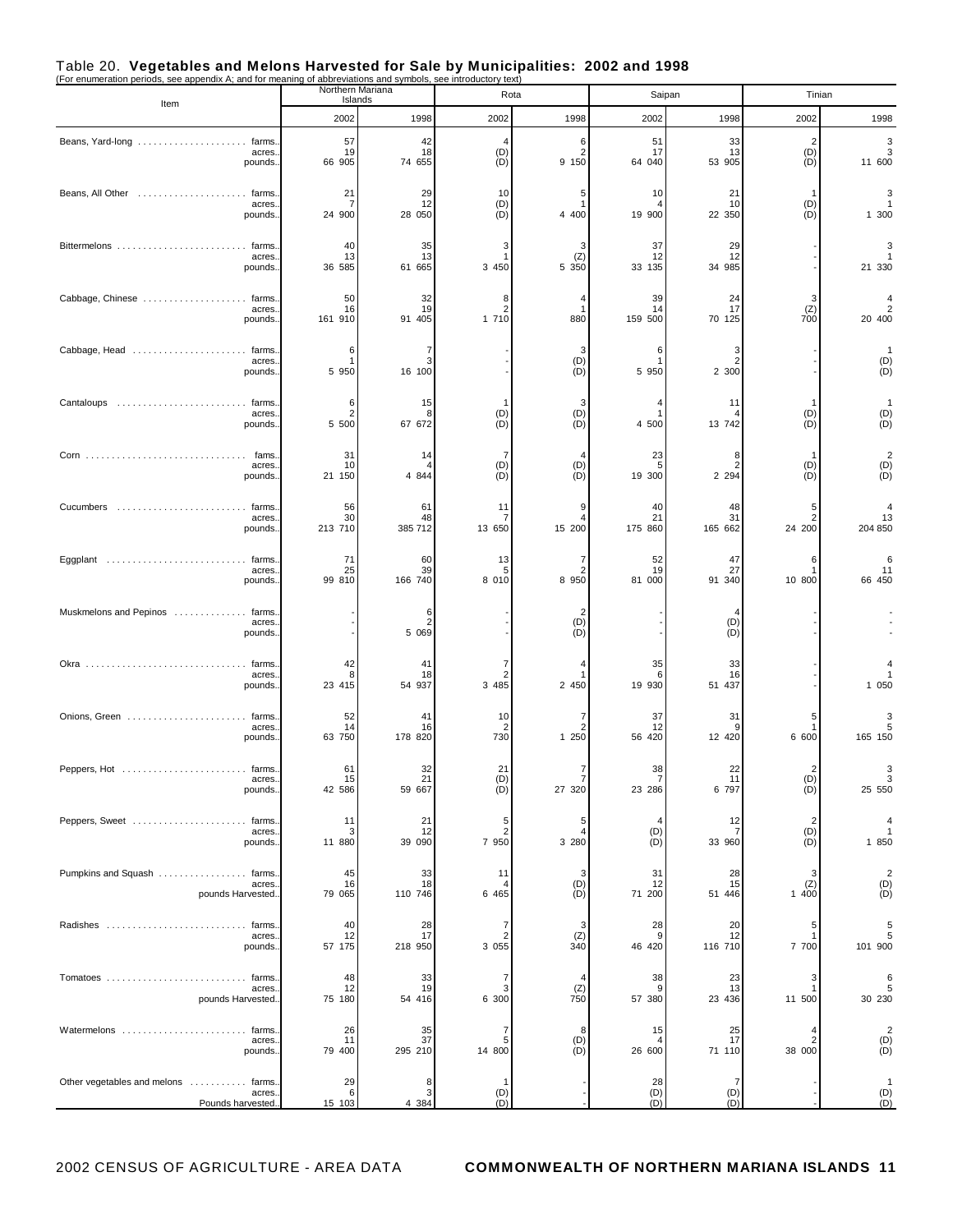# Table 20. **Vegetables and Melons Harvested for Sale by Municipalities: 2002 and 1998**

(For enumeration periods, see appendix A; and for meaning of abbreviations and symbols, see introductory text)

| Item | Northern Mariana Islands | | Rota | | Saipan | | Tinian | |
|---|---|---|---|---|---|---|---|---|
| | 2002 | 1998 | 2002 | 1998 | 2002 | 1998 | 2002 | 1998 |
| Beans, Yard-long ..................... farms.. | 57 | 42 | 4 | 6 | 51 | 33 | 2 | 3 |
| acres.. | 19 | 18 | (D) | 2 | 17 | 13 | (D) | 3 |
| pounds.. | 66 905 | 74 655 | (D) | 9 150 | 64 040 | 53 905 | (D) | 11 600 |
| Beans, All Other ..................... farms.. | 21 | 29 | 10 | 5 | 10 | 21 | 1 | 3 |
| acres.. | 7 | 12 | (D) | 1 | 4 | 10 | (D) | 1 |
| pounds.. | 24 900 | 28 050 | (D) | 4 400 | 19 900 | 22 350 | (D) | 1 300 |
| Bittermelons ......................... farms.. | 40 | 35 | 3 | 3 | 37 | 29 | - | 3 |
| acres.. | 13 | 13 | 1 | (Z) | 12 | 12 | - | 1 |
| pounds.. | 36 585 | 61 665 | 3 450 | 5 350 | 33 135 | 34 985 | - | 21 330 |
| Cabbage, Chinese ................... farms.. | 50 | 32 | 8 | 4 | 39 | 24 | 3 | 4 |
| acres.. | 16 | 19 | 2 | 1 | 14 | 17 | (Z) | 2 |
| pounds.. | 161 910 | 91 405 | 1 710 | 880 | 159 500 | 70 125 | 700 | 20 400 |
| Cabbage, Head ...................... farms.. | 6 | 7 | - | 3 | 6 | 3 | - | 1 |
| acres.. | 1 | 3 | - | (D) | 1 | 2 | - | (D) |
| pounds.. | 5 950 | 16 100 | - | (D) | 5 950 | 2 300 | - | (D) |
| Cantaloups ......................... farms.. | 6 | 15 | 1 | 3 | 4 | 11 | 1 | 1 |
| acres.. | 2 | 8 | (D) | (D) | 1 | 4 | (D) | (D) |
| pounds.. | 5 500 | 67 672 | (D) | (D) | 4 500 | 13 742 | (D) | (D) |
| Corn ............................... fams.. | 31 | 14 | 7 | 4 | 23 | 8 | 1 | 2 |
| acres.. | 10 | 4 | (D) | (D) | 5 | 2 | (D) | (D) |
| pounds.. | 21 150 | 4 844 | (D) | (D) | 19 300 | 2 294 | (D) | (D) |
| Cucumbers ......................... farms.. | 56 | 61 | 11 | 9 | 40 | 48 | 5 | 4 |
| acres.. | 30 | 48 | 7 | 4 | 21 | 31 | 2 | 13 |
| pounds.. | 213 710 | 385 712 | 13 650 | 15 200 | 175 860 | 165 662 | 24 200 | 204 850 |
| Eggplant ........................... farms.. | 71 | 60 | 13 | 7 | 52 | 47 | 6 | 6 |
| acres.. | 25 | 39 | 5 | 2 | 19 | 27 | 1 | 11 |
| pounds.. | 99 810 | 166 740 | 8 010 | 8 950 | 81 000 | 91 340 | 10 800 | 66 450 |
| Muskmelons and Pepinos ............. farms.. | - | 6 | - | 2 | - | 4 | - | - |
| acres.. | - | 2 | - | (D) | - | (D) | - | - |
| pounds.. | - | 5 069 | - | (D) | - | (D) | - | - |
| Okra ............................... farms.. | 42 | 41 | 7 | 4 | 35 | 33 | - | 4 |
| acres.. | 8 | 18 | 2 | 1 | 6 | 16 | - | 1 |
| pounds.. | 23 415 | 54 937 | 3 485 | 2 450 | 19 930 | 51 437 | - | 1 050 |
| Onions, Green ...................... farms.. | 52 | 41 | 10 | 7 | 37 | 31 | 5 | 3 |
| acres.. | 14 | 16 | 2 | 2 | 12 | 9 | 1 | 5 |
| pounds.. | 63 750 | 178 820 | 730 | 1 250 | 56 420 | 12 420 | 6 600 | 165 150 |
| Peppers, Hot ....................... farms.. | 61 | 32 | 21 | 7 | 38 | 22 | 2 | 3 |
| acres.. | 15 | 21 | (D) | 7 | 7 | 11 | (D) | 3 |
| pounds.. | 42 586 | 59 667 | (D) | 27 320 | 23 286 | 6 797 | (D) | 25 550 |
| Peppers, Sweet ..................... farms.. | 11 | 21 | 5 | 5 | 4 | 12 | 2 | 4 |
| acres.. | 3 | 12 | 2 | 4 | (D) | 7 | (D) | 1 |
| pounds.. | 11 880 | 39 090 | 7 950 | 3 280 | (D) | 33 960 | (D) | 1 850 |
| Pumpkins and Squash ................ farms.. | 45 | 33 | 11 | 3 | 31 | 28 | 3 | 2 |
| acres.. | 16 | 18 | 4 | (D) | 12 | 15 | (Z) | (D) |
| pounds Harvested.. | 79 065 | 110 746 | 6 465 | (D) | 71 200 | 51 446 | 1 400 | (D) |
| Radishes ........................... farms.. | 40 | 28 | 7 | 3 | 28 | 20 | 5 | 5 |
| acres.. | 12 | 17 | 2 | (Z) | 9 | 12 | 1 | 5 |
| pounds.. | 57 175 | 218 950 | 3 055 | 340 | 46 420 | 116 710 | 7 700 | 101 900 |
| Tomatoes ........................... farms.. | 48 | 33 | 7 | 4 | 38 | 23 | 3 | 6 |
| acres.. | 12 | 19 | 3 | (Z) | 9 | 13 | 1 | 5 |
| pounds Harvested.. | 75 180 | 54 416 | 6 300 | 750 | 57 380 | 23 436 | 11 500 | 30 230 |
| Watermelons ........................ farms.. | 26 | 35 | 7 | 8 | 15 | 25 | 4 | 2 |
| acres.. | 11 | 37 | 5 | (D) | 4 | 17 | 2 | (D) |
| pounds.. | 79 400 | 295 210 | 14 800 | (D) | 26 600 | 71 110 | 38 000 | (D) |
| Other vegetables and melons ........... farms.. | 29 | 8 | 1 | - | 28 | 7 | - | 1 |
| acres.. | 6 | 3 | (D) | - | (D) | (D) | - | (D) |
| Pounds harvested.. | 15 103 | 4 384 | (D) | - | (D) | (D) | - | (D) |

2002 CENSUS OF AGRICULTURE - AREA DATA **COMMONWEALTH OF NORTHERN MARIANA ISLANDS**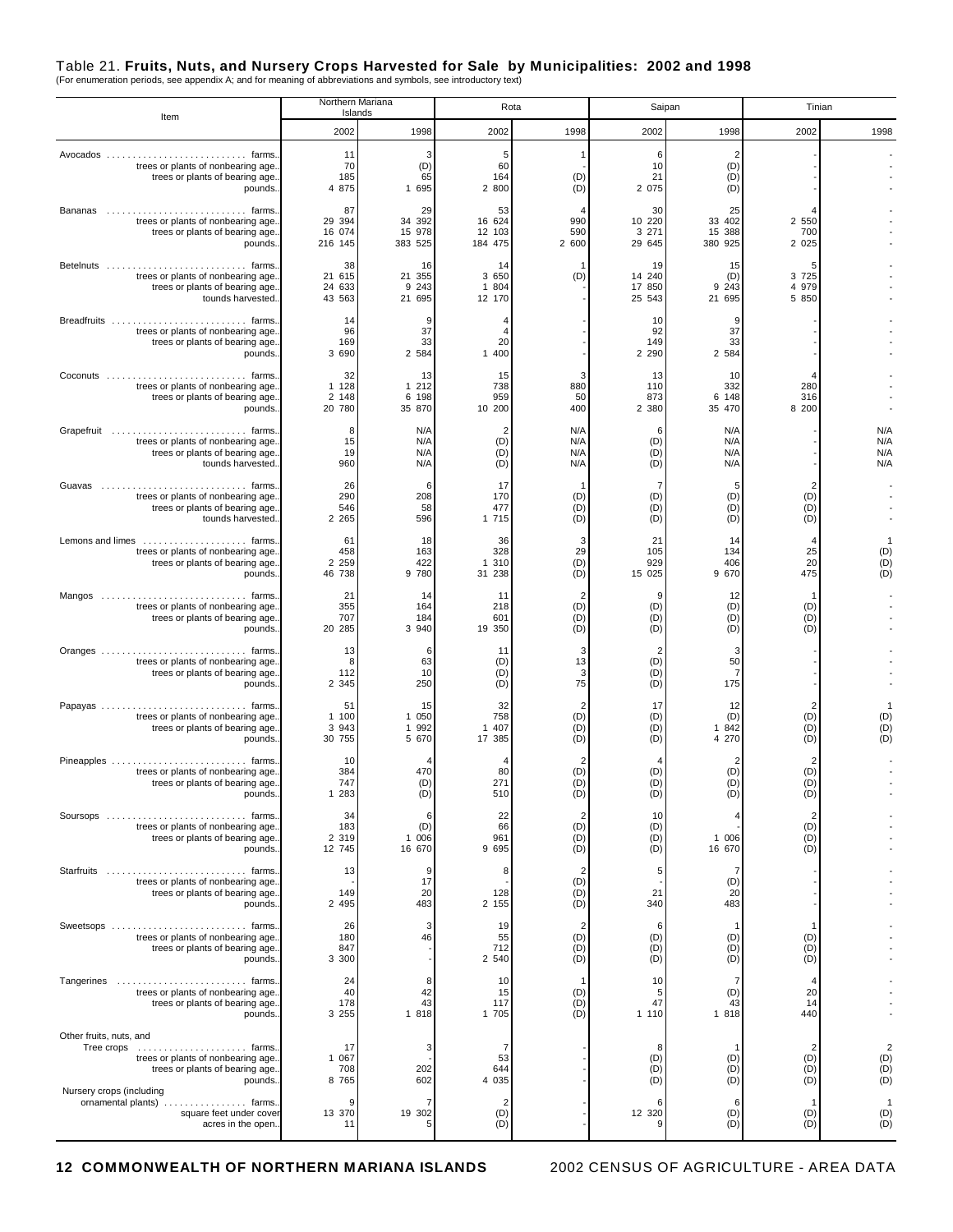Table 21. **Fruits, Nuts, and Nursery Crops Harvested for Sale by Municipalities: 2002 and 1998**

(For enumeration periods, see appendix A; and for meaning of abbreviations and symbols, see introductory text)

| Item | Northern Mariana Islands | | Rota | | Saipan | | Tinian | |
|---|---|---|---|---|---|---|---|---|
| | 2002 | 1998 | 2002 | 1998 | 2002 | 1998 | 2002 | 1998 |
| Avocados .......................... farms | 11 | 3 | 5 | 1 | 6 | 2 | - | - |
| trees or plants of nonbearing age | 70 | (D) | 60 | - | 10 | (D) | - | - |
| trees or plants of bearing age | 185 | 65 | 164 | (D) | 21 | (D) | - | - |
| pounds | 4 875 | 1 695 | 2 800 | (D) | 2 075 | (D) | - | - |
| Bananas .......................... farms | 87 | 29 | 53 | 4 | 30 | 25 | 4 | - |
| trees or plants of nonbearing age | 29 394 | 34 392 | 16 624 | 990 | 10 220 | 33 402 | 2 550 | - |
| trees or plants of bearing age | 16 074 | 15 978 | 12 103 | 590 | 3 271 | 15 388 | 700 | - |
| pounds | 216 145 | 383 525 | 184 475 | 2 600 | 29 645 | 380 925 | 2 025 | - |
| Betelnuts .......................... farms | 38 | 16 | 14 | 1 | 19 | 15 | 5 | - |
| trees or plants of nonbearing age | 21 615 | 21 355 | 3 650 | (D) | 14 240 | (D) | 3 725 | - |
| trees or plants of bearing age | 24 633 | 9 243 | 1 804 | - | 17 850 | 9 243 | 4 979 | - |
| tounds harvested | 43 563 | 21 695 | 12 170 | - | 25 543 | 21 695 | 5 850 | - |
| Breadfruits .......................... farms | 14 | 9 | 4 | - | 10 | 9 | - | - |
| trees or plants of nonbearing age | 96 | 37 | 4 | - | 92 | 37 | - | - |
| trees or plants of bearing age | 169 | 33 | 20 | - | 149 | 33 | - | - |
| pounds | 3 690 | 2 584 | 1 400 | - | 2 290 | 2 584 | - | - |
| Coconuts .......................... farms | 32 | 13 | 15 | 3 | 13 | 10 | 4 | - |
| trees or plants of nonbearing age | 1 128 | 1 212 | 738 | 880 | 110 | 332 | 280 | - |
| trees or plants of bearing age | 2 148 | 6 198 | 959 | 50 | 873 | 6 148 | 316 | - |
| pounds | 20 780 | 35 870 | 10 200 | 400 | 2 380 | 35 470 | 8 200 | - |
| Grapefruit .......................... farms | 8 | N/A | 2 | N/A | 6 | N/A | - | N/A |
| trees or plants of nonbearing age | 15 | N/A | (D) | N/A | (D) | N/A | - | N/A |
| trees or plants of bearing age | 19 | N/A | (D) | N/A | (D) | N/A | - | N/A |
| tounds harvested | 960 | N/A | (D) | N/A | (D) | N/A | - | N/A |
| Guavas .......................... farms | 26 | 6 | 17 | 1 | 7 | 5 | 2 | - |
| trees or plants of nonbearing age | 290 | 208 | 170 | (D) | (D) | (D) | (D) | - |
| trees or plants of bearing age | 546 | 58 | 477 | (D) | (D) | (D) | (D) | - |
| tounds harvested | 2 265 | 596 | 1 715 | (D) | (D) | (D) | (D) | - |
| Lemons and limes .................... farms | 61 | 18 | 36 | 3 | 21 | 14 | 4 | 1 |
| trees or plants of nonbearing age | 458 | 163 | 328 | 29 | 105 | 134 | 25 | (D) |
| trees or plants of bearing age | 2 259 | 422 | 1 310 | (D) | 929 | 406 | 20 | (D) |
| pounds | 46 738 | 9 780 | 31 238 | (D) | 15 025 | 9 670 | 475 | (D) |
| Mangos .......................... farms | 21 | 14 | 11 | 2 | 9 | 12 | 1 | - |
| trees or plants of nonbearing age | 355 | 164 | 218 | (D) | (D) | (D) | (D) | - |
| trees or plants of bearing age | 707 | 184 | 601 | (D) | (D) | (D) | (D) | - |
| pounds | 20 285 | 3 940 | 19 350 | (D) | (D) | (D) | (D) | - |
| Oranges .......................... farms | 13 | 6 | 11 | 3 | 2 | 3 | - | - |
| trees or plants of nonbearing age | 8 | 63 | (D) | 13 | (D) | 50 | - | - |
| trees or plants of bearing age | 112 | 10 | (D) | 3 | (D) | 7 | - | - |
| pounds | 2 345 | 250 | (D) | 75 | (D) | 175 | - | - |
| Papayas .......................... farms | 51 | 15 | 32 | 2 | 17 | 12 | 2 | 1 |
| trees or plants of nonbearing age | 1 100 | 1 050 | 758 | (D) | (D) | (D) | (D) | (D) |
| trees or plants of bearing age | 3 943 | 1 992 | 1 407 | (D) | (D) | 1 842 | (D) | (D) |
| pounds | 30 755 | 5 670 | 17 385 | (D) | (D) | 4 270 | (D) | (D) |
| Pineapples .......................... farms | 10 | 4 | 4 | 2 | 4 | 2 | 2 | - |
| trees or plants of nonbearing age | 384 | 470 | 80 | (D) | (D) | (D) | (D) | - |
| trees or plants of bearing age | 747 | (D) | 271 | (D) | (D) | (D) | (D) | - |
| pounds | 1 283 | (D) | 510 | (D) | (D) | (D) | (D) | - |
| Soursops .......................... farms | 34 | 6 | 22 | 2 | 10 | 4 | 2 | - |
| trees or plants of nonbearing age | 183 | (D) | 66 | (D) | (D) | - | (D) | - |
| trees or plants of bearing age | 2 319 | 1 006 | 961 | (D) | (D) | 1 006 | (D) | - |
| pounds | 12 745 | 16 670 | 9 695 | (D) | (D) | 16 670 | (D) | - |
| Starfruits .......................... farms | 13 | 9 | 8 | 2 | 5 | 7 | - | - |
| trees or plants of nonbearing age | - | 17 | - | (D) | - | (D) | - | - |
| trees or plants of bearing age | 149 | 20 | 128 | (D) | 21 | 20 | - | - |
| pounds | 2 495 | 483 | 2 155 | (D) | 340 | 483 | - | - |
| Sweetsops .......................... farms | 26 | 3 | 19 | 2 | 6 | 1 | 1 | - |
| trees or plants of nonbearing age | 180 | 46 | 55 | (D) | (D) | (D) | (D) | - |
| trees or plants of bearing age | 847 | - | 712 | (D) | (D) | (D) | (D) | - |
| pounds | 3 300 | - | 2 540 | (D) | (D) | (D) | (D) | - |
| Tangerines .......................... farms | 24 | 8 | 10 | 1 | 10 | 7 | 4 | - |
| trees or plants of nonbearing age | 40 | 42 | 15 | (D) | 5 | (D) | 20 | - |
| trees or plants of bearing age | 178 | 43 | 117 | (D) | 47 | 43 | 14 | - |
| pounds | 3 255 | 1 818 | 1 705 | (D) | 1 110 | 1 818 | 440 | - |
| Other fruits, nuts, and Tree crops .................... farms | 17 | 3 | 7 | - | 8 | 1 | 2 | 2 |
| trees or plants of nonbearing age | 1 067 | - | 53 | - | (D) | (D) | (D) | (D) |
| trees or plants of bearing age | 708 | 202 | 644 | - | (D) | (D) | (D) | (D) |
| pounds | 8 765 | 602 | 4 035 | - | (D) | (D) | (D) | (D) |
| Nursery crops (including ornamental plants) ................ farms | 9 | 7 | 2 | - | 6 | 6 | 1 | 1 |
| square feet under cover | 13 370 | 19 302 | (D) | - | 12 320 | (D) | (D) | (D) |
| acres in the open | 11 | 5 | (D) | - | 9 | (D) | (D) | (D) |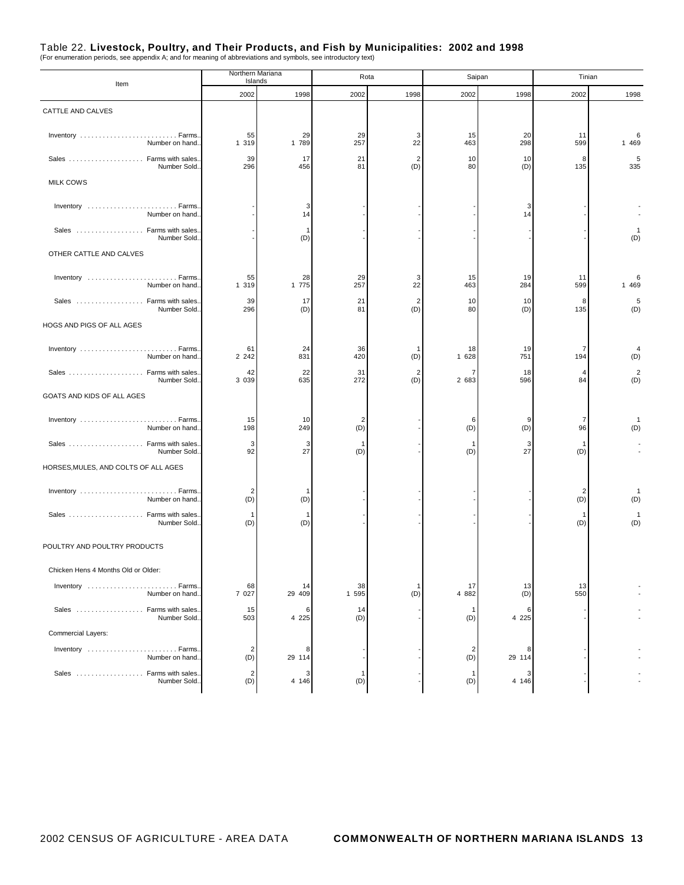# Table 22. **Livestock, Poultry, and Their Products, and Fish by Municipalities: 2002 and 1998**

(For enumeration periods, see appendix A; and for meaning of abbreviations and symbols, see introductory text)

| Item | Northern Mariana Islands | | Rota | | Saipan | | Tinian | |
|---|---|---|---|---|---|---|---|---|
| | 2002 | 1998 | 2002 | 1998 | 2002 | 1998 | 2002 | 1998 |
| CATTLE AND CALVES | | | | | | | | |
| Inventory ......................... Farms.. | 55 | 29 | 29 | 3 | 15 | 20 | 11 | 6 |
| Number on hand.. | 1 319 | 1 789 | 257 | 22 | 463 | 298 | 599 | 1 469 |
| Sales .................... Farms with sales.. | 39 | 17 | 21 | 2 | 10 | 10 | 8 | 5 |
| Number Sold.. | 296 | 456 | 81 | (D) | 80 | (D) | 135 | 335 |
| MILK COWS | | | | | | | | |
| Inventory ....................... Farms.. | - | 3 | - | - | - | 3 | - | - |
| Number on hand.. | - | 14 | - | - | - | 14 | - | - |
| Sales ................. Farms with sales.. | - | 1 | - | - | - | - | - | 1 |
| Number Sold.. | - | (D) | - | - | - | - | - | (D) |
| OTHER CATTLE AND CALVES | | | | | | | | |
| Inventory ....................... Farms.. | 55 | 28 | 29 | 3 | 15 | 19 | 11 | 6 |
| Number on hand.. | 1 319 | 1 775 | 257 | 22 | 463 | 284 | 599 | 1 469 |
| Sales ................. Farms with sales.. | 39 | 17 | 21 | 2 | 10 | 10 | 8 | 5 |
| Number Sold.. | 296 | (D) | 81 | (D) | 80 | (D) | 135 | (D) |
| HOGS AND PIGS OF ALL AGES | | | | | | | | |
| Inventory ......................... Farms.. | 61 | 24 | 36 | 1 | 18 | 19 | 7 | 4 |
| Number on hand.. | 2 242 | 831 | 420 | (D) | 1 628 | 751 | 194 | (D) |
| Sales .................... Farms with sales.. | 42 | 22 | 31 | 2 | 7 | 18 | 4 | 2 |
| Number Sold.. | 3 039 | 635 | 272 | (D) | 2 683 | 596 | 84 | (D) |
| GOATS AND KIDS OF ALL AGES | | | | | | | | |
| Inventory ......................... Farms.. | 15 | 10 | 2 | - | 6 | 9 | 7 | 1 |
| Number on hand.. | 198 | 249 | (D) | - | (D) | (D) | 96 | (D) |
| Sales .................... Farms with sales.. | 3 | 3 | 1 | - | 1 | 3 | 1 | - |
| Number Sold.. | 92 | 27 | (D) | - | (D) | 27 | (D) | - |
| HORSES,MULES, AND COLTS OF ALL AGES | | | | | | | | |
| Inventory ......................... Farms.. | 2 | 1 | - | - | - | - | 2 | 1 |
| Number on hand.. | (D) | (D) | - | - | - | - | (D) | (D) |
| Sales .................... Farms with sales.. | 1 | 1 | - | - | - | - | 1 | 1 |
| Number Sold.. | (D) | (D) | - | - | - | - | (D) | (D) |
| POULTRY AND POULTRY PRODUCTS | | | | | | | | |
| Chicken Hens 4 Months Old or Older: | | | | | | | | |
| Inventory ....................... Farms.. | 68 | 14 | 38 | 1 | 17 | 13 | 13 | - |
| Number on hand.. | 7 027 | 29 409 | 1 595 | (D) | 4 882 | (D) | 550 | - |
| Sales ................. Farms with sales.. | 15 | 6 | 14 | - | 1 | 6 | - | - |
| Number Sold.. | 503 | 4 225 | (D) | - | (D) | 4 225 | - | - |
| Commercial Layers: | | | | | | | | |
| Inventory ....................... Farms.. | 2 | 8 | - | - | 2 | 8 | - | - |
| Number on hand.. | (D) | 29 114 | - | - | (D) | 29 114 | - | - |
| Sales ................. Farms with sales.. | 2 | 3 | 1 | - | 1 | 3 | - | - |
| Number Sold.. | (D) | 4 146 | (D) | - | (D) | 4 146 | - | - |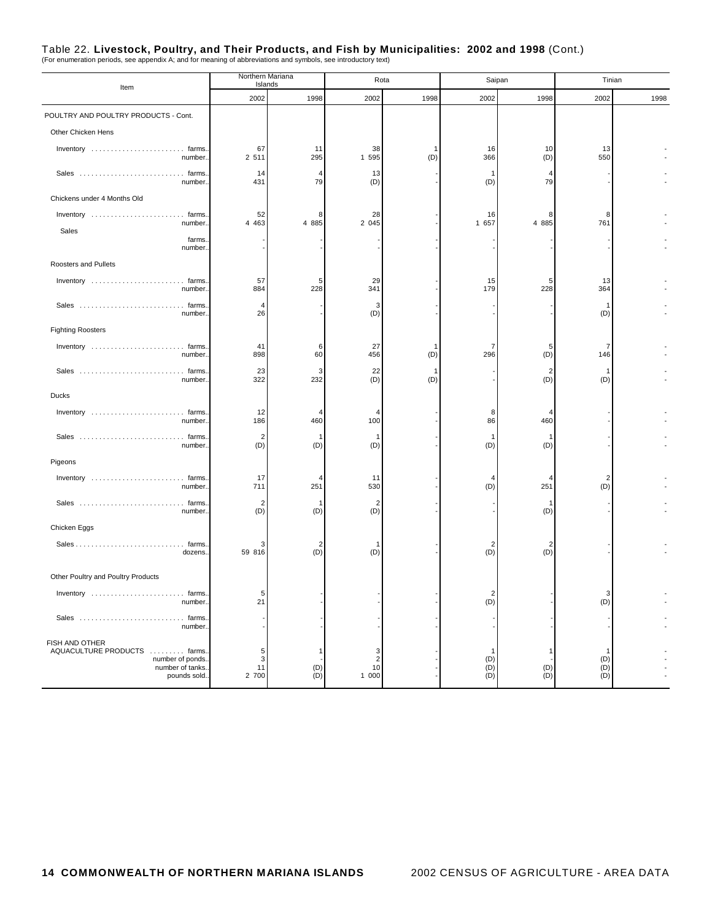# Table 22. **Livestock, Poultry, and Their Products, and Fish by Municipalities: 2002 and 1998** (Cont.)

(For enumeration periods, see appendix A; and for meaning of abbreviations and symbols, see introductory text)

| Item | Northern Mariana Islands | | Rota | | Saipan | | Tinian | |
|---|---|---|---|---|---|---|---|---|
| | 2002 | 1998 | 2002 | 1998 | 2002 | 1998 | 2002 | 1998 |
| POULTRY AND POULTRY PRODUCTS - Cont. | | | | | | | | |
| Other Chicken Hens | | | | | | | | |
| Inventory ........................ farms | 67 | 11 | 38 | 1 | 16 | 10 | 13 | - |
| number | 2 511 | 295 | 1 595 | (D) | 366 | (D) | 550 | - |
| Sales ........................... farms | 14 | 4 | 13 | - | 1 | 4 | - | - |
| number | 431 | 79 | (D) | - | (D) | 79 | - | - |
| Chickens under 4 Months Old | | | | | | | | |
| Inventory ........................ farms | 52 | 8 | 28 | - | 16 | 8 | 8 | - |
| number | 4 463 | 4 885 | 2 045 | - | 1 657 | 4 885 | 761 | - |
| Sales | | | | | | | | |
| farms | - | - | - | - | - | - | - | - |
| number | - | - | - | - | - | - | - | - |
| Roosters and Pullets | | | | | | | | |
| Inventory ........................ farms | 57 | 5 | 29 | - | 15 | 5 | 13 | - |
| number | 884 | 228 | 341 | - | 179 | 228 | 364 | - |
| Sales ........................... farms | 4 | - | 3 | - | - | - | 1 | - |
| number | 26 | - | (D) | - | - | - | (D) | - |
| Fighting Roosters | | | | | | | | |
| Inventory ........................ farms | 41 | 6 | 27 | 1 | 7 | 5 | 7 | - |
| number | 898 | 60 | 456 | (D) | 296 | (D) | 146 | - |
| Sales ........................... farms | 23 | 3 | 22 | 1 | - | 2 | 1 | - |
| number | 322 | 232 | (D) | (D) | - | (D) | (D) | - |
| Ducks | | | | | | | | |
| Inventory ........................ farms | 12 | 4 | 4 | - | 8 | 4 | - | - |
| number | 186 | 460 | 100 | - | 86 | 460 | - | - |
| Sales ........................... farms | 2 | 1 | 1 | - | 1 | 1 | - | - |
| number | (D) | (D) | (D) | - | (D) | (D) | - | - |
| Pigeons | | | | | | | | |
| Inventory ........................ farms | 17 | 4 | 11 | - | 4 | 4 | 2 | - |
| number | 711 | 251 | 530 | - | (D) | 251 | (D) | - |
| Sales ........................... farms | 2 | 1 | 2 | - | - | 1 | - | - |
| number | (D) | (D) | (D) | - | - | (D) | - | - |
| Chicken Eggs | | | | | | | | |
| Sales............................ farms | 3 | 2 | 1 | - | 2 | 2 | - | - |
| dozens | 59 816 | (D) | (D) | - | (D) | (D) | - | - |
| Other Poultry and Poultry Products | | | | | | | | |
| Inventory ........................ farms | 5 | - | - | - | 2 | - | 3 | - |
| number | 21 | - | - | - | (D) | - | (D) | - |
| Sales ........................... farms | - | - | - | - | - | - | - | - |
| number | - | - | - | - | - | - | - | - |
| FISH AND OTHER AQUACULTURE PRODUCTS ......... farms | 5 | 1 | 3 | - | 1 | 1 | 1 | - |
| number of ponds | 3 | - | 2 | - | (D) | - | (D) | - |
| number of tanks | 11 | (D) | 10 | - | (D) | (D) | (D) | - |
| pounds sold | 2 700 | (D) | 1 000 | - | (D) | (D) | (D) | - |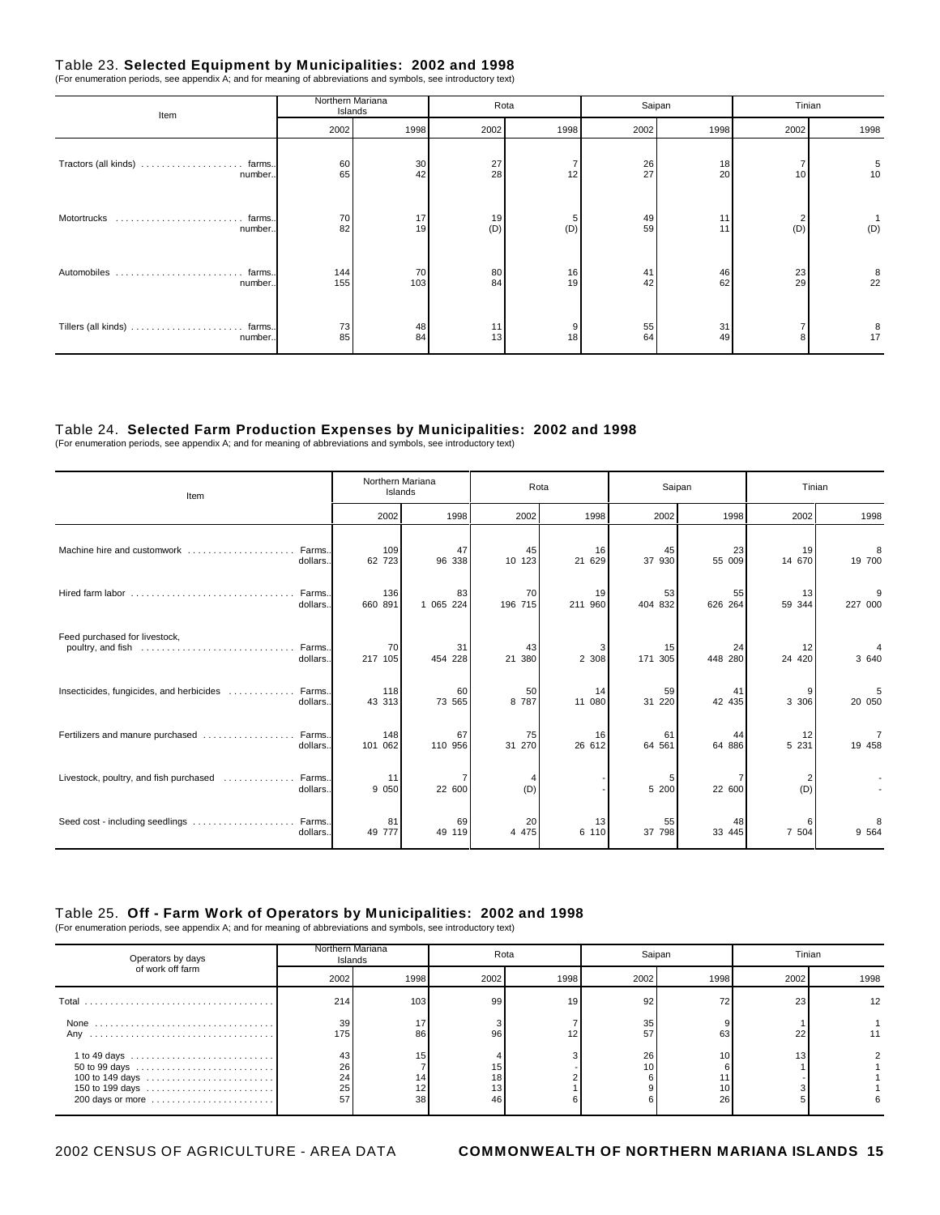## Table 23. **Selected Equipment by Municipalities: 2002 and 1998**

(For enumeration periods, see appendix A; and for meaning of abbreviations and symbols, see introductory text)

| Item | | Northern Mariana Islands | | Rota | | Saipan | | Tinian | |
|---|---|---|---|---|---|---|---|---|---|
| | | 2002 | 1998 | 2002 | 1998 | 2002 | 1998 | 2002 | 1998 |
| Tractors (all kinds) | farms | 60 | 30 | 27 | 7 | 26 | 18 | 7 | 5 |
| | number | 65 | 42 | 28 | 12 | 27 | 20 | 10 | 10 |
| Motortrucks | farms | 70 | 17 | 19 | 5 | 49 | 11 | 2 | 1 |
| | number | 82 | 19 | (D) | (D) | 59 | 11 | (D) | (D) |
| Automobiles | farms | 144 | 70 | 80 | 16 | 41 | 46 | 23 | 8 |
| | number | 155 | 103 | 84 | 19 | 42 | 62 | 29 | 22 |
| Tillers (all kinds) | farms | 73 | 48 | 11 | 9 | 55 | 31 | 7 | 8 |
| | number | 85 | 84 | 13 | 18 | 64 | 49 | 8 | 17 |

## Table 24. **Selected Farm Production Expenses by Municipalities: 2002 and 1998**

(For enumeration periods, see appendix A; and for meaning of abbreviations and symbols, see introductory text)

| Item | | Northern Mariana Islands | | Rota | | Saipan | | Tinian | |
|---|---|---|---|---|---|---|---|---|---|
| | | 2002 | 1998 | 2002 | 1998 | 2002 | 1998 | 2002 | 1998 |
| Machine hire and customwork | Farms | 109 | 47 | 45 | 16 | 45 | 23 | 19 | 8 |
| | dollars | 62 723 | 96 338 | 10 123 | 21 629 | 37 930 | 55 009 | 14 670 | 19 700 |
| Hired farm labor | Farms | 136 | 83 | 70 | 19 | 53 | 55 | 13 | 9 |
| | dollars | 660 891 | 1 065 224 | 196 715 | 211 960 | 404 832 | 626 264 | 59 344 | 227 000 |
| Feed purchased for livestock, poultry, and fish | Farms | 70 | 31 | 43 | 3 | 15 | 24 | 12 | 4 |
| | dollars | 217 105 | 454 228 | 21 380 | 2 308 | 171 305 | 448 280 | 24 420 | 3 640 |
| Insecticides, fungicides, and herbicides | Farms | 118 | 60 | 50 | 14 | 59 | 41 | 9 | 5 |
| | dollars | 43 313 | 73 565 | 8 787 | 11 080 | 31 220 | 42 435 | 3 306 | 20 050 |
| Fertilizers and manure purchased | Farms | 148 | 67 | 75 | 16 | 61 | 44 | 12 | 7 |
| | dollars | 101 062 | 110 956 | 31 270 | 26 612 | 64 561 | 64 886 | 5 231 | 19 458 |
| Livestock, poultry, and fish purchased | Farms | 11 | 7 | 4 | - | 5 | 7 | 2 | - |
| | dollars | 9 050 | 22 600 | (D) | - | 5 200 | 22 600 | (D) | - |
| Seed cost - including seedlings | Farms | 81 | 69 | 20 | 13 | 55 | 48 | 6 | 8 |
| | dollars | 49 777 | 49 119 | 4 475 | 6 110 | 37 798 | 33 445 | 7 504 | 9 564 |

## Table 25. **Off - Farm Work of Operators by Municipalities: 2002 and 1998**

(For enumeration periods, see appendix A; and for meaning of abbreviations and symbols, see introductory text)

| Operators by days of work off farm | Northern Mariana Islands | | Rota | | Saipan | | Tinian | |
|---|---|---|---|---|---|---|---|---|
| | 2002 | 1998 | 2002 | 1998 | 2002 | 1998 | 2002 | 1998 |
| Total | 214 | 103 | 99 | 19 | 92 | 72 | 23 | 12 |
| None | 39 | 17 | 3 | 7 | 35 | 9 | 1 | 1 |
| Any | 175 | 86 | 96 | 12 | 57 | 63 | 22 | 11 |
| 1 to 49 days | 43 | 15 | 4 | 3 | 26 | 10 | 13 | 2 |
| 50 to 99 days | 26 | 7 | 15 | - | 10 | 6 | 1 | 1 |
| 100 to 149 days | 24 | 14 | 18 | 2 | 6 | 11 | - | 1 |
| 150 to 199 days | 25 | 12 | 13 | 1 | 9 | 10 | 3 | 1 |
| 200 days or more | 57 | 38 | 46 | 6 | 6 | 26 | 5 | 6 |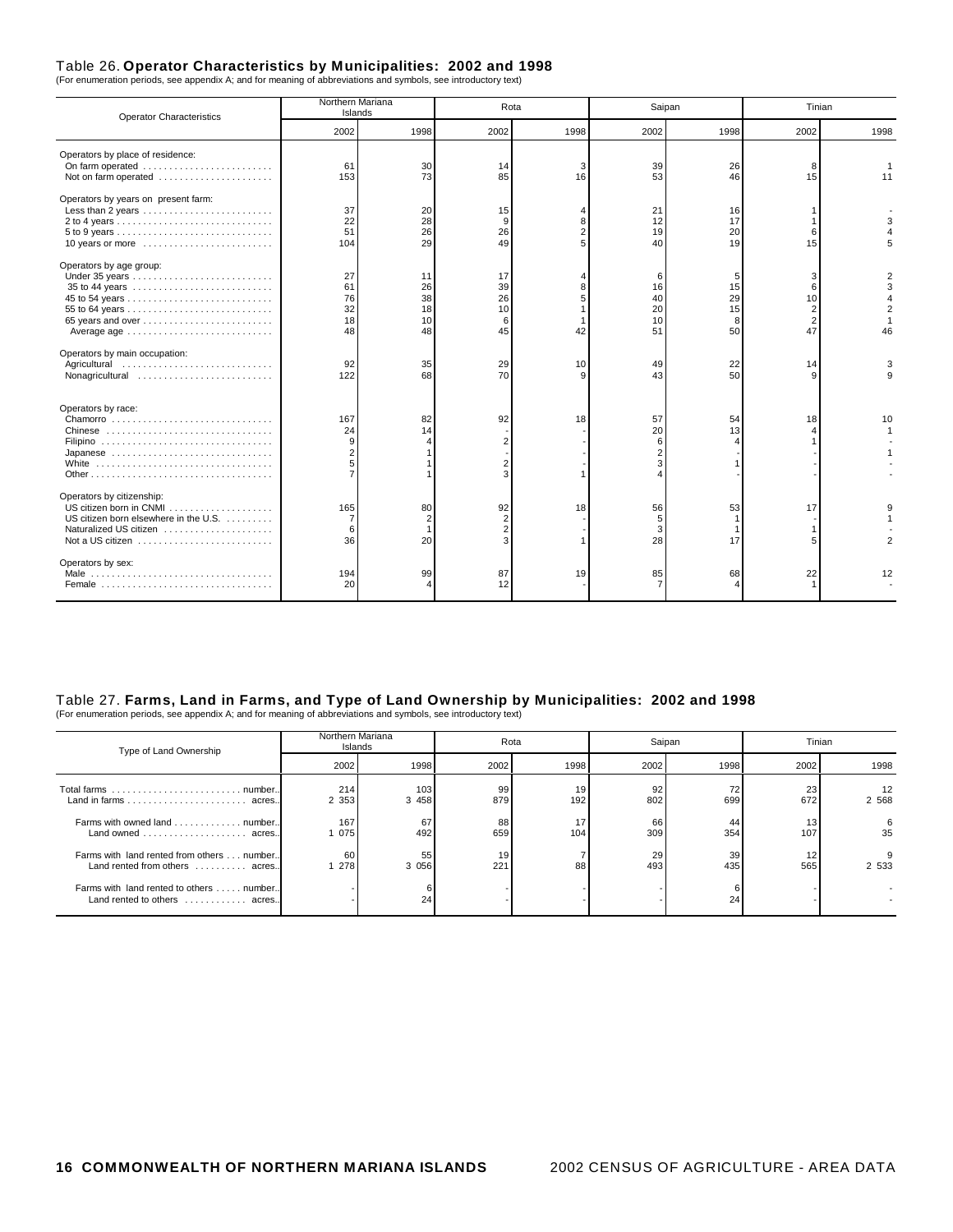## Table 26. **Operator Characteristics by Municipalities: 2002 and 1998**

(For enumeration periods, see appendix A; and for meaning of abbreviations and symbols, see introductory text)

| Operator Characteristics | Northern Mariana Islands | | Rota | | Saipan | | Tinian | |
|---|---|---|---|---|---|---|---|---|
| | 2002 | 1998 | 2002 | 1998 | 2002 | 1998 | 2002 | 1998 |
| Operators by place of residence: | | | | | | | | |
| On farm operated | 61 | 30 | 14 | 3 | 39 | 26 | 8 | 1 |
| Not on farm operated | 153 | 73 | 85 | 16 | 53 | 46 | 15 | 11 |
| Operators by years on present farm: | | | | | | | | |
| Less than 2 years | 37 | 20 | 15 | 4 | 21 | 16 | 1 | - |
| 2 to 4 years | 22 | 28 | 9 | 8 | 12 | 17 | 1 | 3 |
| 5 to 9 years | 51 | 26 | 26 | 2 | 19 | 20 | 6 | 4 |
| 10 years or more | 104 | 29 | 49 | 5 | 40 | 19 | 15 | 5 |
| Operators by age group: | | | | | | | | |
| Under 35 years | 27 | 11 | 17 | 4 | 6 | 5 | 3 | 2 |
| 35 to 44 years | 61 | 26 | 39 | 8 | 16 | 15 | 6 | 3 |
| 45 to 54 years | 76 | 38 | 26 | 5 | 40 | 29 | 10 | 4 |
| 55 to 64 years | 32 | 18 | 10 | 1 | 20 | 15 | 2 | 2 |
| 65 years and over | 18 | 10 | 6 | 1 | 10 | 8 | 2 | 1 |
| Average age | 48 | 48 | 45 | 42 | 51 | 50 | 47 | 46 |
| Operators by main occupation: | | | | | | | | |
| Agricultural | 92 | 35 | 29 | 10 | 49 | 22 | 14 | 3 |
| Nonagricultural | 122 | 68 | 70 | 9 | 43 | 50 | 9 | 9 |
| Operators by race: | | | | | | | | |
| Chamorro | 167 | 82 | 92 | 18 | 57 | 54 | 18 | 10 |
| Chinese | 24 | 14 | - | - | 20 | 13 | 4 | 1 |
| Filipino | 9 | 4 | 2 | - | 6 | 4 | 1 | - |
| Japanese | 2 | 1 | - | - | 2 | - | - | 1 |
| White | 5 | 1 | 2 | - | 3 | 1 | - | - |
| Other | 7 | 1 | 3 | 1 | 4 | - | - | - |
| Operators by citizenship: | | | | | | | | |
| US citizen born in CNMI | 165 | 80 | 92 | 18 | 56 | 53 | 17 | 9 |
| US citizen born elsewhere in the U.S. | 7 | 2 | 2 | - | 5 | 1 | - | 1 |
| Naturalized US citizen | 6 | 1 | 2 | - | 3 | 1 | 1 | - |
| Not a US citizen | 36 | 20 | 3 | 1 | 28 | 17 | 5 | 2 |
| Operators by sex: | | | | | | | | |
| Male | 194 | 99 | 87 | 19 | 85 | 68 | 22 | 12 |
| Female | 20 | 4 | 12 | - | 7 | 4 | 1 | - |

## Table 27. **Farms, Land in Farms, and Type of Land Ownership by Municipalities: 2002 and 1998**

(For enumeration periods, see appendix A; and for meaning of abbreviations and symbols, see introductory text)

| Type of Land Ownership | Northern Mariana Islands | | Rota | | Saipan | | Tinian | |
|---|---|---|---|---|---|---|---|---|
| | 2002 | 1998 | 2002 | 1998 | 2002 | 1998 | 2002 | 1998 |
| Total farms ... number | 214 | 103 | 99 | 19 | 92 | 72 | 23 | 12 |
| Land in farms ... acres | 2 353 | 3 458 | 879 | 192 | 802 | 699 | 672 | 2 568 |
| Farms with owned land ... number | 167 | 67 | 88 | 17 | 66 | 44 | 13 | 6 |
| Land owned ... acres | 1 075 | 492 | 659 | 104 | 309 | 354 | 107 | 35 |
| Farms with land rented from others ... number | 60 | 55 | 19 | 7 | 29 | 39 | 12 | 9 |
| Land rented from others ... acres | 1 278 | 3 056 | 221 | 88 | 493 | 435 | 565 | 2 533 |
| Farms with land rented to others ... number | - | 6 | - | - | - | 6 | - | - |
| Land rented to others ... acres | - | 24 | - | - | - | 24 | - | - |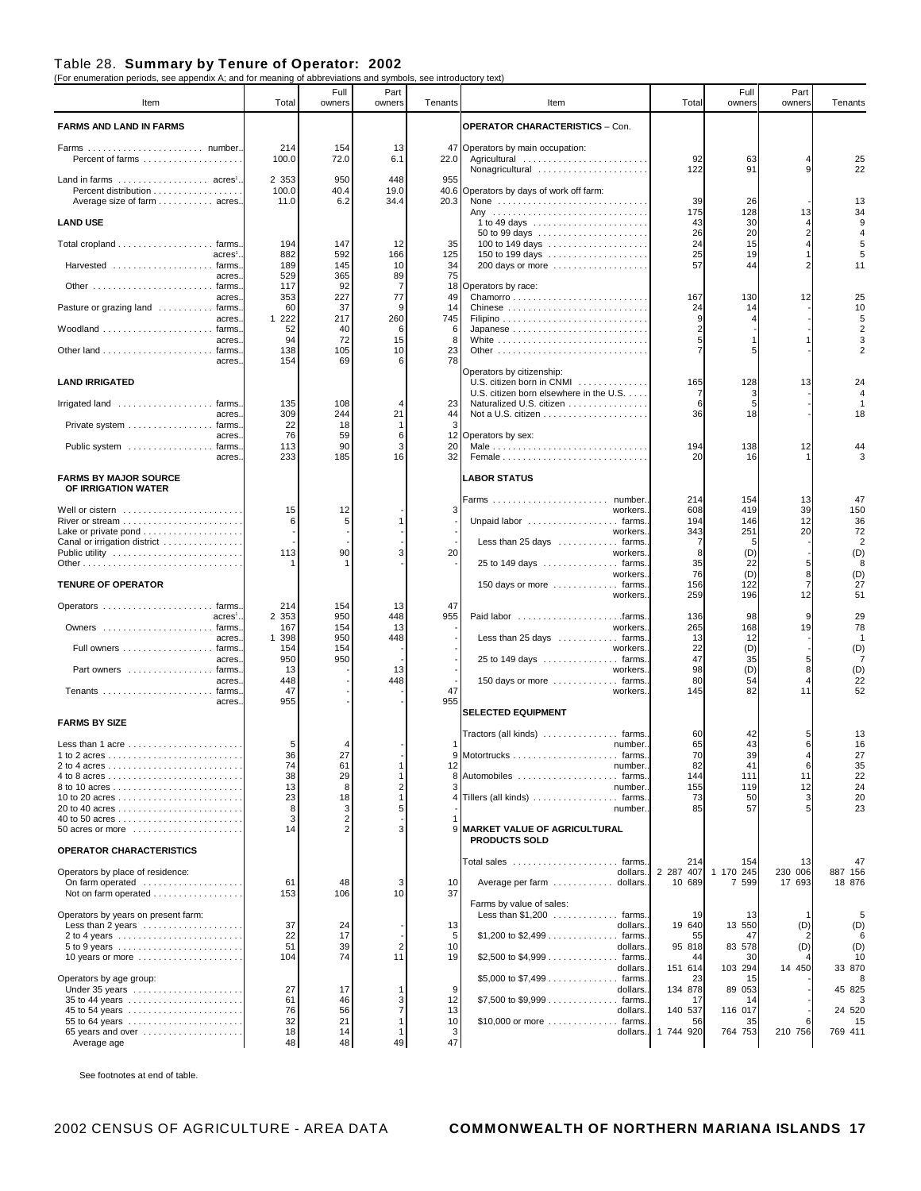## Table 28. **Summary by Tenure of Operator: 2002**

(For enumeration periods, see appendix A; and for meaning of abbreviations and symbols, see introductory text)

| Item | Total | Full owners | Part owners | Tenants |
|---|---|---|---|---|
| **FARMS AND LAND IN FARMS** | | | | |
| Farms number | 214 | 154 | 13 | 47 |
| Percent of farms | 100.0 | 72.0 | 6.1 | 22.0 |
| Land in farms acres[1] | 2 353 | 950 | 448 | 955 |
| Percent distribution | 100.0 | 40.4 | 19.0 | 40.6 |
| Average size of farm acres | 11.0 | 6.2 | 34.4 | 20.3 |
| **LAND USE** | | | | |
| Total cropland farms | 194 | 147 | 12 | 35 |
| acres[1] | 882 | 592 | 166 | 125 |
| Harvested farms | 189 | 145 | 10 | 34 |
| acres | 529 | 365 | 89 | 75 |
| Other farms | 117 | 92 | 7 | 18 |
| acres | 353 | 227 | 77 | 49 |
| Pasture or grazing land farms | 60 | 37 | 9 | 14 |
| acres | 1 222 | 217 | 260 | 745 |
| Woodland farms | 52 | 40 | 6 | 6 |
| acres | 94 | 72 | 15 | 8 |
| Other land farms | 138 | 105 | 10 | 23 |
| acres | 154 | 69 | 6 | 78 |
| **LAND IRRIGATED** | | | | |
| Irrigated land farms | 135 | 108 | 4 | 23 |
| acres | 309 | 244 | 21 | 44 |
| Private system farms | 22 | 18 | 1 | 3 |
| acres | 76 | 59 | 6 | 12 |
| Public system farms | 113 | 90 | 3 | 20 |
| acres | 233 | 185 | 16 | 32 |
| **FARMS BY MAJOR SOURCE OF IRRIGATION WATER** | | | | |
| Well or cistern | 15 | 12 | - | 3 |
| River or stream | 6 | 5 | 1 | - |
| Lake or private pond | - | - | - | - |
| Canal or irrigation district | - | - | - | - |
| Public utility | 113 | 90 | 3 | 20 |
| Other | 1 | 1 | - | - |
| **TENURE OF OPERATOR** | | | | |
| Operators farms | 214 | 154 | 13 | 47 |
| acres[1] | 2 353 | 950 | 448 | 955 |
| Owners farms | 167 | 154 | 13 | - |
| acres | 1 398 | 950 | 448 | - |
| Full owners farms | 154 | 154 | - | - |
| acres | 950 | 950 | - | - |
| Part owners farms | 13 | - | 13 | - |
| acres | 448 | - | 448 | - |
| Tenants farms | 47 | - | - | 47 |
| acres | 955 | - | - | 955 |
| **FARMS BY SIZE** | | | | |
| Less than 1 acre | 5 | 4 | - | 1 |
| 1 to 2 acres | 36 | 27 | - | 9 |
| 2 to 4 acres | 74 | 61 | 1 | 12 |
| 4 to 8 acres | 38 | 29 | 1 | 8 |
| 8 to 10 acres | 13 | 8 | 2 | 3 |
| 10 to 20 acres | 23 | 18 | 1 | 4 |
| 20 to 40 acres | 8 | 3 | 5 | - |
| 40 to 50 acres | 3 | 2 | - | 1 |
| 50 acres or more | 14 | 2 | 3 | 9 |
| **OPERATOR CHARACTERISTICS** | | | | |
| Operators by place of residence: | | | | |
| On farm operated | 61 | 48 | 3 | 10 |
| Not on farm operated | 153 | 106 | 10 | 37 |
| Operators by years on present farm: | | | | |
| Less than 2 years | 37 | 24 | - | 13 |
| 2 to 4 years | 22 | 17 | - | 5 |
| 5 to 9 years | 51 | 39 | 2 | 10 |
| 10 years or more | 104 | 74 | 11 | 19 |
| Operators by age group: | | | | |
| Under 35 years | 27 | 17 | 1 | 9 |
| 35 to 44 years | 61 | 46 | 3 | 12 |
| 45 to 54 years | 76 | 56 | 7 | 13 |
| 55 to 64 years | 32 | 21 | 1 | 10 |
| 65 years and over | 18 | 14 | 1 | 3 |
| Average age | 48 | 48 | 49 | 47 |
| **OPERATOR CHARACTERISTICS** – Con. | | | | |
| Operators by main occupation: | | | | |
| Agricultural | 92 | 63 | 4 | 25 |
| Nonagricultural | 122 | 91 | 9 | 22 |
| Operators by days of work off farm: | | | | |
| None | 39 | 26 | - | 13 |
| Any | 175 | 128 | 13 | 34 |
| 1 to 49 days | 43 | 30 | 4 | 9 |
| 50 to 99 days | 26 | 20 | 2 | 4 |
| 100 to 149 days | 24 | 15 | 4 | 5 |
| 150 to 199 days | 25 | 19 | 1 | 5 |
| 200 days or more | 57 | 44 | 2 | 11 |
| Operators by race: | | | | |
| Chamorro | 167 | 130 | 12 | 25 |
| Chinese | 24 | 14 | - | 10 |
| Filipino | 9 | 4 | - | 5 |
| Japanese | 2 | - | - | 2 |
| White | 5 | 1 | 1 | 3 |
| Other | 7 | 5 | - | 2 |
| Operators by citizenship: | | | | |
| U.S. citizen born in CNMI | 165 | 128 | 13 | 24 |
| U.S. citizen born elsewhere in the U.S. | 7 | 3 | - | 4 |
| Naturalized U.S. citizen | 6 | 5 | - | 1 |
| Not a U.S. citizen | 36 | 18 | - | 18 |
| Operators by sex: | | | | |
| Male | 194 | 138 | 12 | 44 |
| Female | 20 | 16 | 1 | 3 |
| **LABOR STATUS** | | | | |
| Farms number | 214 | 154 | 13 | 47 |
| workers | 608 | 419 | 39 | 150 |
| Unpaid labor farms | 194 | 146 | 12 | 36 |
| workers | 343 | 251 | 20 | 72 |
| Less than 25 days farms | 7 | 5 | - | 2 |
| workers | 8 | (D) | - | (D) |
| 25 to 149 days farms | 35 | 22 | 5 | 8 |
| workers | 76 | (D) | 8 | (D) |
| 150 days or more farms | 156 | 122 | 7 | 27 |
| workers | 259 | 196 | 12 | 51 |
| Paid labor farms | 136 | 98 | 9 | 29 |
| workers | 265 | 168 | 19 | 78 |
| Less than 25 days farms | 13 | 12 | - | 1 |
| workers | 22 | (D) | - | (D) |
| 25 to 149 days farms | 47 | 35 | 5 | 7 |
| workers | 98 | (D) | 8 | (D) |
| 150 days or more farms | 80 | 54 | 4 | 22 |
| workers | 145 | 82 | 11 | 52 |
| **SELECTED EQUIPMENT** | | | | |
| Tractors (all kinds) farms | 60 | 42 | 5 | 13 |
| number | 65 | 43 | 6 | 16 |
| Motortrucks farms | 70 | 39 | 4 | 27 |
| number | 82 | 41 | 6 | 35 |
| Automobiles farms | 144 | 111 | 11 | 22 |
| number | 155 | 119 | 12 | 24 |
| Tillers (all kinds) farms | 73 | 50 | 3 | 20 |
| number | 85 | 57 | 5 | 23 |
| **MARKET VALUE OF AGRICULTURAL PRODUCTS SOLD** | | | | |
| Total sales farms | 214 | 154 | 13 | 47 |
| dollars | 2 287 407 | 1 170 245 | 230 006 | 887 156 |
| Average per farm dollars | 10 689 | 7 599 | 17 693 | 18 876 |
| Farms by value of sales: | | | | |
| Less than $1,200 farms | 19 | 13 | 1 | 5 |
| dollars | 19 640 | 13 550 | (D) | (D) |
| $1,200 to $2,499 farms | 55 | 47 | 2 | 6 |
| dollars | 95 818 | 83 578 | (D) | (D) |
| $2,500 to $4,999 farms | 44 | 30 | 4 | 10 |
| dollars | 151 614 | 103 294 | 14 450 | 33 870 |
| $5,000 to $7,499 farms | 23 | 15 | - | 8 |
| dollars | 134 878 | 89 053 | - | 45 825 |
| $7,500 to $9,999 farms | 17 | 14 | - | 3 |
| dollars | 140 537 | 116 017 | - | 24 520 |
| $10,000 or more farms | 56 | 35 | 6 | 15 |
| dollars | 1 744 920 | 764 753 | 210 756 | 769 411 |

See footnotes at end of table.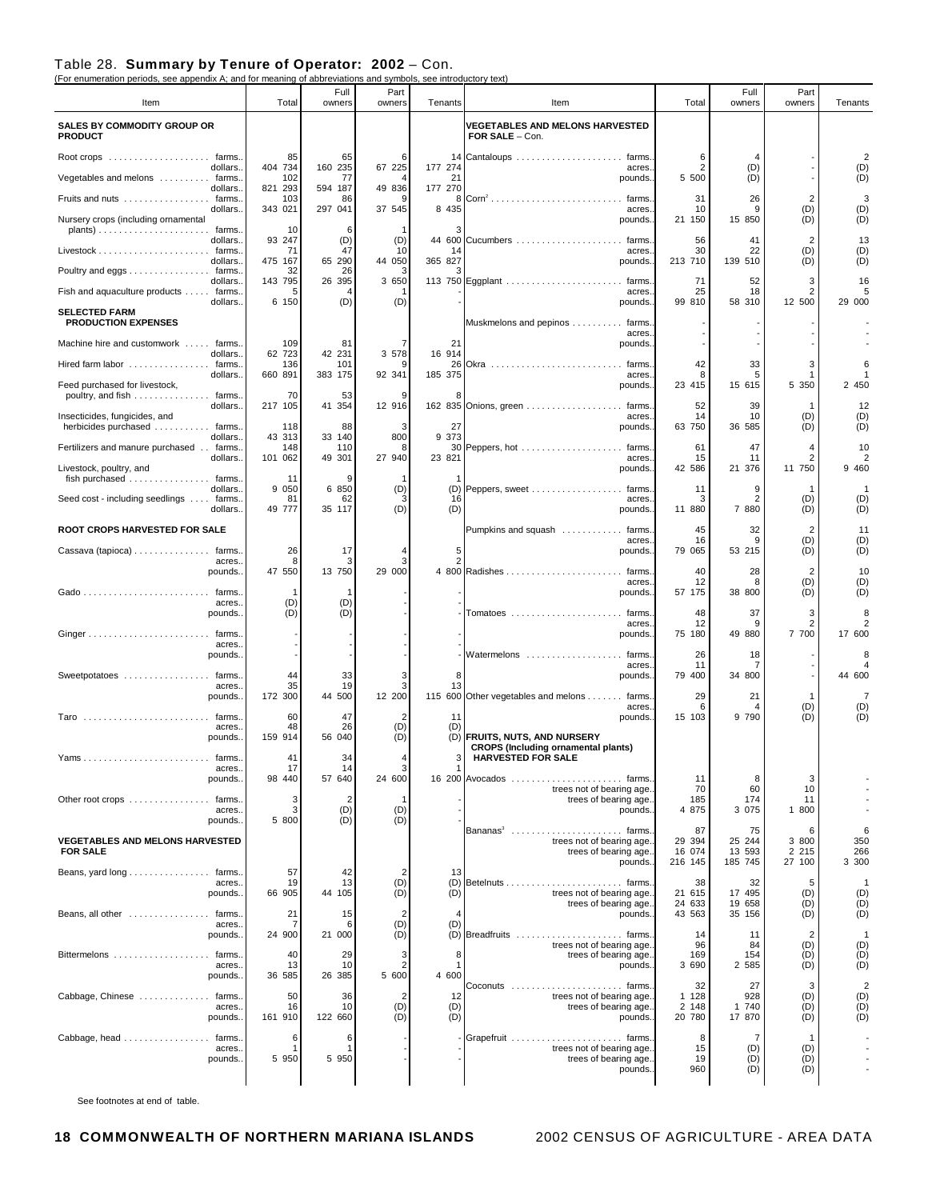## Table 28. **Summary by Tenure of Operator: 2002** – Con.

(For enumeration periods, see appendix A; and for meaning of abbreviations and symbols, see introductory text)

| Item | | Total | Full owners | Part owners | Tenants |
|---|---|---|---|---|---|
| **SALES BY COMMODITY GROUP OR PRODUCT** | | | | | |
| Root crops | farms | 85 | 65 | 6 | 14 |
| | dollars | 404 734 | 160 235 | 67 225 | 177 274 |
| Vegetables and melons | farms | 102 | 77 | 4 | 21 |
| | dollars | 821 293 | 594 187 | 49 836 | 177 270 |
| Fruits and nuts | farms | 103 | 86 | 9 | 8 |
| | dollars | 343 021 | 297 041 | 37 545 | 8 435 |
| Nursery crops (including ornamental plants) | farms | 10 | 6 | 1 | 3 |
| | dollars | 93 247 | (D) | (D) | 44 600 |
| Livestock | farms | 71 | 47 | 10 | 14 |
| | dollars | 475 167 | 65 290 | 44 050 | 365 827 |
| Poultry and eggs | farms | 32 | 26 | 3 | 3 |
| | dollars | 143 795 | 26 395 | 3 650 | 113 750 |
| Fish and aquaculture products | farms | 5 | 4 | 1 | - |
| | dollars | 6 150 | (D) | (D) | - |
| **SELECTED FARM PRODUCTION EXPENSES** | | | | | |
| Machine hire and customwork | farms | 109 | 81 | 7 | 21 |
| | dollars | 62 723 | 42 231 | 3 578 | 16 914 |
| Hired farm labor | farms | 136 | 101 | 9 | 26 |
| | dollars | 660 891 | 383 175 | 92 341 | 185 375 |
| Feed purchased for livestock, poultry, and fish | farms | 70 | 53 | 9 | 8 |
| | dollars | 217 105 | 41 354 | 12 916 | 162 835 |
| Insecticides, fungicides, and herbicides purchased | farms | 118 | 88 | 3 | 27 |
| | dollars | 43 313 | 33 140 | 800 | 9 373 |
| Fertilizers and manure purchased | farms | 148 | 110 | 8 | 30 |
| | dollars | 101 062 | 49 301 | 27 940 | 23 821 |
| Livestock, poultry, and fish purchased | farms | 11 | 9 | 1 | 1 |
| | dollars | 9 050 | 6 850 | (D) | (D) |
| Seed cost - including seedlings | farms | 81 | 62 | 3 | 16 |
| | dollars | 49 777 | 35 117 | (D) | (D) |
| **ROOT CROPS HARVESTED FOR SALE** | | | | | |
| Cassava (tapioca) | farms | 26 | 17 | 4 | 5 |
| | acres | 8 | 3 | 3 | 2 |
| | pounds | 47 550 | 13 750 | 29 000 | 4 800 |
| Gado | farms | 1 | 1 | - | - |
| | acres | (D) | (D) | - | - |
| | pounds | (D) | (D) | - | - |
| Ginger | farms | - | - | - | - |
| | acres | - | - | - | - |
| | pounds | - | - | - | - |
| Sweetpotatoes | farms | 44 | 33 | 3 | 8 |
| | acres | 35 | 19 | 3 | 13 |
| | pounds | 172 300 | 44 500 | 12 200 | 115 600 |
| Taro | farms | 60 | 47 | 2 | 11 |
| | acres | 48 | 26 | (D) | (D) |
| | pounds | 159 914 | 56 040 | (D) | (D) |
| Yams | farms | 41 | 34 | 4 | 3 |
| | acres | 17 | 14 | 3 | 1 |
| | pounds | 98 440 | 57 640 | 24 600 | 16 200 |
| Other root crops | farms | 3 | 2 | 1 | - |
| | acres | 3 | (D) | (D) | - |
| | pounds | 5 800 | (D) | (D) | - |
| **VEGETABLES AND MELONS HARVESTED FOR SALE** | | | | | |
| Beans, yard long | farms | 57 | 42 | 2 | 13 |
| | acres | 19 | 13 | (D) | (D) |
| | pounds | 66 905 | 44 105 | (D) | (D) |
| Beans, all other | farms | 21 | 15 | 2 | 4 |
| | acres | 7 | 6 | (D) | (D) |
| | pounds | 24 900 | 21 000 | (D) | (D) |
| Bittermelons | farms | 40 | 29 | 3 | 8 |
| | acres | 13 | 10 | 2 | 1 |
| | pounds | 36 585 | 26 385 | 5 600 | 4 600 |
| Cabbage, Chinese | farms | 50 | 36 | 2 | 12 |
| | acres | 16 | 10 | (D) | (D) |
| | pounds | 161 910 | 122 660 | (D) | (D) |
| Cabbage, head | farms | 6 | 6 | - | - |
| | acres | 1 | 1 | - | - |
| | pounds | 5 950 | 5 950 | - | - |
| **VEGETABLES AND MELONS HARVESTED FOR SALE** – Con. | | | | | |
| Cantaloups | farms | 6 | 4 | - | 2 |
| | acres | 2 | (D) | - | (D) |
| | pounds | 5 500 | (D) | - | (D) |
| Corn[2] | farms | 31 | 26 | 2 | 3 |
| | acres | 10 | 9 | (D) | (D) |
| | pounds | 21 150 | 15 850 | (D) | (D) |
| Cucumbers | farms | 56 | 41 | 2 | 13 |
| | acres | 30 | 22 | (D) | (D) |
| | pounds | 213 710 | 139 510 | (D) | (D) |
| Eggplant | farms | 71 | 52 | 3 | 16 |
| | acres | 25 | 18 | 2 | 5 |
| | pounds | 99 810 | 58 310 | 12 500 | 29 000 |
| Muskmelons and pepinos | farms | - | - | - | - |
| | acres | - | - | - | - |
| | pounds | - | - | - | - |
| Okra | farms | 42 | 33 | 3 | 6 |
| | acres | 8 | 5 | 1 | 1 |
| | pounds | 23 415 | 15 615 | 5 350 | 2 450 |
| Onions, green | farms | 52 | 39 | 1 | 12 |
| | acres | 14 | 10 | (D) | (D) |
| | pounds | 63 750 | 36 585 | (D) | (D) |
| Peppers, hot | farms | 61 | 47 | 4 | 10 |
| | acres | 15 | 11 | 2 | 2 |
| | pounds | 42 586 | 21 376 | 11 750 | 9 460 |
| Peppers, sweet | farms | 11 | 9 | 1 | 1 |
| | acres | 3 | 2 | (D) | (D) |
| | pounds | 11 880 | 7 880 | (D) | (D) |
| Pumpkins and squash | farms | 45 | 32 | 2 | 11 |
| | acres | 16 | 9 | (D) | (D) |
| | pounds | 79 065 | 53 215 | (D) | (D) |
| Radishes | farms | 40 | 28 | 2 | 10 |
| | acres | 12 | 8 | (D) | (D) |
| | pounds | 57 175 | 38 800 | (D) | (D) |
| Tomatoes | farms | 48 | 37 | 3 | 8 |
| | acres | 12 | 9 | 2 | 2 |
| | pounds | 75 180 | 49 880 | 7 700 | 17 600 |
| Watermelons | farms | 26 | 18 | - | 8 |
| | acres | 11 | 7 | - | 4 |
| | pounds | 79 400 | 34 800 | - | 44 600 |
| Other vegetables and melons | farms | 29 | 21 | 1 | 7 |
| | acres | 6 | 4 | (D) | (D) |
| | pounds | 15 103 | 9 790 | (D) | (D) |
| **FRUITS, NUTS, AND NURSERY CROPS (Including ornamental plants) HARVESTED FOR SALE** | | | | | |
| Avocados | farms | 11 | 8 | 3 | - |
| | trees not of bearing age | 70 | 60 | 10 | - |
| | trees of bearing age | 185 | 174 | 11 | - |
| | pounds | 4 875 | 3 075 | 1 800 | - |
| Bananas[3] | farms | 87 | 75 | 6 | 6 |
| | trees not of bearing age | 29 394 | 25 244 | 3 800 | 350 |
| | trees of bearing age | 16 074 | 13 593 | 2 215 | 266 |
| | pounds | 216 145 | 185 745 | 27 100 | 3 300 |
| Betelnuts | farms | 38 | 32 | 5 | 1 |
| | trees not of bearing age | 21 615 | 17 495 | (D) | (D) |
| | trees of bearing age | 24 633 | 19 658 | (D) | (D) |
| | pounds | 43 563 | 35 156 | (D) | (D) |
| Breadfruits | farms | 14 | 11 | 2 | 1 |
| | trees not of bearing age | 96 | 84 | (D) | (D) |
| | trees of bearing age | 169 | 154 | (D) | (D) |
| | pounds | 3 690 | 2 585 | (D) | (D) |
| Coconuts | farms | 32 | 27 | 3 | 2 |
| | trees not of bearing age | 1 128 | 928 | (D) | (D) |
| | trees of bearing age | 2 148 | 1 740 | (D) | (D) |
| | pounds | 20 780 | 17 870 | (D) | (D) |
| Grapefruit | farms | 8 | 7 | 1 | - |
| | trees not of bearing age | 15 | (D) | (D) | - |
| | trees of bearing age | 19 | (D) | (D) | - |
| | pounds | 960 | (D) | (D) | - |

See footnotes at end of table.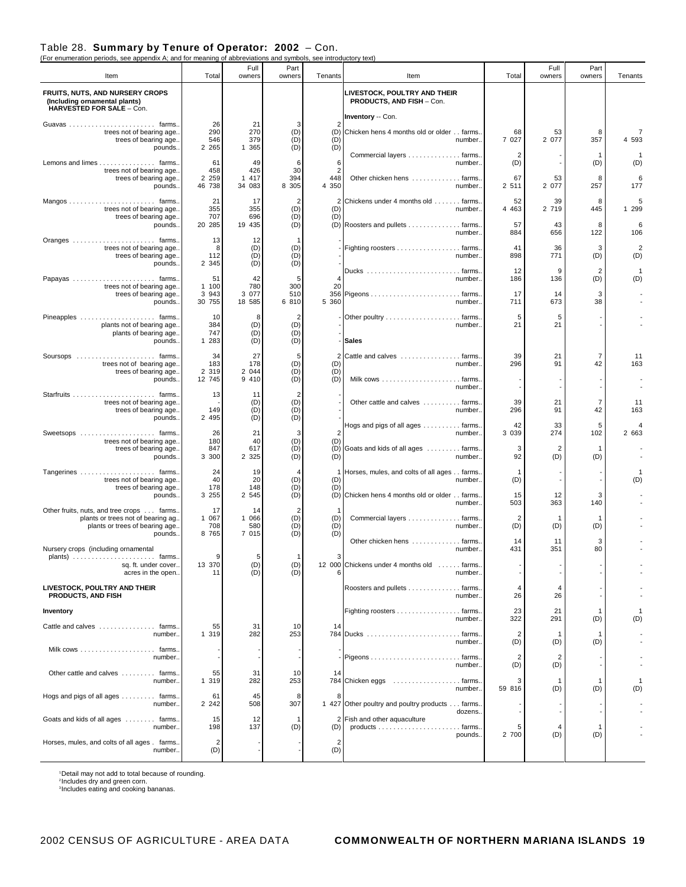# Table 28. **Summary by Tenure of Operator: 2002** – Con.

(For enumeration periods, see appendix A; and for meaning of abbreviations and symbols, see introductory text)

| Item | Total | Full owners | Part owners | Tenants |
|---|---|---|---|---|
| **FRUITS, NUTS, AND NURSERY CROPS (Including ornamental plants) HARVESTED FOR SALE** – Con. | | | | |
| Guavas . . . . . farms.. | 26 | 21 | 3 | 2 |
| trees not of bearing age.. | 290 | 270 | (D) | (D) |
| trees of bearing age.. | 546 | 379 | (D) | (D) |
| pounds.. | 2 265 | 1 365 | (D) | (D) |
| Lemons and limes . . . . . farms.. | 61 | 49 | 6 | 6 |
| trees not of bearing age.. | 458 | 426 | 30 | 2 |
| trees of bearing age.. | 2 259 | 1 417 | 394 | 448 |
| pounds.. | 46 738 | 34 083 | 8 305 | 4 350 |
| Mangos . . . . . farms.. | 21 | 17 | 2 | 2 |
| trees not of bearing age.. | 355 | 355 | (D) | (D) |
| trees of bearing age.. | 707 | 696 | (D) | (D) |
| pounds.. | 20 285 | 19 435 | (D) | (D) |
| Oranges . . . . . farms.. | 13 | 12 | 1 | - |
| trees not of bearing age.. | 8 | (D) | (D) | - |
| trees of bearing age.. | 112 | (D) | (D) | - |
| pounds.. | 2 345 | (D) | (D) | - |
| Papayas . . . . . farms.. | 51 | 42 | 5 | 4 |
| trees not of bearing age.. | 1 100 | 780 | 300 | 20 |
| trees of bearing age.. | 3 943 | 3 077 | 510 | 356 |
| pounds.. | 30 755 | 18 585 | 6 810 | 5 360 |
| Pineapples . . . . . farms.. | 10 | 8 | 2 | - |
| plants not of bearing age.. | 384 | (D) | (D) | - |
| plants of bearing age.. | 747 | (D) | (D) | - |
| pounds.. | 1 283 | (D) | (D) | - |
| Soursops . . . . . farms.. | 34 | 27 | 5 | 2 |
| trees not of bearing age.. | 183 | 178 | (D) | (D) |
| trees of bearing age.. | 2 319 | 2 044 | (D) | (D) |
| pounds.. | 12 745 | 9 410 | (D) | (D) |
| Starfruits . . . . . farms.. | 13 | 11 | 2 | - |
| trees not of bearing age.. | - | (D) | (D) | - |
| trees of bearing age.. | 149 | (D) | (D) | - |
| pounds.. | 2 495 | (D) | (D) | - |
| Sweetsops . . . . . farms.. | 26 | 21 | 3 | 2 |
| trees not of bearing age.. | 180 | 40 | (D) | (D) |
| trees of bearing age.. | 847 | 617 | (D) | (D) |
| pounds.. | 3 300 | 2 325 | (D) | (D) |
| Tangerines . . . . . farms.. | 24 | 19 | 4 | 1 |
| trees not of bearing age.. | 40 | 20 | (D) | (D) |
| trees of bearing age.. | 178 | 148 | (D) | (D) |
| pounds.. | 3 255 | 2 545 | (D) | (D) |
| Other fruits, nuts, and tree crops . . . farms.. | 17 | 14 | 2 | 1 |
| plants or trees not of bearing ag.. | 1 067 | 1 066 | (D) | (D) |
| plants or trees of bearing age.. | 708 | 580 | (D) | (D) |
| pounds.. | 8 765 | 7 015 | (D) | (D) |
| Nursery crops (including ornamental plants) . . . . . farms.. | 9 | 5 | 1 | 3 |
| sq. ft. under cover.. | 13 370 | (D) | (D) | 12 000 |
| acres in the open.. | 11 | (D) | (D) | 6 |
| **LIVESTOCK, POULTRY AND THEIR PRODUCTS, AND FISH** | | | | |
| **Inventory** | | | | |
| Cattle and calves . . . . . farms.. | 55 | 31 | 10 | 14 |
| number.. | 1 319 | 282 | 253 | 784 |
| Milk cows . . . . . farms.. | - | - | - | - |
| number.. | - | - | - | - |
| Other cattle and calves . . . . . farms.. | 55 | 31 | 10 | 14 |
| number.. | 1 319 | 282 | 253 | 784 |
| Hogs and pigs of all ages . . . . . farms.. | 61 | 45 | 8 | 8 |
| number.. | 2 242 | 508 | 307 | 1 427 |
| Goats and kids of all ages . . . . . farms.. | 15 | 12 | 1 | 2 |
| number.. | 198 | 137 | (D) | (D) |
| Horses, mules, and colts of all ages . farms.. | 2 | - | - | 2 |
| number.. | (D) | - | - | (D) |
| **LIVESTOCK, POULTRY AND THEIR PRODUCTS, AND FISH** – Con. | | | | |
| **Inventory** -- Con. | | | | |
| Chicken hens 4 months old or older . . farms.. | 68 | 53 | 8 | 7 |
| number.. | 7 027 | 2 077 | 357 | 4 593 |
| Commercial layers . . . . . farms.. | 2 | - | 1 | 1 |
| number.. | (D) | - | (D) | (D) |
| Other chicken hens . . . . . farms.. | 67 | 53 | 8 | 6 |
| number.. | 2 511 | 2 077 | 257 | 177 |
| Chickens under 4 months old . . . . . farms.. | 52 | 39 | 8 | 5 |
| number.. | 4 463 | 2 719 | 445 | 1 299 |
| Roosters and pullets . . . . . farms.. | 57 | 43 | 8 | 6 |
| number.. | 884 | 656 | 122 | 106 |
| Fighting roosters . . . . . farms.. | 41 | 36 | 3 | 2 |
| number.. | 898 | 771 | (D) | (D) |
| Ducks . . . . . farms.. | 12 | 9 | 2 | 1 |
| number.. | 186 | 136 | (D) | (D) |
| Pigeons . . . . . farms.. | 17 | 14 | 3 | - |
| number.. | 711 | 673 | 38 | - |
| Other poultry . . . . . farms.. | 5 | 5 | - | - |
| number.. | 21 | 21 | - | - |
| **Sales** | | | | |
| Cattle and calves . . . . . farms.. | 39 | 21 | 7 | 11 |
| number.. | 296 | 91 | 42 | 163 |
| Milk cows . . . . . farms.. | - | - | - | - |
| number.. | - | - | - | - |
| Other cattle and calves . . . . . farms.. | 39 | 21 | 7 | 11 |
| number.. | 296 | 91 | 42 | 163 |
| Hogs and pigs of all ages . . . . . farms.. | 42 | 33 | 5 | 4 |
| number.. | 3 039 | 274 | 102 | 2 663 |
| Goats and kids of all ages . . . . . farms.. | 3 | 2 | 1 | - |
| number.. | 92 | (D) | (D) | - |
| Horses, mules, and colts of all ages . . farms.. | 1 | - | - | 1 |
| number.. | (D) | - | - | (D) |
| Chicken hens 4 months old or older . . farms.. | 15 | 12 | 3 | - |
| number.. | 503 | 363 | 140 | - |
| Commercial layers . . . . . farms.. | 2 | 1 | 1 | - |
| number.. | (D) | (D) | (D) | - |
| Other chicken hens . . . . . farms.. | 14 | 11 | 3 | - |
| number.. | 431 | 351 | 80 | - |
| Chickens under 4 months old . . . . . farms.. | - | - | - | - |
| number.. | - | - | - | - |
| Roosters and pullets . . . . . farms.. | 4 | 4 | - | - |
| number.. | 26 | 26 | - | - |
| Fighting roosters . . . . . farms.. | 23 | 21 | 1 | 1 |
| number.. | 322 | 291 | (D) | (D) |
| Ducks . . . . . farms.. | 2 | 1 | 1 | - |
| number.. | (D) | (D) | (D) | - |
| Pigeons . . . . . farms.. | 2 | 2 | - | - |
| number.. | (D) | (D) | - | - |
| Chicken eggs . . . . . farms.. | 3 | 1 | 1 | 1 |
| number.. | 59 816 | (D) | (D) | (D) |
| Other poultry and poultry products . . . farms.. | - | - | - | - |
| dozens.. | - | - | - | - |
| Fish and other aquaculture products . . . . . farms.. | 5 | 4 | 1 | - |
| pounds.. | 2 700 | (D) | (D) | - |

[1]Detail may not add to total because of rounding.
[2]Includes dry and green corn.
[3]Includes eating and cooking bananas.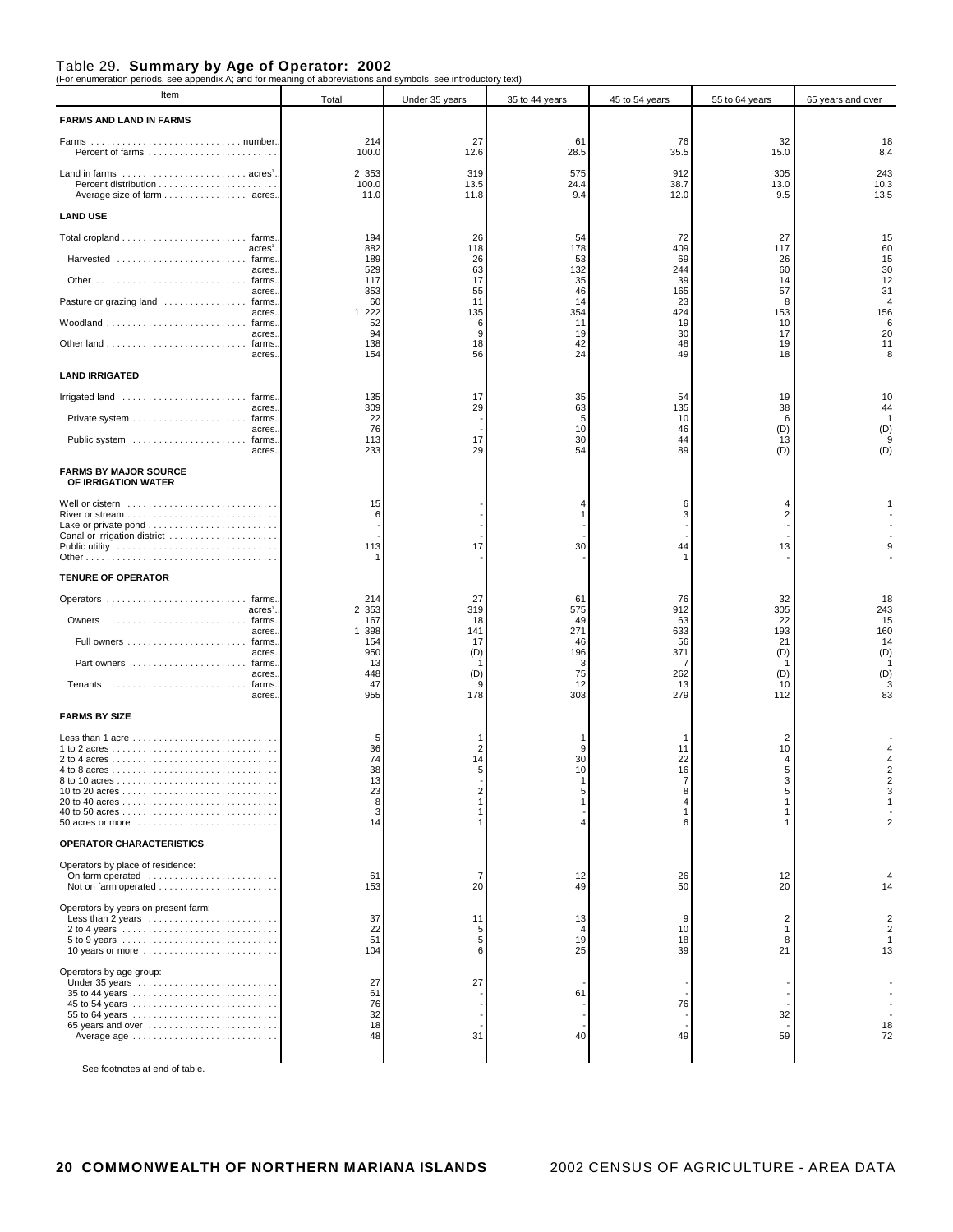# Table 29. **Summary by Age of Operator: 2002**

(For enumeration periods, see appendix A; and for meaning of abbreviations and symbols, see introductory text)

| Item | Total | Under 35 years | 35 to 44 years | 45 to 54 years | 55 to 64 years | 65 years and over |
|---|---|---|---|---|---|---|
| **FARMS AND LAND IN FARMS** | | | | | | |
| Farms ........................... number | 214 | 27 | 61 | 76 | 32 | 18 |
| Percent of farms | 100.0 | 12.6 | 28.5 | 35.5 | 15.0 | 8.4 |
| Land in farms ........................ acres[1] | 2 353 | 319 | 575 | 912 | 305 | 243 |
| Percent distribution | 100.0 | 13.5 | 24.4 | 38.7 | 13.0 | 10.3 |
| Average size of farm ............. acres | 11.0 | 11.8 | 9.4 | 12.0 | 9.5 | 13.5 |
| **LAND USE** | | | | | | |
| Total cropland ...................... farms | 194 | 26 | 54 | 72 | 27 | 15 |
| acres[1] | 882 | 118 | 178 | 409 | 117 | 60 |
| Harvested ........................ farms | 189 | 26 | 53 | 69 | 26 | 15 |
| acres | 529 | 63 | 132 | 244 | 60 | 30 |
| Other ............................ farms | 117 | 17 | 35 | 39 | 14 | 12 |
| acres | 353 | 55 | 46 | 165 | 57 | 31 |
| Pasture or grazing land ............ farms | 60 | 11 | 14 | 23 | 8 | 4 |
| acres | 1 222 | 135 | 354 | 424 | 153 | 156 |
| Woodland ............................ farms | 52 | 6 | 11 | 19 | 10 | 6 |
| acres | 94 | 9 | 19 | 30 | 17 | 20 |
| Other land ........................... farms | 138 | 18 | 42 | 48 | 19 | 11 |
| acres | 154 | 56 | 24 | 49 | 18 | 8 |
| **LAND IRRIGATED** | | | | | | |
| Irrigated land ...................... farms | 135 | 17 | 35 | 54 | 19 | 10 |
| acres | 309 | 29 | 63 | 135 | 38 | 44 |
| Private system ................... farms | 22 | - | 5 | 10 | 6 | 1 |
| acres | 76 | - | 10 | 46 | (D) | (D) |
| Public system .................... farms | 113 | 17 | 30 | 44 | 13 | 9 |
| acres | 233 | 29 | 54 | 89 | (D) | (D) |
| **FARMS BY MAJOR SOURCE OF IRRIGATION WATER** | | | | | | |
| Well or cistern | 15 | - | 4 | 6 | 4 | 1 |
| River or stream | 6 | - | 1 | 3 | 2 | - |
| Lake or private pond | - | - | - | - | - | - |
| Canal or irrigation district | - | - | - | - | - | - |
| Public utility | 113 | 17 | 30 | 44 | 13 | 9 |
| Other | 1 | - | - | 1 | - | - |
| **TENURE OF OPERATOR** | | | | | | |
| Operators ........................... farms | 214 | 27 | 61 | 76 | 32 | 18 |
| acres[1] | 2 353 | 319 | 575 | 912 | 305 | 243 |
| Owners ........................... farms | 167 | 18 | 49 | 63 | 22 | 15 |
| acres | 1 398 | 141 | 271 | 633 | 193 | 160 |
| Full owners ...................... farms | 154 | 17 | 46 | 56 | 21 | 14 |
| acres | 950 | (D) | 196 | 371 | (D) | (D) |
| Part owners ...................... farms | 13 | 1 | 3 | 7 | 1 | 1 |
| acres | 448 | (D) | 75 | 262 | (D) | (D) |
| Tenants .......................... farms | 47 | 9 | 12 | 13 | 10 | 3 |
| acres | 955 | 178 | 303 | 279 | 112 | 83 |
| **FARMS BY SIZE** | | | | | | |
| Less than 1 acre | 5 | 1 | 1 | 1 | 2 | - |
| 1 to 2 acres | 36 | 2 | 9 | 11 | 10 | 4 |
| 2 to 4 acres | 74 | 14 | 30 | 22 | 4 | 4 |
| 4 to 8 acres | 38 | 5 | 10 | 16 | 5 | 2 |
| 8 to 10 acres | 13 | - | 1 | 7 | 3 | 2 |
| 10 to 20 acres | 23 | 2 | 5 | 8 | 5 | 3 |
| 20 to 40 acres | 8 | 1 | 1 | 4 | 1 | 1 |
| 40 to 50 acres | 3 | 1 | - | 1 | 1 | - |
| 50 acres or more | 14 | 1 | 4 | 6 | 1 | 2 |
| **OPERATOR CHARACTERISTICS** | | | | | | |
| Operators by place of residence: | | | | | | |
| On farm operated | 61 | 7 | 12 | 26 | 12 | 4 |
| Not on farm operated | 153 | 20 | 49 | 50 | 20 | 14 |
| Operators by years on present farm: | | | | | | |
| Less than 2 years | 37 | 11 | 13 | 9 | 2 | 2 |
| 2 to 4 years | 22 | 5 | 4 | 10 | 1 | 2 |
| 5 to 9 years | 51 | 5 | 19 | 18 | 8 | 1 |
| 10 years or more | 104 | 6 | 25 | 39 | 21 | 13 |
| Operators by age group: | | | | | | |
| Under 35 years | 27 | 27 | - | - | - | - |
| 35 to 44 years | 61 | - | 61 | - | - | - |
| 45 to 54 years | 76 | - | - | 76 | - | - |
| 55 to 64 years | 32 | - | - | - | 32 | - |
| 65 years and over | 18 | - | - | - | - | 18 |
| Average age | 48 | 31 | 40 | 49 | 59 | 72 |

See footnotes at end of table.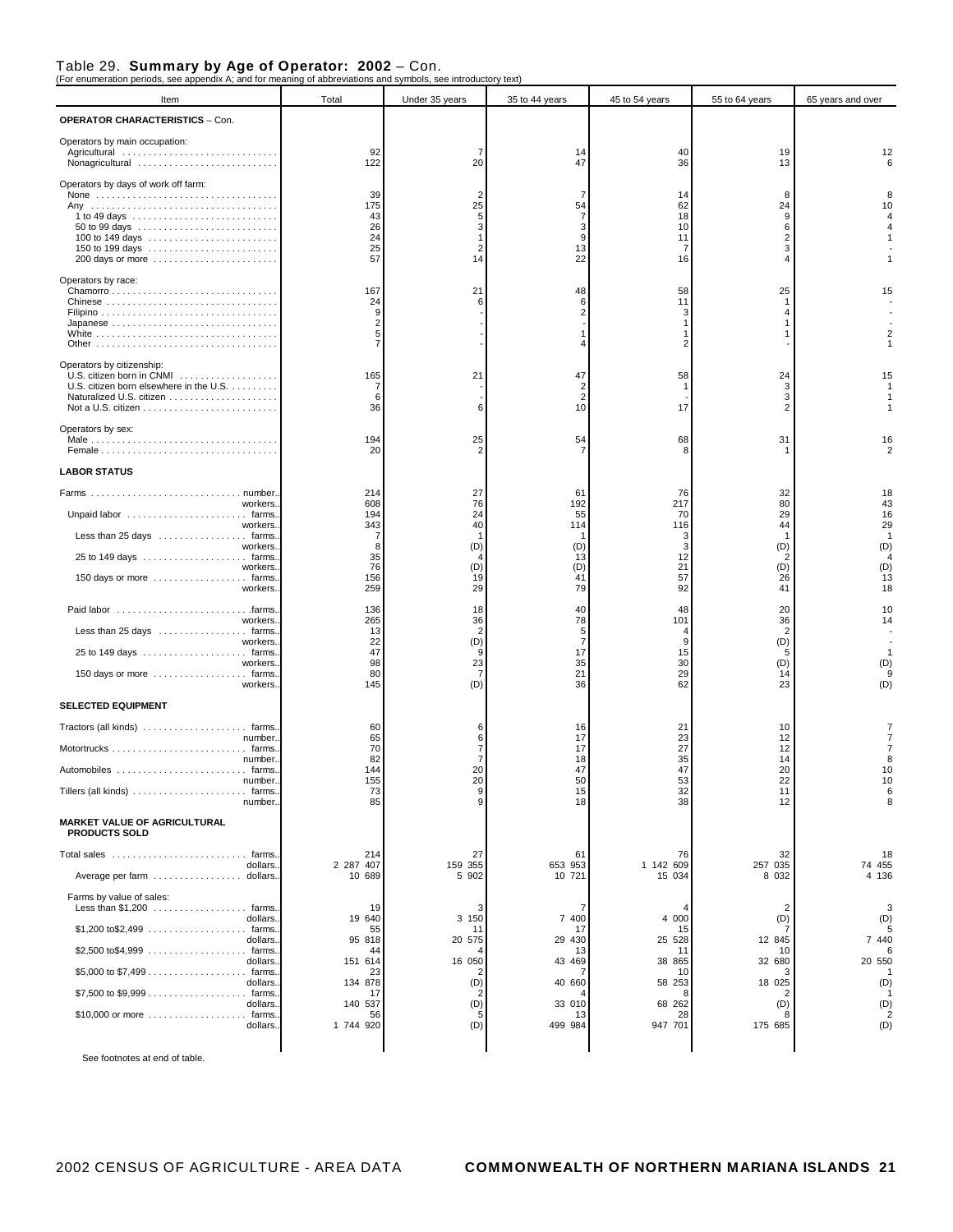# Table 29. **Summary by Age of Operator: 2002** – Con.

(For enumeration periods, see appendix A; and for meaning of abbreviations and symbols, see introductory text)

| Item | Total | Under 35 years | 35 to 44 years | 45 to 54 years | 55 to 64 years | 65 years and over |
|---|---|---|---|---|---|---|
| **OPERATOR CHARACTERISTICS** – Con. | | | | | | |
| Operators by main occupation: | | | | | | |
| Agricultural | 92 | 7 | 14 | 40 | 19 | 12 |
| Nonagricultural | 122 | 20 | 47 | 36 | 13 | 6 |
| Operators by days of work off farm: | | | | | | |
| None | 39 | 2 | 7 | 14 | 8 | 8 |
| Any | 175 | 25 | 54 | 62 | 24 | 10 |
| 1 to 49 days | 43 | 5 | 7 | 18 | 9 | 4 |
| 50 to 99 days | 26 | 3 | 3 | 10 | 6 | 4 |
| 100 to 149 days | 24 | 1 | 9 | 11 | 2 | 1 |
| 150 to 199 days | 25 | 2 | 13 | 7 | 3 | - |
| 200 days or more | 57 | 14 | 22 | 16 | 4 | 1 |
| Operators by race: | | | | | | |
| Chamorro | 167 | 21 | 48 | 58 | 25 | 15 |
| Chinese | 24 | 6 | 6 | 11 | 1 | - |
| Filipino | 9 | - | 2 | 3 | 4 | - |
| Japanese | 2 | - | - | 1 | 1 | - |
| White | 5 | - | 1 | 1 | 1 | 2 |
| Other | 7 | - | 4 | 2 | - | 1 |
| Operators by citizenship: | | | | | | |
| U.S. citizen born in CNMI | 165 | 21 | 47 | 58 | 24 | 15 |
| U.S. citizen born elsewhere in the U.S. | 7 | - | 2 | 1 | 3 | 1 |
| Naturalized U.S. citizen | 6 | - | 2 | - | 3 | 1 |
| Not a U.S. citizen | 36 | 6 | 10 | 17 | 2 | 1 |
| Operators by sex: | | | | | | |
| Male | 194 | 25 | 54 | 68 | 31 | 16 |
| Female | 20 | 2 | 7 | 8 | 1 | 2 |
| **LABOR STATUS** | | | | | | |
| Farms ..... number | 214 | 27 | 61 | 76 | 32 | 18 |
| workers | 608 | 76 | 192 | 217 | 80 | 43 |
| Unpaid labor ..... farms | 194 | 24 | 55 | 70 | 29 | 16 |
| workers | 343 | 40 | 114 | 116 | 44 | 29 |
| Less than 25 days ..... farms | 7 | 1 | 1 | 3 | 1 | 1 |
| workers | 8 | (D) | (D) | 3 | (D) | (D) |
| 25 to 149 days ..... farms | 35 | 4 | 13 | 12 | 2 | 4 |
| workers | 76 | (D) | (D) | 21 | (D) | (D) |
| 150 days or more ..... farms | 156 | 19 | 41 | 57 | 26 | 13 |
| workers | 259 | 29 | 79 | 92 | 41 | 18 |
| Paid labor ..... farms | 136 | 18 | 40 | 48 | 20 | 10 |
| workers | 265 | 36 | 78 | 101 | 36 | 14 |
| Less than 25 days ..... farms | 13 | 2 | 5 | 4 | 2 | - |
| workers | 22 | (D) | 7 | 9 | (D) | - |
| 25 to 149 days ..... farms | 47 | 9 | 17 | 15 | 5 | 1 |
| workers | 98 | 23 | 35 | 30 | (D) | (D) |
| 150 days or more ..... farms | 80 | 7 | 21 | 29 | 14 | 9 |
| workers | 145 | (D) | 36 | 62 | 23 | (D) |
| **SELECTED EQUIPMENT** | | | | | | |
| Tractors (all kinds) ..... farms | 60 | 6 | 16 | 21 | 10 | 7 |
| number | 65 | 6 | 17 | 23 | 12 | 7 |
| Motortrucks ..... farms | 70 | 7 | 17 | 27 | 12 | 7 |
| number | 82 | 7 | 18 | 35 | 14 | 8 |
| Automobiles ..... farms | 144 | 20 | 47 | 47 | 20 | 10 |
| number | 155 | 20 | 50 | 53 | 22 | 10 |
| Tillers (all kinds) ..... farms | 73 | 9 | 15 | 32 | 11 | 6 |
| number | 85 | 9 | 18 | 38 | 12 | 8 |
| **MARKET VALUE OF AGRICULTURAL PRODUCTS SOLD** | | | | | | |
| Total sales ..... farms | 214 | 27 | 61 | 76 | 32 | 18 |
| dollars | 2 287 407 | 159 355 | 653 953 | 1 142 609 | 257 035 | 74 455 |
| Average per farm ..... dollars | 10 689 | 5 902 | 10 721 | 15 034 | 8 032 | 4 136 |
| Farms by value of sales: | | | | | | |
| Less than $1,200 ..... farms | 19 | 3 | 7 | 4 | 2 | 3 |
| dollars | 19 640 | 3 150 | 7 400 | 4 000 | (D) | (D) |
| $1,200 to$2,499 ..... farms | 55 | 11 | 17 | 15 | 7 | 5 |
| dollars | 95 818 | 20 575 | 29 430 | 25 528 | 12 845 | 7 440 |
| $2,500 to$4,999 ..... farms | 44 | 4 | 13 | 11 | 10 | 6 |
| dollars | 151 614 | 16 050 | 43 469 | 38 865 | 32 680 | 20 550 |
| $5,000 to $7,499 ..... farms | 23 | 2 | 7 | 10 | 3 | 1 |
| dollars | 134 878 | (D) | 40 660 | 58 253 | 18 025 | (D) |
| $7,500 to $9,999 ..... farms | 17 | 2 | 4 | 8 | 2 | 1 |
| dollars | 140 537 | (D) | 33 010 | 68 262 | (D) | (D) |
| $10,000 or more ..... farms | 56 | 5 | 13 | 28 | 8 | 2 |
| dollars | 1 744 920 | (D) | 499 984 | 947 701 | 175 685 | (D) |

See footnotes at end of table.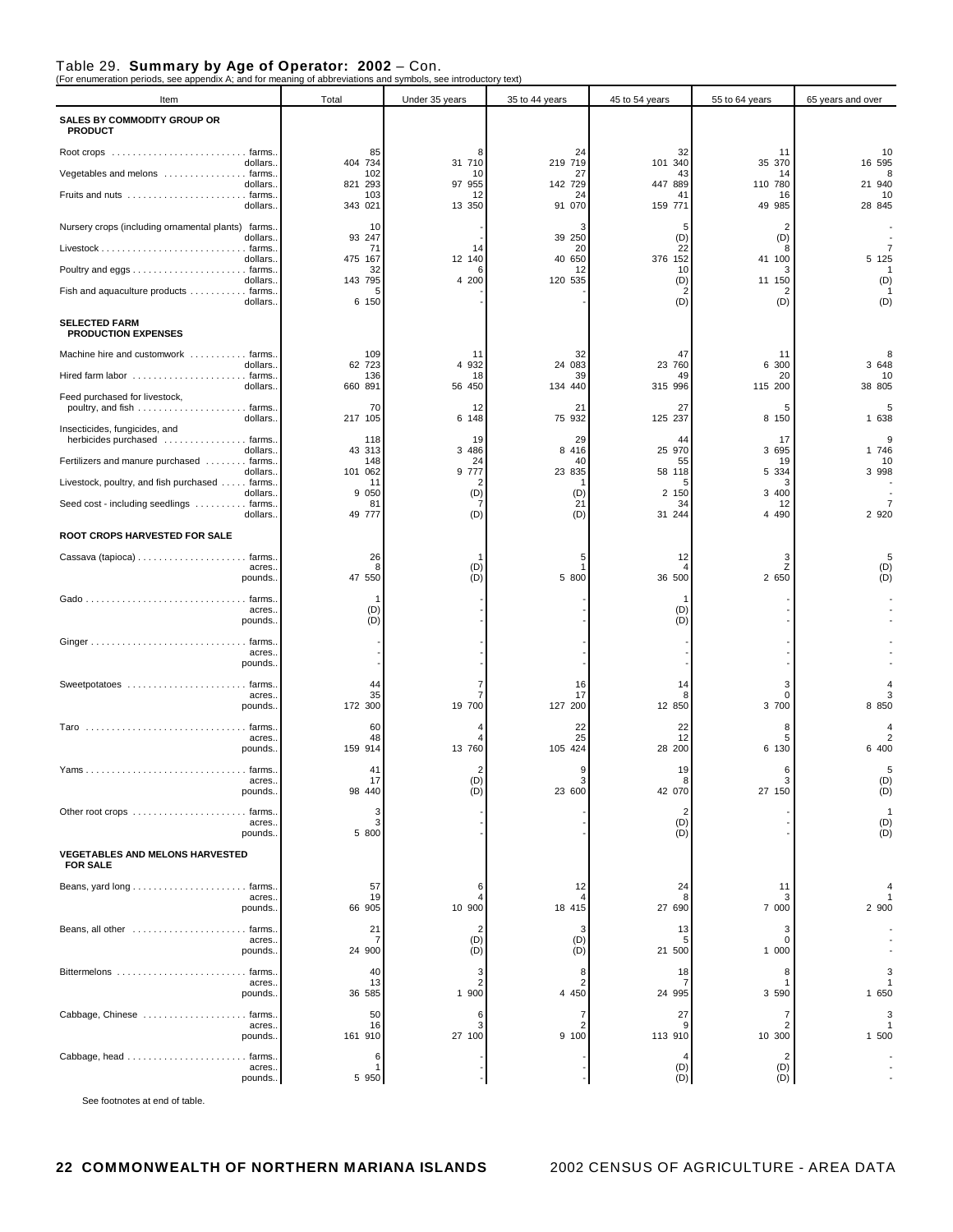# Table 29. **Summary by Age of Operator: 2002** – Con.

(For enumeration periods, see appendix A; and for meaning of abbreviations and symbols, see introductory text)

| Item | Total | Under 35 years | 35 to 44 years | 45 to 54 years | 55 to 64 years | 65 years and over |
|---|---|---|---|---|---|---|
| **SALES BY COMMODITY GROUP OR PRODUCT** | | | | | | |
| Root crops . . . . . . . . . . farms.. | 85 | 8 | 24 | 32 | 11 | 10 |
| dollars.. | 404 734 | 31 710 | 219 719 | 101 340 | 35 370 | 16 595 |
| Vegetables and melons . . . . . . . . farms.. | 102 | 10 | 27 | 43 | 14 | 8 |
| dollars.. | 821 293 | 97 955 | 142 729 | 447 889 | 110 780 | 21 940 |
| Fruits and nuts . . . . . . . . farms.. | 103 | 12 | 24 | 41 | 16 | 10 |
| dollars.. | 343 021 | 13 350 | 91 070 | 159 771 | 49 985 | 28 845 |
| Nursery crops (including ornamental plants) farms.. | 10 | - | 3 | 5 | 2 | - |
| dollars.. | 93 247 | - | 39 250 | (D) | (D) | - |
| Livestock . . . . . . . . farms.. | 71 | 14 | 20 | 22 | 8 | 7 |
| dollars.. | 475 167 | 12 140 | 40 650 | 376 152 | 41 100 | 5 125 |
| Poultry and eggs . . . . . . . . farms.. | 32 | 6 | 12 | 10 | 3 | 1 |
| dollars.. | 143 795 | 4 200 | 120 535 | (D) | 11 150 | (D) |
| Fish and aquaculture products . . . . . farms.. | 5 | - | - | 2 | 2 | 1 |
| dollars.. | 6 150 | - | - | (D) | (D) | (D) |
| **SELECTED FARM PRODUCTION EXPENSES** | | | | | | |
| Machine hire and customwork . . . . . farms.. | 109 | 11 | 32 | 47 | 11 | 8 |
| dollars.. | 62 723 | 4 932 | 24 083 | 23 760 | 6 300 | 3 648 |
| Hired farm labor . . . . . . . . farms.. | 136 | 18 | 39 | 49 | 20 | 10 |
| dollars.. | 660 891 | 56 450 | 134 440 | 315 996 | 115 200 | 38 805 |
| Feed purchased for livestock, poultry, and fish . . . . . . . . farms.. | 70 | 12 | 21 | 27 | 5 | 5 |
| dollars.. | 217 105 | 6 148 | 75 932 | 125 237 | 8 150 | 1 638 |
| Insecticides, fungicides, and herbicides purchased . . . . . . . farms.. | 118 | 19 | 29 | 44 | 17 | 9 |
| dollars.. | 43 313 | 3 486 | 8 416 | 25 970 | 3 695 | 1 746 |
| Fertilizers and manure purchased . . . . farms.. | 148 | 24 | 40 | 55 | 19 | 10 |
| dollars.. | 101 062 | 9 777 | 23 835 | 58 118 | 5 334 | 3 998 |
| Livestock, poultry, and fish purchased . . . farms.. | 11 | 2 | 1 | 5 | 3 | - |
| dollars.. | 9 050 | (D) | (D) | 2 150 | 3 400 | - |
| Seed cost - including seedlings . . . . . farms.. | 81 | 7 | 21 | 34 | 12 | 7 |
| dollars.. | 49 777 | (D) | (D) | 31 244 | 4 490 | 2 920 |
| **ROOT CROPS HARVESTED FOR SALE** | | | | | | |
| Cassava (tapioca) . . . . . . . . farms.. | 26 | 1 | 5 | 12 | 3 | 5 |
| acres.. | 8 | (D) | 1 | 4 | Z | (D) |
| pounds.. | 47 550 | (D) | 5 800 | 36 500 | 2 650 | (D) |
| Gado . . . . . . . . farms.. | 1 | - | - | 1 | - | - |
| acres.. | (D) | - | - | (D) | - | - |
| pounds.. | (D) | - | - | (D) | - | - |
| Ginger . . . . . . . . farms.. | - | - | - | - | - | - |
| acres.. | - | - | - | - | - | - |
| pounds.. | - | - | - | - | - | - |
| Sweetpotatoes . . . . . . . . farms.. | 44 | 7 | 16 | 14 | 3 | 4 |
| acres.. | 35 | 7 | 17 | 8 | 0 | 3 |
| pounds.. | 172 300 | 19 700 | 127 200 | 12 850 | 3 700 | 8 850 |
| Taro . . . . . . . . farms.. | 60 | 4 | 22 | 22 | 8 | 4 |
| acres.. | 48 | 4 | 25 | 12 | 5 | 2 |
| pounds.. | 159 914 | 13 760 | 105 424 | 28 200 | 6 130 | 6 400 |
| Yams . . . . . . . . farms.. | 41 | 2 | 9 | 19 | 6 | 5 |
| acres.. | 17 | (D) | 3 | 8 | 3 | (D) |
| pounds.. | 98 440 | (D) | 23 600 | 42 070 | 27 150 | (D) |
| Other root crops . . . . . . . . farms.. | 3 | - | - | 2 | - | 1 |
| acres.. | 3 | - | - | (D) | - | (D) |
| pounds.. | 5 800 | - | - | (D) | - | (D) |
| **VEGETABLES AND MELONS HARVESTED FOR SALE** | | | | | | |
| Beans, yard long . . . . . . . . farms.. | 57 | 6 | 12 | 24 | 11 | 4 |
| acres.. | 19 | 4 | 4 | 8 | 3 | 1 |
| pounds.. | 66 905 | 10 900 | 18 415 | 27 690 | 7 000 | 2 900 |
| Beans, all other . . . . . . . . farms.. | 21 | 2 | 3 | 13 | 3 | - |
| acres.. | 7 | (D) | (D) | 5 | 0 | - |
| pounds.. | 24 900 | (D) | (D) | 21 500 | 1 000 | - |
| Bittermelons . . . . . . . . farms.. | 40 | 3 | 8 | 18 | 8 | 3 |
| acres.. | 13 | 2 | 2 | 7 | 1 | 1 |
| pounds.. | 36 585 | 1 900 | 4 450 | 24 995 | 3 590 | 1 650 |
| Cabbage, Chinese . . . . . . . . farms.. | 50 | 6 | 7 | 27 | 7 | 3 |
| acres.. | 16 | 3 | 2 | 9 | 2 | 1 |
| pounds.. | 161 910 | 27 100 | 9 100 | 113 910 | 10 300 | 1 500 |
| Cabbage, head . . . . . . . . farms.. | 6 | - | - | 4 | 2 | - |
| acres.. | 1 | - | - | (D) | (D) | - |
| pounds.. | 5 950 | - | - | (D) | (D) | - |

See footnotes at end of table.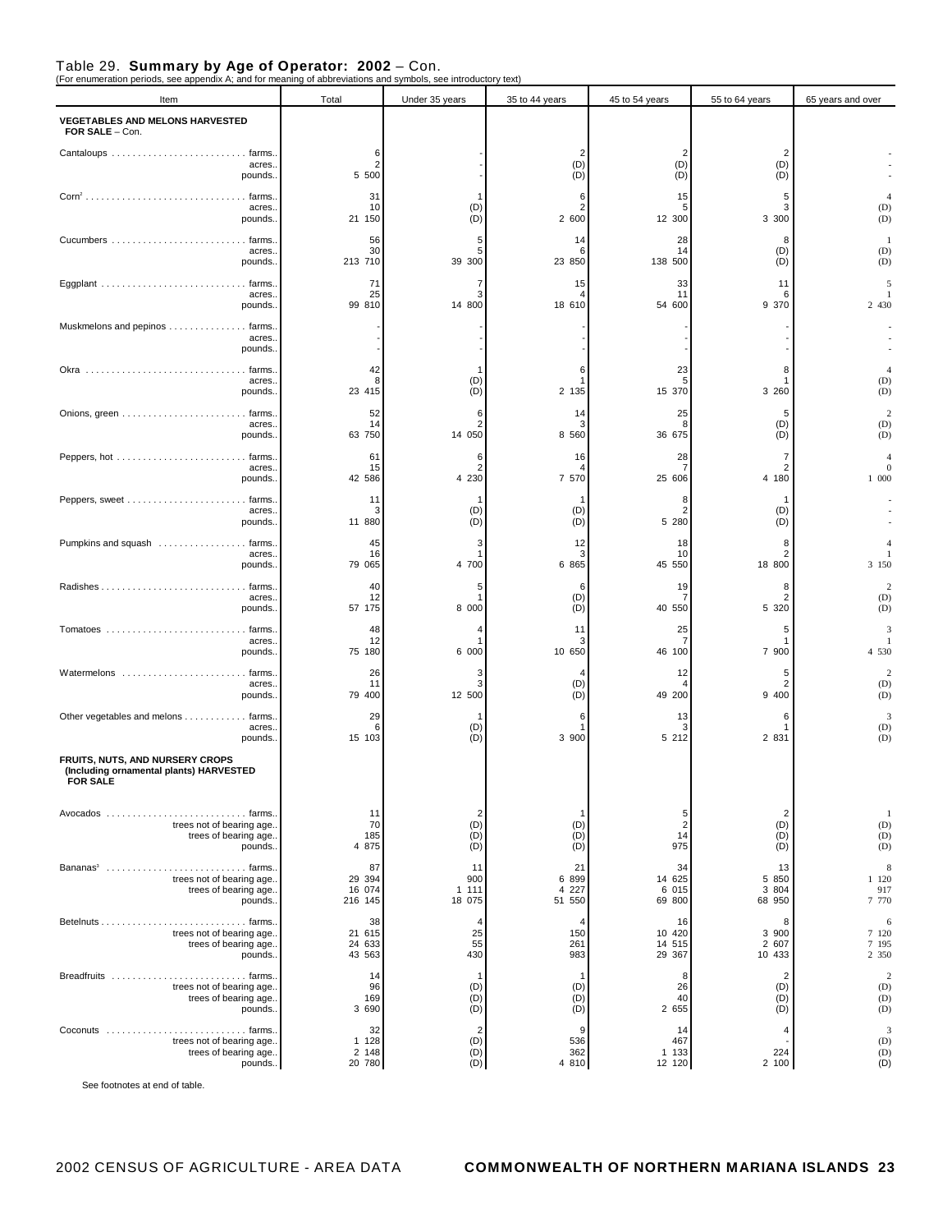# Table 29. **Summary by Age of Operator: 2002** – Con.

(For enumeration periods, see appendix A; and for meaning of abbreviations and symbols, see introductory text)

| Item | Total | Under 35 years | 35 to 44 years | 45 to 54 years | 55 to 64 years | 65 years and over |
|---|---|---|---|---|---|---|
| **VEGETABLES AND MELONS HARVESTED FOR SALE** – Con. | | | | | | |
| Cantaloups ........ farms.. | 6 | - | 2 | 2 | 2 | - |
| acres.. | 2 | - | (D) | (D) | (D) | - |
| pounds.. | 5 500 | - | (D) | (D) | (D) | - |
| Corn[2] ........ farms.. | 31 | 1 | 6 | 15 | 5 | 4 |
| acres.. | 10 | (D) | 2 | 5 | 3 | (D) |
| pounds.. | 21 150 | (D) | 2 600 | 12 300 | 3 300 | (D) |
| Cucumbers ........ farms.. | 56 | 5 | 14 | 28 | 8 | 1 |
| acres.. | 30 | 5 | 6 | 14 | (D) | (D) |
| pounds.. | 213 710 | 39 300 | 23 850 | 138 500 | (D) | (D) |
| Eggplant ........ farms.. | 71 | 7 | 15 | 33 | 11 | 5 |
| acres.. | 25 | 3 | 4 | 11 | 6 | 1 |
| pounds.. | 99 810 | 14 800 | 18 610 | 54 600 | 9 370 | 2 430 |
| Muskmelons and pepinos ........ farms.. | - | - | - | - | - | - |
| acres.. | - | - | - | - | - | - |
| pounds.. | - | - | - | - | - | - |
| Okra ........ farms.. | 42 | 1 | 6 | 23 | 8 | 4 |
| acres.. | 8 | (D) | 1 | 5 | 1 | (D) |
| pounds.. | 23 415 | (D) | 2 135 | 15 370 | 3 260 | (D) |
| Onions, green ........ farms.. | 52 | 6 | 14 | 25 | 5 | 2 |
| acres.. | 14 | 2 | 3 | 8 | (D) | (D) |
| pounds.. | 63 750 | 14 050 | 8 560 | 36 675 | (D) | (D) |
| Peppers, hot ........ farms.. | 61 | 6 | 16 | 28 | 7 | 4 |
| acres.. | 15 | 2 | 4 | 7 | 2 | 0 |
| pounds.. | 42 586 | 4 230 | 7 570 | 25 606 | 4 180 | 1 000 |
| Peppers, sweet ........ farms.. | 11 | 1 | 1 | 8 | 1 | - |
| acres.. | 3 | (D) | (D) | 2 | (D) | - |
| pounds.. | 11 880 | (D) | (D) | 5 280 | (D) | - |
| Pumpkins and squash ........ farms.. | 45 | 3 | 12 | 18 | 8 | 4 |
| acres.. | 16 | 1 | 3 | 10 | 2 | 1 |
| pounds.. | 79 065 | 4 700 | 6 865 | 45 550 | 18 800 | 3 150 |
| Radishes ........ farms.. | 40 | 5 | 6 | 19 | 8 | 2 |
| acres.. | 12 | 1 | (D) | 7 | 2 | (D) |
| pounds.. | 57 175 | 8 000 | (D) | 40 550 | 5 320 | (D) |
| Tomatoes ........ farms.. | 48 | 4 | 11 | 25 | 5 | 3 |
| acres.. | 12 | 1 | 3 | 7 | 1 | 1 |
| pounds.. | 75 180 | 6 000 | 10 650 | 46 100 | 7 900 | 4 530 |
| Watermelons ........ farms.. | 26 | 3 | 4 | 12 | 5 | 2 |
| acres.. | 11 | 3 | (D) | 4 | 2 | (D) |
| pounds.. | 79 400 | 12 500 | (D) | 49 200 | 9 400 | (D) |
| Other vegetables and melons ........ farms.. | 29 | 1 | 6 | 13 | 6 | 3 |
| acres.. | 6 | (D) | 1 | 3 | 1 | (D) |
| pounds.. | 15 103 | (D) | 3 900 | 5 212 | 2 831 | (D) |
| **FRUITS, NUTS, AND NURSERY CROPS (Including ornamental plants) HARVESTED FOR SALE** | | | | | | |
| Avocados ........ farms.. | 11 | 2 | 1 | 5 | 2 | 1 |
| trees not of bearing age.. | 70 | (D) | (D) | 2 | (D) | (D) |
| trees of bearing age.. | 185 | (D) | (D) | 14 | (D) | (D) |
| pounds.. | 4 875 | (D) | (D) | 975 | (D) | (D) |
| Bananas[3] ........ farms.. | 87 | 11 | 21 | 34 | 13 | 8 |
| trees not of bearing age.. | 29 394 | 900 | 6 899 | 14 625 | 5 850 | 1 120 |
| trees of bearing age.. | 16 074 | 1 111 | 4 227 | 6 015 | 3 804 | 917 |
| pounds.. | 216 145 | 18 075 | 51 550 | 69 800 | 68 950 | 7 770 |
| Betelnuts ........ farms.. | 38 | 4 | 4 | 16 | 8 | 6 |
| trees not of bearing age.. | 21 615 | 25 | 150 | 10 420 | 3 900 | 7 120 |
| trees of bearing age.. | 24 633 | 55 | 261 | 14 515 | 2 607 | 7 195 |
| pounds.. | 43 563 | 430 | 983 | 29 367 | 10 433 | 2 350 |
| Breadfruits ........ farms.. | 14 | 1 | 1 | 8 | 2 | 2 |
| trees not of bearing age.. | 96 | (D) | (D) | 26 | (D) | (D) |
| trees of bearing age.. | 169 | (D) | (D) | 40 | (D) | (D) |
| pounds.. | 3 690 | (D) | (D) | 2 655 | (D) | (D) |
| Coconuts ........ farms.. | 32 | 2 | 9 | 14 | 4 | 3 |
| trees not of bearing age.. | 1 128 | (D) | 536 | 467 | - | (D) |
| trees of bearing age.. | 2 148 | (D) | 362 | 1 133 | 224 | (D) |
| pounds.. | 20 780 | (D) | 4 810 | 12 120 | 2 100 | (D) |

See footnotes at end of table.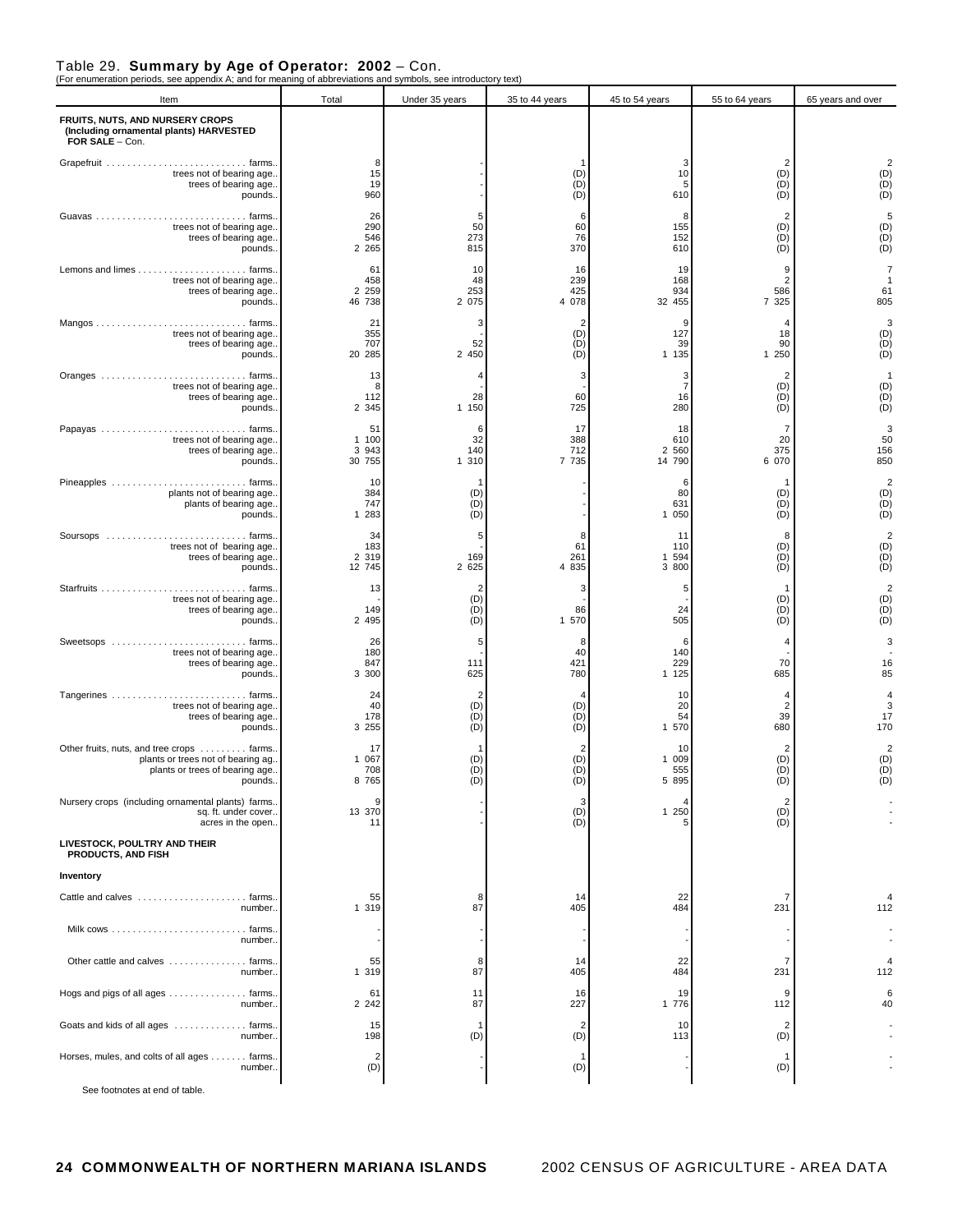# Table 29. Summary by Age of Operator: 2002 – Con.

(For enumeration periods, see appendix A; and for meaning of abbreviations and symbols, see introductory text)

| Item | Total | Under 35 years | 35 to 44 years | 45 to 54 years | 55 to 64 years | 65 years and over |
|---|---|---|---|---|---|---|
| **FRUITS, NUTS, AND NURSERY CROPS (Including ornamental plants) HARVESTED FOR SALE** – Con. | | | | | | |
| Grapefruit . . . . . . . . . . farms.. | 8 | - | 1 | 3 | 2 | 2 |
| trees not of bearing age.. | 15 | - | (D) | 10 | (D) | (D) |
| trees of bearing age.. | 19 | - | (D) | 5 | (D) | (D) |
| pounds.. | 960 | - | (D) | 610 | (D) | (D) |
| Guavas . . . . . . . . . . farms.. | 26 | 5 | 6 | 8 | 2 | 5 |
| trees not of bearing age.. | 290 | 50 | 60 | 155 | (D) | (D) |
| trees of bearing age.. | 546 | 273 | 76 | 152 | (D) | (D) |
| pounds.. | 2 265 | 815 | 370 | 610 | (D) | (D) |
| Lemons and limes . . . . . . . . . . farms.. | 61 | 10 | 16 | 19 | 9 | 7 |
| trees not of bearing age.. | 458 | 48 | 239 | 168 | 2 | 1 |
| trees of bearing age.. | 2 259 | 253 | 425 | 934 | 586 | 61 |
| pounds.. | 46 738 | 2 075 | 4 078 | 32 455 | 7 325 | 805 |
| Mangos . . . . . . . . . . farms.. | 21 | 3 | 2 | 9 | 4 | 3 |
| trees not of bearing age.. | 355 | - | (D) | 127 | 18 | (D) |
| trees of bearing age.. | 707 | 52 | (D) | 39 | 90 | (D) |
| pounds.. | 20 285 | 2 450 | (D) | 1 135 | 1 250 | (D) |
| Oranges . . . . . . . . . . farms.. | 13 | 4 | 3 | 3 | 2 | 1 |
| trees not of bearing age.. | 8 | - | - | 7 | (D) | (D) |
| trees of bearing age.. | 112 | 28 | 60 | 16 | (D) | (D) |
| pounds.. | 2 345 | 1 150 | 725 | 280 | (D) | (D) |
| Papayas . . . . . . . . . . farms.. | 51 | 6 | 17 | 18 | 7 | 3 |
| trees not of bearing age.. | 1 100 | 32 | 388 | 610 | 20 | 50 |
| trees of bearing age.. | 3 943 | 140 | 712 | 2 560 | 375 | 156 |
| pounds.. | 30 755 | 1 310 | 7 735 | 14 790 | 6 070 | 850 |
| Pineapples . . . . . . . . . . farms.. | 10 | 1 | - | 6 | 1 | 2 |
| plants not of bearing age.. | 384 | (D) | - | 80 | (D) | (D) |
| plants of bearing age.. | 747 | (D) | - | 631 | (D) | (D) |
| pounds.. | 1 283 | (D) | - | 1 050 | (D) | (D) |
| Soursops . . . . . . . . . . farms.. | 34 | 5 | 8 | 11 | 8 | 2 |
| trees not of bearing age.. | 183 | - | 61 | 110 | (D) | (D) |
| trees of bearing age.. | 2 319 | 169 | 261 | 1 594 | (D) | (D) |
| pounds.. | 12 745 | 2 625 | 4 835 | 3 800 | (D) | (D) |
| Starfruits . . . . . . . . . . farms.. | 13 | 2 | 3 | 5 | 1 | 2 |
| trees not of bearing age.. | - | (D) | - | - | (D) | (D) |
| trees of bearing age.. | 149 | (D) | 86 | 24 | (D) | (D) |
| pounds.. | 2 495 | (D) | 1 570 | 505 | (D) | (D) |
| Sweetsops . . . . . . . . . . farms.. | 26 | 5 | 8 | 6 | 4 | 3 |
| trees not of bearing age.. | 180 | - | 40 | 140 | - | - |
| trees of bearing age.. | 847 | 111 | 421 | 229 | 70 | 16 |
| pounds.. | 3 300 | 625 | 780 | 1 125 | 685 | 85 |
| Tangerines . . . . . . . . . . farms.. | 24 | 2 | 4 | 10 | 4 | 4 |
| trees not of bearing age.. | 40 | (D) | (D) | 20 | 2 | 3 |
| trees of bearing age.. | 178 | (D) | (D) | 54 | 39 | 17 |
| pounds.. | 3 255 | (D) | (D) | 1 570 | 680 | 170 |
| Other fruits, nuts, and tree crops . . . . . . . . . farms.. | 17 | 1 | 2 | 10 | 2 | 2 |
| plants or trees not of bearing ag.. | 1 067 | (D) | (D) | 1 009 | (D) | (D) |
| plants or trees of bearing age.. | 708 | (D) | (D) | 555 | (D) | (D) |
| pounds.. | 8 765 | (D) | (D) | 5 895 | (D) | (D) |
| Nursery crops (including ornamental plants) farms.. | 9 | - | 3 | 4 | 2 | - |
| sq. ft. under cover.. | 13 370 | - | (D) | 1 250 | (D) | - |
| acres in the open.. | 11 | - | (D) | 5 | (D) | - |
| **LIVESTOCK, POULTRY AND THEIR PRODUCTS, AND FISH** | | | | | | |
| **Inventory** | | | | | | |
| Cattle and calves . . . . . . . . . . farms.. | 55 | 8 | 14 | 22 | 7 | 4 |
| number.. | 1 319 | 87 | 405 | 484 | 231 | 112 |
| Milk cows . . . . . . . . . . farms.. | - | - | - | - | - | - |
| number.. | - | - | - | - | - | - |
| Other cattle and calves . . . . . . . . . . farms.. | 55 | 8 | 14 | 22 | 7 | 4 |
| number.. | 1 319 | 87 | 405 | 484 | 231 | 112 |
| Hogs and pigs of all ages . . . . . . . . . . farms.. | 61 | 11 | 16 | 19 | 9 | 6 |
| number.. | 2 242 | 87 | 227 | 1 776 | 112 | 40 |
| Goats and kids of all ages . . . . . . . . . . farms.. | 15 | 1 | 2 | 10 | 2 | - |
| number.. | 198 | (D) | (D) | 113 | (D) | - |
| Horses, mules, and colts of all ages . . . . . . . farms.. | 2 | - | 1 | - | 1 | - |
| number.. | (D) | - | (D) | - | (D) | - |

See footnotes at end of table.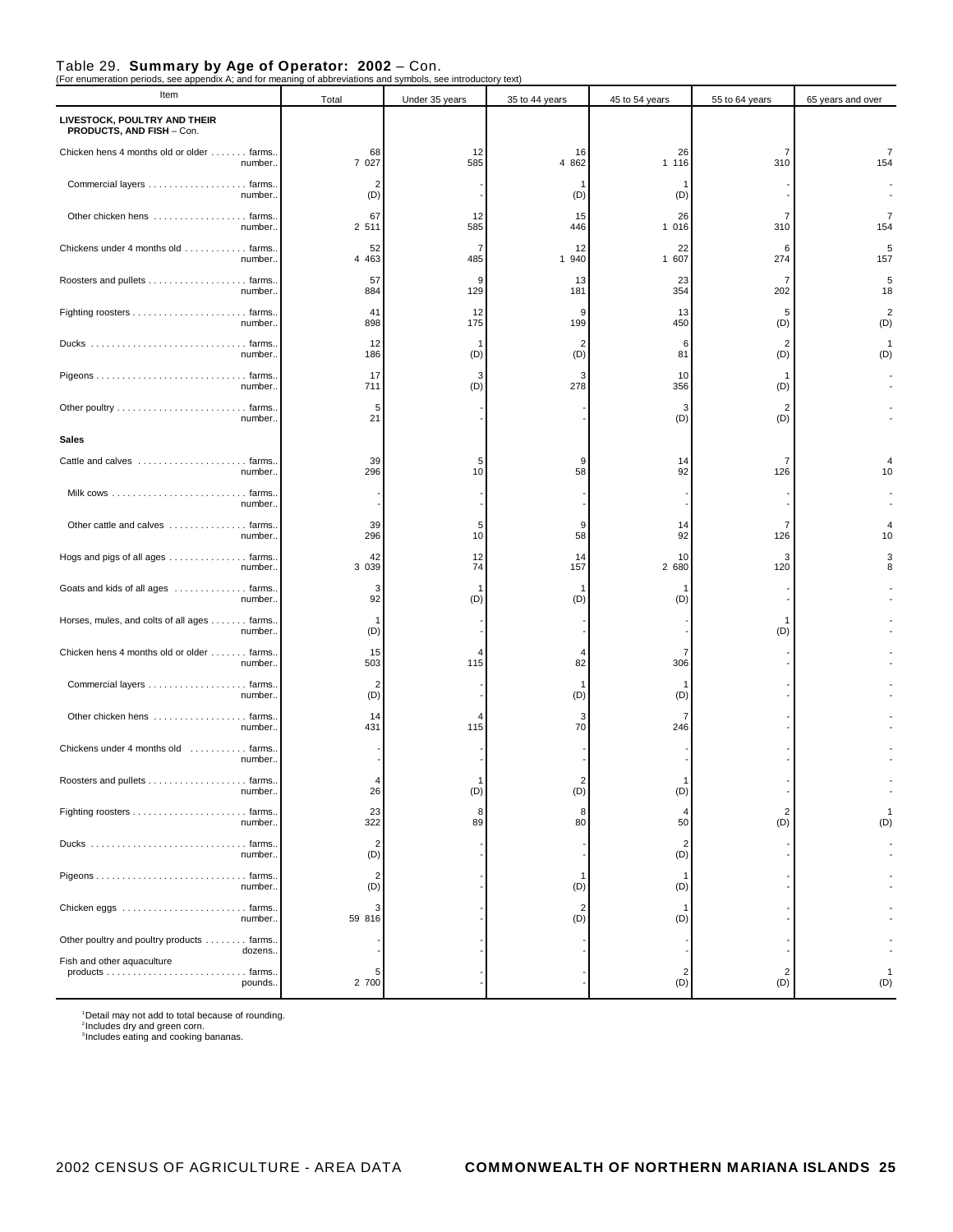Table 29. **Summary by Age of Operator: 2002** – Con.

(For enumeration periods, see appendix A; and for meaning of abbreviations and symbols, see introductory text)

| Item | | Total | Under 35 years | 35 to 44 years | 45 to 54 years | 55 to 64 years | 65 years and over |
|---|---|---|---|---|---|---|---|
| **LIVESTOCK, POULTRY AND THEIR PRODUCTS, AND FISH** – Con. | | | | | | | |
| Chicken hens 4 months old or older | farms.. | 68 | 12 | 16 | 26 | 7 | 7 |
| | number.. | 7 027 | 585 | 4 862 | 1 116 | 310 | 154 |
| Commercial layers | farms.. | 2 | - | 1 | 1 | - | - |
| | number.. | (D) | - | (D) | (D) | - | - |
| Other chicken hens | farms.. | 67 | 12 | 15 | 26 | 7 | 7 |
| | number.. | 2 511 | 585 | 446 | 1 016 | 310 | 154 |
| Chickens under 4 months old | farms.. | 52 | 7 | 12 | 22 | 6 | 5 |
| | number.. | 4 463 | 485 | 1 940 | 1 607 | 274 | 157 |
| Roosters and pullets | farms.. | 57 | 9 | 13 | 23 | 7 | 5 |
| | number.. | 884 | 129 | 181 | 354 | 202 | 18 |
| Fighting roosters | farms.. | 41 | 12 | 9 | 13 | 5 | 2 |
| | number.. | 898 | 175 | 199 | 450 | (D) | (D) |
| Ducks | farms.. | 12 | 1 | 2 | 6 | 2 | 1 |
| | number.. | 186 | (D) | (D) | 81 | (D) | (D) |
| Pigeons | farms.. | 17 | 3 | 3 | 10 | 1 | - |
| | number.. | 711 | (D) | 278 | 356 | (D) | - |
| Other poultry | farms.. | 5 | - | - | 3 | 2 | - |
| | number.. | 21 | - | - | (D) | (D) | - |
| **Sales** | | | | | | | |
| Cattle and calves | farms.. | 39 | 5 | 9 | 14 | 7 | 4 |
| | number.. | 296 | 10 | 58 | 92 | 126 | 10 |
| Milk cows | farms.. | - | - | - | - | - | - |
| | number.. | - | - | - | - | - | - |
| Other cattle and calves | farms.. | 39 | 5 | 9 | 14 | 7 | 4 |
| | number.. | 296 | 10 | 58 | 92 | 126 | 10 |
| Hogs and pigs of all ages | farms.. | 42 | 12 | 14 | 10 | 3 | 3 |
| | number.. | 3 039 | 74 | 157 | 2 680 | 120 | 8 |
| Goats and kids of all ages | farms.. | 3 | 1 | 1 | 1 | - | - |
| | number.. | 92 | (D) | (D) | (D) | - | - |
| Horses, mules, and colts of all ages | farms.. | 1 | - | - | - | 1 | - |
| | number.. | (D) | - | - | - | (D) | - |
| Chicken hens 4 months old or older | farms.. | 15 | 4 | 4 | 7 | - | - |
| | number.. | 503 | 115 | 82 | 306 | - | - |
| Commercial layers | farms.. | 2 | - | 1 | 1 | - | - |
| | number.. | (D) | - | (D) | (D) | - | - |
| Other chicken hens | farms.. | 14 | 4 | 3 | 7 | - | - |
| | number.. | 431 | 115 | 70 | 246 | - | - |
| Chickens under 4 months old | farms.. | - | - | - | - | - | - |
| | number.. | - | - | - | - | - | - |
| Roosters and pullets | farms.. | 4 | 1 | 2 | 1 | - | - |
| | number.. | 26 | (D) | (D) | (D) | - | - |
| Fighting roosters | farms.. | 23 | 8 | 8 | 4 | 2 | 1 |
| | number.. | 322 | 89 | 80 | 50 | (D) | (D) |
| Ducks | farms.. | 2 | - | - | 2 | - | - |
| | number.. | (D) | - | - | (D) | - | - |
| Pigeons | farms.. | 2 | - | 1 | 1 | - | - |
| | number.. | (D) | - | (D) | (D) | - | - |
| Chicken eggs | farms.. | 3 | - | 2 | 1 | - | - |
| | number.. | 59 816 | - | (D) | (D) | - | - |
| Other poultry and poultry products | farms.. | - | - | - | - | - | - |
| | dozens.. | - | - | - | - | - | - |
| Fish and other aquaculture products | farms.. | 5 | - | - | 2 | 2 | 1 |
| | pounds.. | 2 700 | - | - | (D) | (D) | (D) |

[1]Detail may not add to total because of rounding.
[2]Includes dry and green corn.
[3]Includes eating and cooking bananas.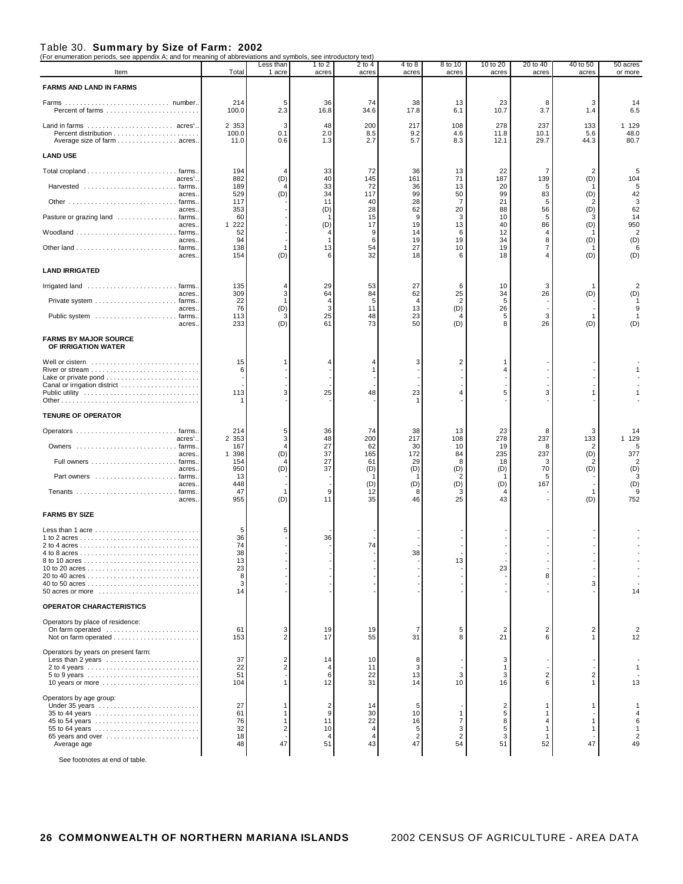# Table 30. Summary by Size of Farm: 2002

(For enumeration periods, see appendix A; and for meaning of abbreviations and symbols, see introductory text)

| Item | Total | Less than 1 acre | 1 to 2 acres | 2 to 4 acres | 4 to 8 acres | 8 to 10 acres | 10 to 20 acres | 20 to 40 acres | 40 to 50 acres | 50 acres or more |
|---|---|---|---|---|---|---|---|---|---|---|
| **FARMS AND LAND IN FARMS** | | | | | | | | | | |
| Farms ... number | 214 | 5 | 36 | 74 | 38 | 13 | 23 | 8 | 3 | 14 |
| Percent of farms | 100.0 | 2.3 | 16.8 | 34.6 | 17.8 | 6.1 | 10.7 | 3.7 | 1.4 | 6.5 |
| Land in farms ... acres[1] | 2 353 | 3 | 48 | 200 | 217 | 108 | 278 | 237 | 133 | 1 129 |
| Percent distribution | 100.0 | 0.1 | 2.0 | 8.5 | 9.2 | 4.6 | 11.8 | 10.1 | 5.6 | 48.0 |
| Average size of farm ... acres | 11.0 | 0.6 | 1.3 | 2.7 | 5.7 | 8.3 | 12.1 | 29.7 | 44.3 | 80.7 |
| **LAND USE** | | | | | | | | | | |
| Total cropland ... farms | 194 | 4 | 33 | 72 | 36 | 13 | 22 | 7 | 2 | 5 |
| acres[1] | 882 | (D) | 40 | 145 | 161 | 71 | 187 | 139 | (D) | 104 |
| Harvested ... farms | 189 | 4 | 33 | 72 | 36 | 13 | 20 | 5 | 1 | 5 |
| acres | 529 | (D) | 34 | 117 | 99 | 50 | 99 | 83 | (D) | 42 |
| Other ... farms | 117 | - | 11 | 40 | 28 | 7 | 21 | 5 | 2 | 3 |
| acres | 353 | - | (D) | 28 | 62 | 20 | 88 | 56 | (D) | 62 |
| Pasture or grazing land ... farms | 60 | - | 1 | 15 | 9 | 3 | 10 | 5 | 3 | 14 |
| acres | 1 222 | - | (D) | 17 | 19 | 13 | 40 | 86 | (D) | 950 |
| Woodland ... farms | 52 | - | 4 | 9 | 14 | 6 | 12 | 4 | 1 | 2 |
| acres | 94 | - | 1 | 6 | 19 | 19 | 34 | 8 | (D) | (D) |
| Other land ... farms | 138 | 1 | 13 | 54 | 27 | 10 | 19 | 7 | 1 | 6 |
| acres | 154 | (D) | 6 | 32 | 18 | 6 | 18 | 4 | (D) | (D) |
| **LAND IRRIGATED** | | | | | | | | | | |
| Irrigated land ... farms | 135 | 4 | 29 | 53 | 27 | 6 | 10 | 3 | 1 | 2 |
| acres | 309 | 3 | 64 | 84 | 62 | 25 | 34 | 26 | (D) | (D) |
| Private system ... farms | 22 | 1 | 4 | 5 | 4 | 2 | 5 | - | - | 1 |
| acres | 76 | (D) | 3 | 11 | 13 | (D) | 26 | - | - | 9 |
| Public system ... farms | 113 | 3 | 25 | 48 | 23 | 4 | 5 | 3 | 1 | 1 |
| acres | 233 | (D) | 61 | 73 | 50 | (D) | 8 | 26 | (D) | (D) |
| **FARMS BY MAJOR SOURCE OF IRRIGATION WATER** | | | | | | | | | | |
| Well or cistern | 15 | 1 | 4 | 4 | 3 | 2 | 1 | - | - | - |
| River or stream | 6 | - | - | 1 | - | - | 4 | - | - | 1 |
| Lake or private pond | - | - | - | - | - | - | - | - | - | - |
| Canal or irrigation district | - | - | - | - | - | - | - | - | - | - |
| Public utility | 113 | 3 | 25 | 48 | 23 | 4 | 5 | 3 | 1 | 1 |
| Other | 1 | - | - | - | 1 | - | - | - | - | - |
| **TENURE OF OPERATOR** | | | | | | | | | | |
| Operators ... farms | 214 | 5 | 36 | 74 | 38 | 13 | 23 | 8 | 3 | 14 |
| acres[1] | 2 353 | 3 | 48 | 200 | 217 | 108 | 278 | 237 | 133 | 1 129 |
| Owners ... farms | 167 | 4 | 27 | 62 | 30 | 10 | 19 | 8 | 2 | 5 |
| acres | 1 398 | (D) | 37 | 165 | 172 | 84 | 235 | 237 | (D) | 377 |
| Full owners ... farms | 154 | 4 | 27 | 61 | 29 | 8 | 18 | 3 | 2 | 2 |
| acres | 950 | (D) | 37 | (D) | (D) | (D) | (D) | 70 | (D) | (D) |
| Part owners ... farms | 13 | - | - | 1 | 1 | 2 | 1 | 5 | - | 3 |
| acres | 448 | - | - | (D) | (D) | (D) | (D) | 167 | - | (D) |
| Tenants ... farms | 47 | 1 | 9 | 12 | 8 | 3 | 4 | - | 1 | 9 |
| acres | 955 | (D) | 11 | 35 | 46 | 25 | 43 | - | (D) | 752 |
| **FARMS BY SIZE** | | | | | | | | | | |
| Less than 1 acre | 5 | 5 | - | - | - | - | - | - | - | - |
| 1 to 2 acres | 36 | - | 36 | - | - | - | - | - | - | - |
| 2 to 4 acres | 74 | - | - | 74 | - | - | - | - | - | - |
| 4 to 8 acres | 38 | - | - | - | 38 | - | - | - | - | - |
| 8 to 10 acres | 13 | - | - | - | - | 13 | - | - | - | - |
| 10 to 20 acres | 23 | - | - | - | - | - | 23 | - | - | - |
| 20 to 40 acres | 8 | - | - | - | - | - | - | 8 | - | - |
| 40 to 50 acres | 3 | - | - | - | - | - | - | - | 3 | - |
| 50 acres or more | 14 | - | - | - | - | - | - | - | - | 14 |
| **OPERATOR CHARACTERISTICS** | | | | | | | | | | |
| Operators by place of residence: | | | | | | | | | | |
| On farm operated | 61 | 3 | 19 | 19 | 7 | 5 | 2 | 2 | 2 | 2 |
| Not on farm operated | 153 | 2 | 17 | 55 | 31 | 8 | 21 | 6 | 1 | 12 |
| Operators by years on present farm: | | | | | | | | | | |
| Less than 2 years | 37 | 2 | 14 | 10 | 8 | - | 3 | - | - | - |
| 2 to 4 years | 22 | 2 | 4 | 11 | 3 | - | 1 | - | - | 1 |
| 5 to 9 years | 51 | - | 6 | 22 | 13 | 3 | 3 | 2 | 2 | - |
| 10 years or more | 104 | 1 | 12 | 31 | 14 | 10 | 16 | 6 | 1 | 13 |
| Operators by age group: | | | | | | | | | | |
| Under 35 years | 27 | 1 | 2 | 14 | 5 | - | 2 | 1 | 1 | 1 |
| 35 to 44 years | 61 | 1 | 9 | 30 | 10 | 1 | 5 | 1 | - | 4 |
| 45 to 54 years | 76 | 1 | 11 | 22 | 16 | 7 | 8 | 4 | 1 | 6 |
| 55 to 64 years | 32 | 2 | 10 | 4 | 5 | 3 | 5 | 1 | 1 | 1 |
| 65 years and over | 18 | - | 4 | 4 | 2 | 2 | 3 | 1 | - | 2 |
| Average age | 48 | 47 | 51 | 43 | 47 | 54 | 51 | 52 | 47 | 49 |

See footnotes at end of table.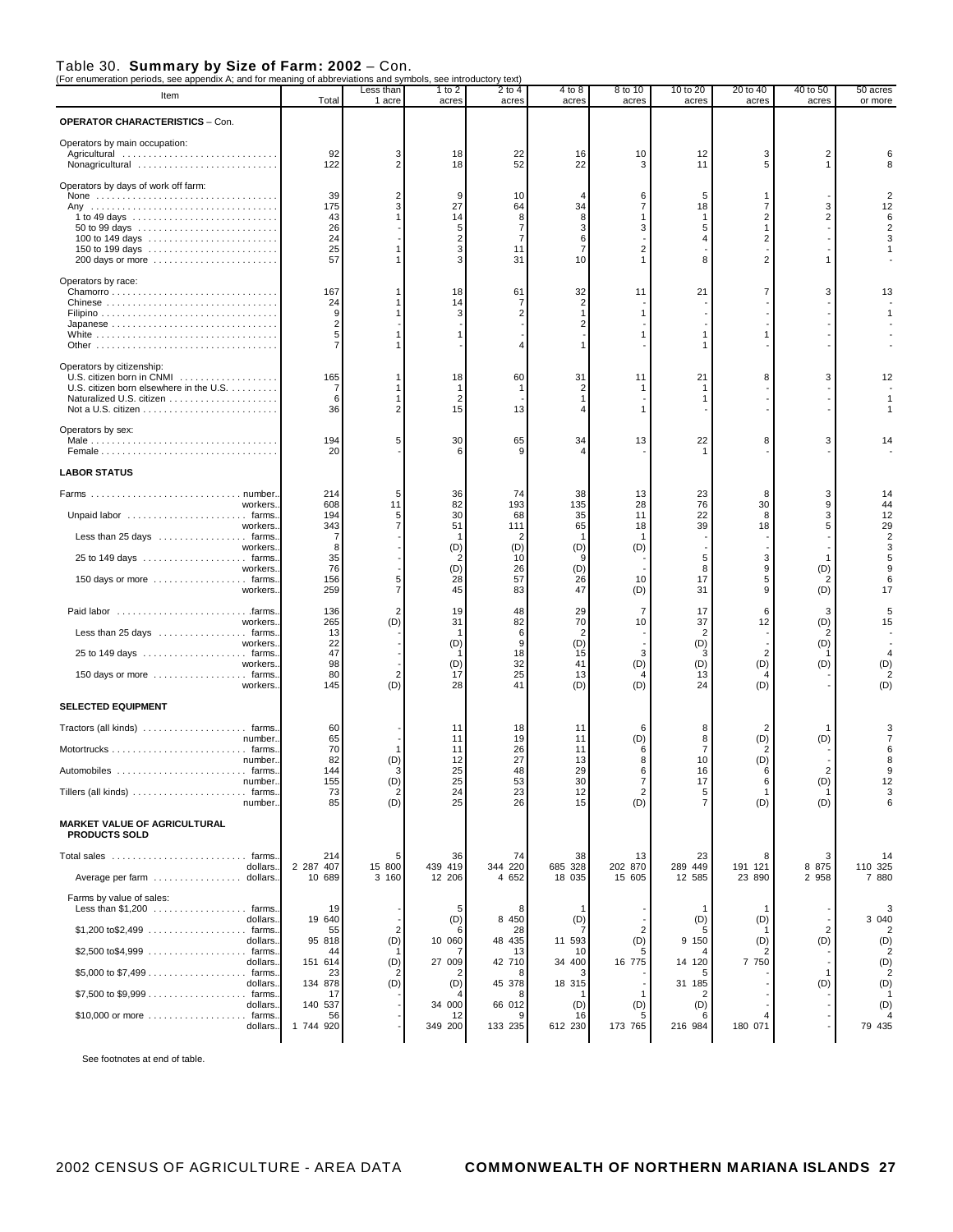# Table 30. **Summary by Size of Farm: 2002** – Con.

(For enumeration periods, see appendix A; and for meaning of abbreviations and symbols, see introductory text)

| Item | Total | Less than 1 acre | 1 to 2 acres | 2 to 4 acres | 4 to 8 acres | 8 to 10 acres | 10 to 20 acres | 20 to 40 acres | 40 to 50 acres | 50 acres or more |
|---|---|---|---|---|---|---|---|---|---|---|
| **OPERATOR CHARACTERISTICS** – Con. | | | | | | | | | | |
| Operators by main occupation: | | | | | | | | | | |
| Agricultural | 92 | 3 | 18 | 22 | 16 | 10 | 12 | 3 | 2 | 6 |
| Nonagricultural | 122 | 2 | 18 | 52 | 22 | 3 | 11 | 5 | 1 | 8 |
| Operators by days of work off farm: | | | | | | | | | | |
| None | 39 | 2 | 9 | 10 | 4 | 6 | 5 | 1 | - | 2 |
| Any | 175 | 3 | 27 | 64 | 34 | 7 | 18 | 7 | 3 | 12 |
| 1 to 49 days | 43 | 1 | 14 | 8 | 8 | 1 | 1 | 2 | 2 | 6 |
| 50 to 99 days | 26 | - | 5 | 7 | 3 | 3 | 5 | 1 | - | 2 |
| 100 to 149 days | 24 | - | 2 | 7 | 6 | - | 4 | 2 | - | 3 |
| 150 to 199 days | 25 | 1 | 3 | 11 | 7 | 2 | - | - | - | 1 |
| 200 days or more | 57 | 1 | 3 | 31 | 10 | 1 | 8 | 2 | 1 | - |
| Operators by race: | | | | | | | | | | |
| Chamorro | 167 | 1 | 18 | 61 | 32 | 11 | 21 | 7 | 3 | 13 |
| Chinese | 24 | 1 | 14 | 7 | 2 | - | - | - | - | - |
| Filipino | 9 | 1 | 3 | 2 | 1 | 1 | - | - | - | 1 |
| Japanese | 2 | - | - | - | 2 | - | - | - | - | - |
| White | 5 | 1 | 1 | - | - | 1 | 1 | 1 | - | - |
| Other | 7 | 1 | - | 4 | 1 | - | 1 | - | - | - |
| Operators by citizenship: | | | | | | | | | | |
| U.S. citizen born in CNMI | 165 | 1 | 18 | 60 | 31 | 11 | 21 | 8 | 3 | 12 |
| U.S. citizen born elsewhere in the U.S. | 7 | 1 | 1 | 1 | 2 | 1 | 1 | - | - | - |
| Naturalized U.S. citizen | 6 | 1 | 2 | - | 1 | - | 1 | - | - | 1 |
| Not a U.S. citizen | 36 | 2 | 15 | 13 | 4 | 1 | - | - | - | 1 |
| Operators by sex: | | | | | | | | | | |
| Male | 194 | 5 | 30 | 65 | 34 | 13 | 22 | 8 | 3 | 14 |
| Female | 20 | - | 6 | 9 | 4 | - | 1 | - | - | - |
| **LABOR STATUS** | | | | | | | | | | |
| Farms ... number | 214 | 5 | 36 | 74 | 38 | 13 | 23 | 8 | 3 | 14 |
| workers | 608 | 11 | 82 | 193 | 135 | 28 | 76 | 30 | 9 | 44 |
| Unpaid labor ... farms | 194 | 5 | 30 | 68 | 35 | 11 | 22 | 8 | 3 | 12 |
| workers | 343 | 7 | 51 | 111 | 65 | 18 | 39 | 18 | 5 | 29 |
| Less than 25 days ... farms | 7 | - | 1 | 2 | 1 | 1 | - | - | - | 2 |
| workers | 8 | - | (D) | (D) | (D) | (D) | - | - | - | 3 |
| 25 to 149 days ... farms | 35 | - | 2 | 10 | 9 | - | 5 | 3 | 1 | 5 |
| workers | 76 | - | (D) | 26 | (D) | - | 8 | 9 | (D) | 9 |
| 150 days or more ... farms | 156 | 5 | 28 | 57 | 26 | 10 | 17 | 5 | 2 | 6 |
| workers | 259 | 7 | 45 | 83 | 47 | (D) | 31 | 9 | (D) | 17 |
| Paid labor ... farms | 136 | 2 | 19 | 48 | 29 | 7 | 17 | 6 | 3 | 5 |
| workers | 265 | (D) | 31 | 82 | 70 | 10 | 37 | 12 | (D) | 15 |
| Less than 25 days ... farms | 13 | - | 1 | 6 | 2 | - | 2 | - | 2 | - |
| workers | 22 | - | (D) | 9 | (D) | - | (D) | - | (D) | - |
| 25 to 149 days ... farms | 47 | - | 1 | 18 | 15 | 3 | 3 | 2 | 1 | 4 |
| workers | 98 | - | (D) | 32 | 41 | (D) | (D) | (D) | (D) | (D) |
| 150 days or more ... farms | 80 | 2 | 17 | 25 | 13 | 4 | 13 | 4 | - | 2 |
| workers | 145 | (D) | 28 | 41 | (D) | (D) | 24 | (D) | - | (D) |
| **SELECTED EQUIPMENT** | | | | | | | | | | |
| Tractors (all kinds) ... farms | 60 | - | 11 | 18 | 11 | 6 | 8 | 2 | 1 | 3 |
| number | 65 | - | 11 | 19 | 11 | (D) | 8 | (D) | (D) | 7 |
| Motortrucks ... farms | 70 | 1 | 11 | 26 | 11 | 6 | 7 | 2 | - | 6 |
| number | 82 | (D) | 12 | 27 | 13 | 8 | 10 | (D) | - | 8 |
| Automobiles ... farms | 144 | 3 | 25 | 48 | 29 | 6 | 16 | 6 | 2 | 9 |
| number | 155 | (D) | 25 | 53 | 30 | 7 | 17 | 6 | (D) | 12 |
| Tillers (all kinds) ... farms | 73 | 2 | 24 | 23 | 12 | 2 | 5 | 1 | 1 | 3 |
| number | 85 | (D) | 25 | 26 | 15 | (D) | 7 | (D) | (D) | 6 |
| **MARKET VALUE OF AGRICULTURAL PRODUCTS SOLD** | | | | | | | | | | |
| Total sales ... farms | 214 | 5 | 36 | 74 | 38 | 13 | 23 | 8 | 3 | 14 |
| dollars | 2 287 407 | 15 800 | 439 419 | 344 220 | 685 328 | 202 870 | 289 449 | 191 121 | 8 875 | 110 325 |
| Average per farm ... dollars | 10 689 | 3 160 | 12 206 | 4 652 | 18 035 | 15 605 | 12 585 | 23 890 | 2 958 | 7 880 |
| Farms by value of sales: | | | | | | | | | | |
| Less than $1,200 ... farms | 19 | - | 5 | 8 | 1 | - | 1 | 1 | - | 3 |
| dollars | 19 640 | - | (D) | 8 450 | (D) | - | (D) | (D) | - | 3 040 |
| $1,200 to$2,499 ... farms | 55 | 2 | 6 | 28 | 7 | 2 | 5 | 1 | 2 | 2 |
| dollars | 95 818 | (D) | 10 060 | 48 435 | 11 593 | (D) | 9 150 | (D) | (D) | (D) |
| $2,500 to$4,999 ... farms | 44 | 1 | 7 | 13 | 10 | 5 | 4 | 2 | - | 2 |
| dollars | 151 614 | (D) | 27 009 | 42 710 | 34 400 | 16 775 | 14 120 | 7 750 | - | (D) |
| $5,000 to $7,499 ... farms | 23 | 2 | 2 | 8 | 3 | - | 5 | - | 1 | 2 |
| dollars | 134 878 | (D) | (D) | 45 378 | 18 315 | - | 31 185 | - | (D) | (D) |
| $7,500 to $9,999 ... farms | 17 | - | 4 | 8 | 1 | 1 | 2 | - | - | 1 |
| dollars | 140 537 | - | 34 000 | 66 012 | (D) | (D) | (D) | - | - | (D) |
| $10,000 or more ... farms | 56 | - | 12 | 9 | 16 | 5 | 6 | 4 | - | 4 |
| dollars | 1 744 920 | - | 349 200 | 133 235 | 612 230 | 173 765 | 216 984 | 180 071 | - | 79 435 |

See footnotes at end of table.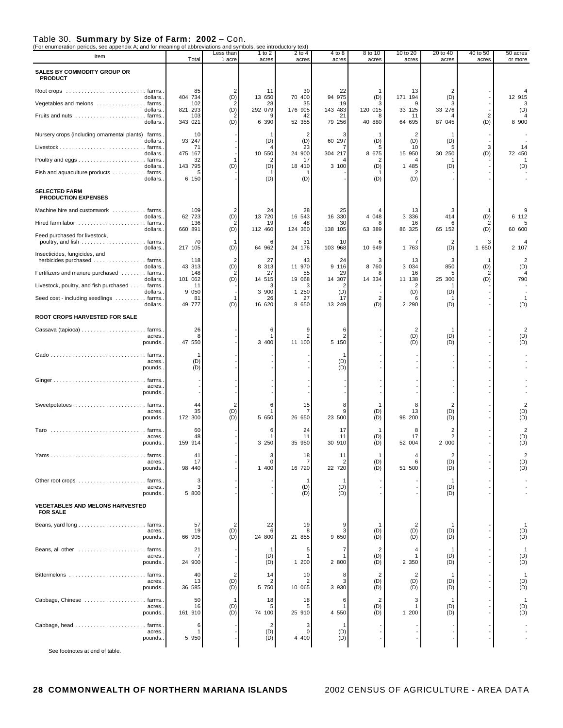# Table 30. Summary by Size of Farm: 2002 – Con.

(For enumeration periods, see appendix A; and for meaning of abbreviations and symbols, see introductory text)

| Item | | Total | Less than 1 acre | 1 to 2 acres | 2 to 4 acres | 4 to 8 acres | 8 to 10 acres | 10 to 20 acres | 20 to 40 acres | 40 to 50 acres | 50 acres or more |
|---|---|---|---|---|---|---|---|---|---|---|---|
| **SALES BY COMMODITY GROUP OR PRODUCT** | | | | | | | | | | | |
| Root crops | farms.. | 85 | 2 | 11 | 30 | 22 | 1 | 13 | 2 | - | 4 |
| | dollars.. | 404 734 | (D) | 13 650 | 70 400 | 94 975 | (D) | 171 194 | (D) | - | 12 915 |
| Vegetables and melons | farms.. | 102 | 2 | 28 | 35 | 19 | 3 | 9 | 3 | - | 3 |
| | dollars.. | 821 293 | (D) | 292 079 | 176 905 | 143 483 | 120 015 | 33 125 | 33 276 | - | (D) |
| Fruits and nuts | farms.. | 103 | 2 | 9 | 42 | 21 | 8 | 11 | 4 | 2 | 4 |
| | dollars.. | 343 021 | (D) | 6 390 | 52 355 | 79 256 | 40 880 | 64 695 | 87 045 | (D) | 8 900 |
| Nursery crops (including ornamental plants) | farms.. | 10 | - | 1 | 2 | 3 | 1 | 2 | 1 | - | - |
| | dollars.. | 93 247 | - | (D) | (D) | 60 297 | (D) | (D) | (D) | - | - |
| Livestock | farms.. | 71 | - | 4 | 23 | 7 | 5 | 10 | 5 | 3 | 14 |
| | dollars.. | 475 167 | - | 10 550 | 24 900 | 304 217 | 8 675 | 15 950 | 30 250 | (D) | 72 450 |
| Poultry and eggs | farms.. | 32 | 1 | 2 | 17 | 4 | 2 | 4 | 1 | - | 1 |
| | dollars.. | 143 795 | (D) | (D) | 18 410 | 3 100 | (D) | 1 485 | (D) | - | (D) |
| Fish and aquaculture products | farms.. | 5 | - | 1 | 1 | - | 1 | 2 | - | - | - |
| | dollars.. | 6 150 | - | (D) | (D) | - | (D) | (D) | - | - | - |
| **SELECTED FARM PRODUCTION EXPENSES** | | | | | | | | | | | |
| Machine hire and customwork | farms.. | 109 | 2 | 24 | 28 | 25 | 4 | 13 | 3 | 1 | 9 |
| | dollars.. | 62 723 | (D) | 13 720 | 16 543 | 16 330 | 4 048 | 3 336 | 414 | (D) | 6 112 |
| Hired farm labor | farms.. | 136 | 2 | 19 | 48 | 30 | 8 | 16 | 6 | 2 | 5 |
| | dollars.. | 660 891 | (D) | 112 460 | 124 360 | 138 105 | 63 389 | 86 325 | 65 152 | (D) | 60 600 |
| Feed purchased for livestock, poultry, and fish | farms.. | 70 | 1 | 6 | 31 | 10 | 6 | 7 | 2 | 3 | 4 |
| | dollars.. | 217 105 | (D) | 64 962 | 24 176 | 103 968 | 10 649 | 1 763 | (D) | 1 650 | 2 107 |
| Insecticides, fungicides, and herbicides purchased | farms.. | 118 | 2 | 27 | 43 | 24 | 3 | 13 | 3 | 1 | 2 |
| | dollars.. | 43 313 | (D) | 8 313 | 11 970 | 9 116 | 8 760 | 3 034 | 850 | (D) | (D) |
| Fertilizers and manure purchased | farms.. | 148 | 2 | 27 | 55 | 29 | 8 | 16 | 5 | 2 | 4 |
| | dollars.. | 101 062 | (D) | 14 515 | 19 068 | 14 307 | 14 334 | 11 138 | 25 300 | (D) | 790 |
| Livestock, poultry, and fish purchased | farms.. | 11 | - | 3 | 3 | 2 | - | 2 | 1 | - | - |
| | dollars.. | 9 050 | - | 3 900 | 1 250 | (D) | - | (D) | (D) | - | - |
| Seed cost - including seedlings | farms.. | 81 | 1 | 26 | 27 | 17 | 2 | 6 | 1 | - | 1 |
| | dollars.. | 49 777 | (D) | 16 620 | 8 650 | 13 249 | (D) | 2 290 | (D) | - | (D) |
| **ROOT CROPS HARVESTED FOR SALE** | | | | | | | | | | | |
| Cassava (tapioca) | farms.. | 26 | - | 6 | 9 | 6 | - | 2 | 1 | - | 2 |
| | acres.. | 8 | - | 1 | 2 | 2 | - | (D) | (D) | - | (D) |
| | pounds.. | 47 550 | - | 3 400 | 11 100 | 5 150 | - | (D) | (D) | - | (D) |
| Gado | farms.. | 1 | - | - | - | 1 | - | - | - | - | - |
| | acres.. | (D) | - | - | - | (D) | - | - | - | - | - |
| | pounds.. | (D) | - | - | - | (D) | - | - | - | - | - |
| Ginger | farms.. | - | - | - | - | - | - | - | - | - | - |
| | acres.. | - | - | - | - | - | - | - | - | - | - |
| | pounds.. | - | - | - | - | - | - | - | - | - | - |
| Sweetpotatoes | farms.. | 44 | 2 | 6 | 15 | 8 | 1 | 8 | 2 | - | 2 |
| | acres.. | 35 | (D) | 1 | 7 | 9 | (D) | 13 | (D) | - | (D) |
| | pounds.. | 172 300 | (D) | 5 650 | 26 650 | 23 500 | (D) | 98 200 | (D) | - | (D) |
| Taro | farms.. | 60 | - | 6 | 24 | 17 | 1 | 8 | 2 | - | 2 |
| | acres.. | 48 | - | 1 | 11 | 11 | (D) | 17 | 2 | - | (D) |
| | pounds.. | 159 914 | - | 3 250 | 35 950 | 30 910 | (D) | 52 004 | 2 000 | - | (D) |
| Yams | farms.. | 41 | - | 3 | 18 | 11 | 1 | 4 | 2 | - | 2 |
| | acres.. | 17 | - | 0 | 7 | 2 | (D) | 6 | (D) | - | (D) |
| | pounds.. | 98 440 | - | 1 400 | 16 720 | 22 720 | (D) | 51 500 | (D) | - | (D) |
| Other root crops | farms.. | 3 | - | - | 1 | 1 | - | - | 1 | - | - |
| | acres.. | 3 | - | - | (D) | (D) | - | - | (D) | - | - |
| | pounds.. | 5 800 | - | - | (D) | (D) | - | - | (D) | - | - |
| **VEGETABLES AND MELONS HARVESTED FOR SALE** | | | | | | | | | | | |
| Beans, yard long | farms.. | 57 | 2 | 22 | 19 | 9 | 1 | 2 | 1 | - | 1 |
| | acres.. | 19 | (D) | 6 | 8 | 3 | (D) | (D) | (D) | - | (D) |
| | pounds.. | 66 905 | (D) | 24 800 | 21 855 | 9 650 | (D) | (D) | (D) | - | (D) |
| Beans, all other | farms.. | 21 | - | 1 | 5 | 7 | 2 | 4 | 1 | - | 1 |
| | acres.. | 7 | - | (D) | 1 | 1 | (D) | 1 | (D) | - | (D) |
| | pounds.. | 24 900 | - | (D) | 1 200 | 2 800 | (D) | 2 350 | (D) | - | (D) |
| Bittermelons | farms.. | 40 | 2 | 14 | 10 | 8 | 2 | 2 | 1 | - | 1 |
| | acres.. | 13 | (D) | 2 | 2 | 3 | (D) | (D) | (D) | - | (D) |
| | pounds.. | 36 585 | (D) | 5 750 | 10 065 | 3 930 | (D) | (D) | (D) | - | (D) |
| Cabbage, Chinese | farms.. | 50 | 1 | 18 | 18 | 6 | 2 | 3 | 1 | - | 1 |
| | acres.. | 16 | (D) | 5 | 5 | 1 | (D) | 1 | (D) | - | (D) |
| | pounds.. | 161 910 | (D) | 74 100 | 25 910 | 4 550 | (D) | 1 200 | (D) | - | (D) |
| Cabbage, head | farms.. | 6 | - | 2 | 3 | 1 | - | - | - | - | - |
| | acres.. | 1 | - | (D) | 0 | (D) | - | - | - | - | - |
| | pounds.. | 5 950 | - | (D) | 4 400 | (D) | - | - | - | - | - |

See footnotes at end of table.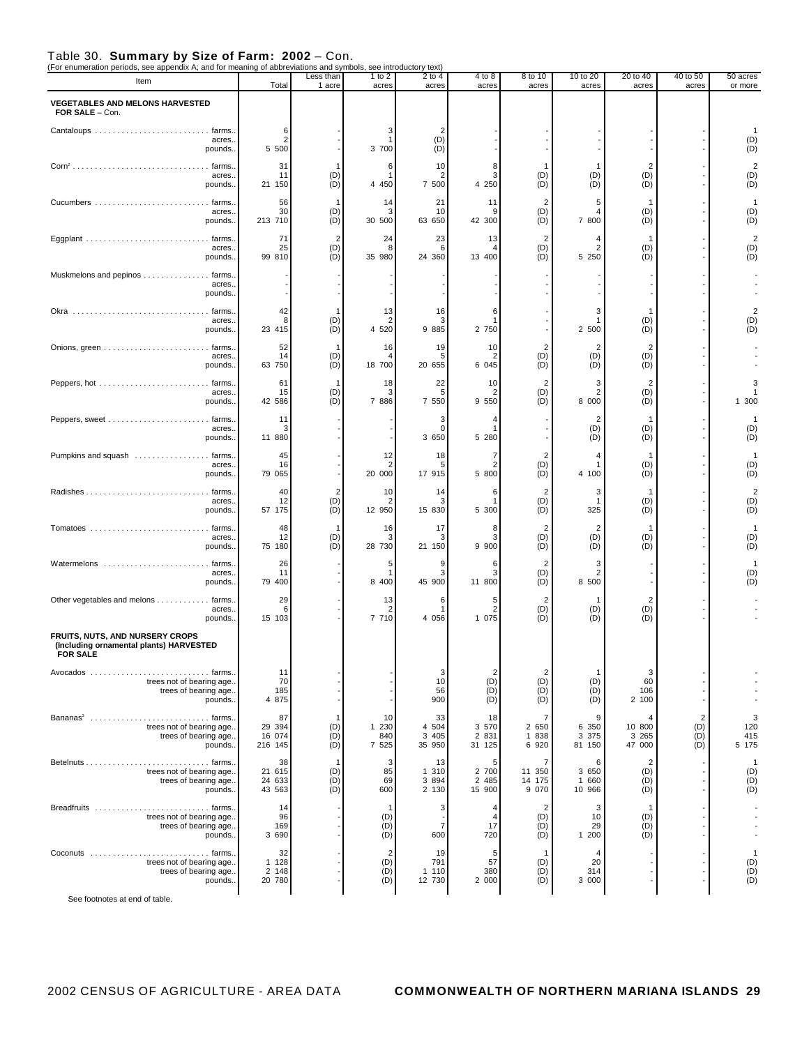# Table 30. **Summary by Size of Farm: 2002** – Con.

(For enumeration periods, see appendix A; and for meaning of abbreviations and symbols, see introductory text)

| Item | Total | Less than 1 acre | 1 to 2 acres | 2 to 4 acres | 4 to 8 acres | 8 to 10 acres | 10 to 20 acres | 20 to 40 acres | 40 to 50 acres | 50 acres or more |
|---|---|---|---|---|---|---|---|---|---|---|
| **VEGETABLES AND MELONS HARVESTED FOR SALE** – Con. | | | | | | | | | | |
| Cantaloups . . . farms.. | 6 | - | 3 | 2 | - | - | - | - | - | 1 |
| acres.. | 2 | - | 1 | (D) | - | - | - | - | - | (D) |
| pounds.. | 5 500 | - | 3 700 | (D) | - | - | - | - | - | (D) |
| Corn[2] . . . farms.. | 31 | 1 | 6 | 10 | 8 | 1 | 1 | 2 | - | 2 |
| acres.. | 11 | (D) | 1 | 2 | 3 | (D) | (D) | (D) | - | (D) |
| pounds.. | 21 150 | (D) | 4 450 | 7 500 | 4 250 | (D) | (D) | (D) | - | (D) |
| Cucumbers . . . farms.. | 56 | 1 | 14 | 21 | 11 | 2 | 5 | 1 | - | 1 |
| acres.. | 30 | (D) | 3 | 10 | 9 | (D) | 4 | (D) | - | (D) |
| pounds.. | 213 710 | (D) | 30 500 | 63 650 | 42 300 | (D) | 7 800 | (D) | - | (D) |
| Eggplant . . . farms.. | 71 | 2 | 24 | 23 | 13 | 2 | 4 | 1 | - | 2 |
| acres.. | 25 | (D) | 8 | 6 | 4 | (D) | 2 | (D) | - | (D) |
| pounds.. | 99 810 | (D) | 35 980 | 24 360 | 13 400 | (D) | 5 250 | (D) | - | (D) |
| Muskmelons and pepinos . . . farms.. | - | - | - | - | - | - | - | - | - | - |
| acres.. | - | - | - | - | - | - | - | - | - | - |
| pounds.. | - | - | - | - | - | - | - | - | - | - |
| Okra . . . farms.. | 42 | 1 | 13 | 16 | 6 | - | 3 | 1 | - | 2 |
| acres.. | 8 | (D) | 2 | 3 | 1 | - | 1 | (D) | - | (D) |
| pounds.. | 23 415 | (D) | 4 520 | 9 885 | 2 750 | - | 2 500 | (D) | - | (D) |
| Onions, green . . . farms.. | 52 | 1 | 16 | 19 | 10 | 2 | 2 | 2 | - | - |
| acres.. | 14 | (D) | 4 | 5 | 2 | (D) | (D) | (D) | - | - |
| pounds.. | 63 750 | (D) | 18 700 | 20 655 | 6 045 | (D) | (D) | (D) | - | - |
| Peppers, hot . . . farms.. | 61 | 1 | 18 | 22 | 10 | 2 | 3 | 2 | - | 3 |
| acres.. | 15 | (D) | 3 | 5 | 2 | (D) | 2 | (D) | - | 1 |
| pounds.. | 42 586 | (D) | 7 886 | 7 550 | 9 550 | (D) | 8 000 | (D) | - | 1 300 |
| Peppers, sweet . . . farms.. | 11 | - | - | 3 | 4 | - | 2 | 1 | - | 1 |
| acres.. | 3 | - | - | 0 | 1 | - | (D) | (D) | - | (D) |
| pounds.. | 11 880 | - | - | 3 650 | 5 280 | - | (D) | (D) | - | (D) |
| Pumpkins and squash . . . farms.. | 45 | - | 12 | 18 | 7 | 2 | 4 | 1 | - | 1 |
| acres.. | 16 | - | 2 | 5 | 2 | (D) | 1 | (D) | - | (D) |
| pounds.. | 79 065 | - | 20 000 | 17 915 | 5 800 | (D) | 4 100 | (D) | - | (D) |
| Radishes . . . farms.. | 40 | 2 | 10 | 14 | 6 | 2 | 3 | 1 | - | 2 |
| acres.. | 12 | (D) | 2 | 3 | 1 | (D) | 1 | (D) | - | (D) |
| pounds.. | 57 175 | (D) | 12 950 | 15 830 | 5 300 | (D) | 325 | (D) | - | (D) |
| Tomatoes . . . farms.. | 48 | 1 | 16 | 17 | 8 | 2 | 2 | 1 | - | 1 |
| acres.. | 12 | (D) | 3 | 3 | 3 | (D) | (D) | (D) | - | (D) |
| pounds.. | 75 180 | (D) | 28 730 | 21 150 | 9 900 | (D) | (D) | (D) | - | (D) |
| Watermelons . . . farms.. | 26 | - | 5 | 9 | 6 | 2 | 3 | - | - | 1 |
| acres.. | 11 | - | 1 | 3 | 3 | (D) | 2 | - | - | (D) |
| pounds.. | 79 400 | - | 8 400 | 45 900 | 11 800 | (D) | 8 500 | - | - | (D) |
| Other vegetables and melons . . . farms.. | 29 | - | 13 | 6 | 5 | 2 | 1 | 2 | - | - |
| acres.. | 6 | - | 2 | 1 | 2 | (D) | (D) | (D) | - | - |
| pounds.. | 15 103 | - | 7 710 | 4 056 | 1 075 | (D) | (D) | (D) | - | - |
| **FRUITS, NUTS, AND NURSERY CROPS (Including ornamental plants) HARVESTED FOR SALE** | | | | | | | | | | |
| Avocados . . . farms.. | 11 | - | - | 3 | 2 | 2 | 1 | 3 | - | - |
| trees not of bearing age.. | 70 | - | - | 10 | (D) | (D) | (D) | 60 | - | - |
| trees of bearing age.. | 185 | - | - | 56 | (D) | (D) | (D) | 106 | - | - |
| pounds.. | 4 875 | - | - | 900 | (D) | (D) | (D) | 2 100 | - | - |
| Bananas[3] . . . farms.. | 87 | 1 | 10 | 33 | 18 | 7 | 9 | 4 | 2 | 3 |
| trees not of bearing age.. | 29 394 | (D) | 1 230 | 4 504 | 3 570 | 2 650 | 6 350 | 10 800 | (D) | 120 |
| trees of bearing age.. | 16 074 | (D) | 840 | 3 405 | 2 831 | 1 838 | 3 375 | 3 265 | (D) | 415 |
| pounds.. | 216 145 | (D) | 7 525 | 35 950 | 31 125 | 6 920 | 81 150 | 47 000 | (D) | 5 175 |
| Betelnuts . . . farms.. | 38 | 1 | 3 | 13 | 5 | 7 | 6 | 2 | - | 1 |
| trees not of bearing age.. | 21 615 | (D) | 85 | 1 310 | 2 700 | 11 350 | 3 650 | (D) | - | (D) |
| trees of bearing age.. | 24 633 | (D) | 69 | 3 894 | 2 485 | 14 175 | 1 660 | (D) | - | (D) |
| pounds.. | 43 563 | (D) | 600 | 2 130 | 15 900 | 9 070 | 10 966 | (D) | - | (D) |
| Breadfruits . . . farms.. | 14 | - | 1 | 3 | 4 | 2 | 3 | 1 | - | - |
| trees not of bearing age.. | 96 | - | (D) | - | 4 | (D) | 10 | (D) | - | - |
| trees of bearing age.. | 169 | - | (D) | 7 | 17 | (D) | 29 | (D) | - | - |
| pounds.. | 3 690 | - | (D) | 600 | 720 | (D) | 1 200 | (D) | - | - |
| Coconuts . . . farms.. | 32 | - | 2 | 19 | 5 | 1 | 4 | - | - | 1 |
| trees not of bearing age.. | 1 128 | - | (D) | 791 | 57 | (D) | 20 | - | - | (D) |
| trees of bearing age.. | 2 148 | - | (D) | 1 110 | 380 | (D) | 314 | - | - | (D) |
| pounds.. | 20 780 | - | (D) | 12 730 | 2 000 | (D) | 3 000 | - | - | (D) |

See footnotes at end of table.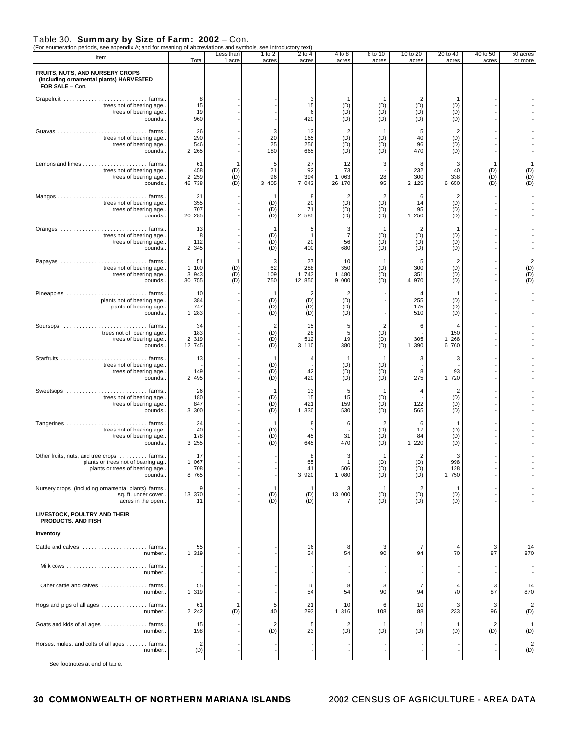# Table 30. **Summary by Size of Farm: 2002** – Con.

(For enumeration periods, see appendix A; and for meaning of abbreviations and symbols, see introductory text)

| Item | Total | Less than 1 acre | 1 to 2 acres | 2 to 4 acres | 4 to 8 acres | 8 to 10 acres | 10 to 20 acres | 20 to 40 acres | 40 to 50 acres | 50 acres or more |
|---|---|---|---|---|---|---|---|---|---|---|
| **FRUITS, NUTS, AND NURSERY CROPS (Including ornamental plants) HARVESTED FOR SALE** – Con. | | | | | | | | | | |
| Grapefruit . . . . . . . . . . . . . . . . . . . . . . . . . . farms.. | 8 | - | - | 3 | 1 | 1 | 2 | 1 | - | - |
| trees not of bearing age.. | 15 | - | - | 15 | (D) | (D) | (D) | (D) | - | - |
| trees of bearing age.. | 19 | - | - | 6 | (D) | (D) | (D) | (D) | - | - |
| pounds.. | 960 | - | - | 420 | (D) | (D) | (D) | (D) | - | - |
| Guavas . . . . . . . . . . . . . . . . . . . . . . . . . . . . farms.. | 26 | - | 3 | 13 | 2 | 1 | 5 | 2 | - | - |
| trees not of bearing age.. | 290 | - | 20 | 165 | (D) | (D) | 40 | (D) | - | - |
| trees of bearing age.. | 546 | - | 25 | 256 | (D) | (D) | 96 | (D) | - | - |
| pounds.. | 2 265 | - | 180 | 665 | (D) | (D) | 470 | (D) | - | - |
| Lemons and limes . . . . . . . . . . . . . . . . . . . . farms.. | 61 | 1 | 5 | 27 | 12 | 3 | 8 | 3 | 1 | 1 |
| trees not of bearing age.. | 458 | (D) | 21 | 92 | 73 | - | 232 | 40 | (D) | (D) |
| trees of bearing age.. | 2 259 | (D) | 96 | 394 | 1 063 | 28 | 300 | 338 | (D) | (D) |
| pounds.. | 46 738 | (D) | 3 405 | 7 043 | 26 170 | 95 | 2 125 | 6 650 | (D) | (D) |
| Mangos . . . . . . . . . . . . . . . . . . . . . . . . . . . . farms.. | 21 | - | 1 | 8 | 2 | 2 | 6 | 2 | - | - |
| trees not of bearing age.. | 355 | - | (D) | 20 | (D) | (D) | 14 | (D) | - | - |
| trees of bearing age.. | 707 | - | (D) | 71 | (D) | (D) | 95 | (D) | - | - |
| pounds.. | 20 285 | - | (D) | 2 585 | (D) | (D) | 1 250 | (D) | - | - |
| Oranges . . . . . . . . . . . . . . . . . . . . . . . . . . . farms.. | 13 | - | 1 | 5 | 3 | 1 | 2 | 1 | - | - |
| trees not of bearing age.. | 8 | - | (D) | 1 | 7 | (D) | (D) | (D) | - | - |
| trees of bearing age.. | 112 | - | (D) | 20 | 56 | (D) | (D) | (D) | - | - |
| pounds.. | 2 345 | - | (D) | 400 | 680 | (D) | (D) | (D) | - | - |
| Papayas . . . . . . . . . . . . . . . . . . . . . . . . . . . farms.. | 51 | 1 | 3 | 27 | 10 | 1 | 5 | 2 | - | 2 |
| trees not of bearing age.. | 1 100 | (D) | 62 | 288 | 350 | (D) | 300 | (D) | - | (D) |
| trees of bearing age.. | 3 943 | (D) | 109 | 1 743 | 1 480 | (D) | 351 | (D) | - | (D) |
| pounds.. | 30 755 | (D) | 750 | 12 850 | 9 000 | (D) | 4 970 | (D) | - | (D) |
| Pineapples . . . . . . . . . . . . . . . . . . . . . . . . . farms.. | 10 | - | 1 | 2 | 2 | - | 4 | 1 | - | - |
| plants not of bearing age.. | 384 | - | (D) | (D) | (D) | - | 255 | (D) | - | - |
| plants of bearing age.. | 747 | - | (D) | (D) | (D) | - | 175 | (D) | - | - |
| pounds.. | 1 283 | - | (D) | (D) | (D) | - | 510 | (D) | - | - |
| Soursops . . . . . . . . . . . . . . . . . . . . . . . . . . farms.. | 34 | - | 2 | 15 | 5 | 2 | 6 | 4 | - | - |
| trees not of bearing age.. | 183 | - | (D) | 28 | 5 | (D) | - | 150 | - | - |
| trees of bearing age.. | 2 319 | - | (D) | 512 | 19 | (D) | 305 | 1 268 | - | - |
| pounds.. | 12 745 | - | (D) | 3 110 | 380 | (D) | 1 390 | 6 760 | - | - |
| Starfruits . . . . . . . . . . . . . . . . . . . . . . . . . . . farms.. | 13 | - | 1 | 4 | 1 | 1 | 3 | 3 | - | - |
| trees not of bearing age.. | - | - | (D) | - | (D) | (D) | - | - | - | - |
| trees of bearing age.. | 149 | - | (D) | 42 | (D) | (D) | 8 | 93 | - | - |
| pounds.. | 2 495 | - | (D) | 420 | (D) | (D) | 275 | 1 720 | - | - |
| Sweetsops . . . . . . . . . . . . . . . . . . . . . . . . . farms.. | 26 | - | 1 | 13 | 5 | 1 | 4 | 2 | - | - |
| trees not of bearing age.. | 180 | - | (D) | 15 | 15 | (D) | - | (D) | - | - |
| trees of bearing age.. | 847 | - | (D) | 421 | 159 | (D) | 122 | (D) | - | - |
| pounds.. | 3 300 | - | (D) | 1 330 | 530 | (D) | 565 | (D) | - | - |
| Tangerines . . . . . . . . . . . . . . . . . . . . . . . . . farms.. | 24 | - | 1 | 8 | 6 | 2 | 6 | 1 | - | - |
| trees not of bearing age.. | 40 | - | (D) | 3 | - | (D) | 17 | (D) | - | - |
| trees of bearing age.. | 178 | - | (D) | 45 | 31 | (D) | 84 | (D) | - | - |
| pounds.. | 3 255 | - | (D) | 645 | 470 | (D) | 1 220 | (D) | - | - |
| Other fruits, nuts, and tree crops . . . . . . . . . farms.. | 17 | - | - | 8 | 3 | 1 | 2 | 3 | - | - |
| plants or trees not of bearing ag.. | 1 067 | - | - | 65 | 1 | (D) | (D) | 998 | - | - |
| plants or trees of bearing age.. | 708 | - | - | 41 | 506 | (D) | (D) | 128 | - | - |
| pounds.. | 8 765 | - | - | 3 920 | 1 080 | (D) | (D) | 1 750 | - | - |
| Nursery crops (including ornamental plants) farms.. | 9 | - | 1 | 1 | 3 | 1 | 2 | 1 | - | - |
| sq. ft. under cover.. | 13 370 | - | (D) | (D) | 13 000 | (D) | (D) | (D) | - | - |
| acres in the open.. | 11 | - | (D) | (D) | 7 | (D) | (D) | (D) | - | - |
| **LIVESTOCK, POULTRY AND THEIR PRODUCTS, AND FISH** | | | | | | | | | | |
| **Inventory** | | | | | | | | | | |
| Cattle and calves . . . . . . . . . . . . . . . . . . . . farms.. | 55 | - | - | 16 | 8 | 3 | 7 | 4 | 3 | 14 |
| number.. | 1 319 | - | - | 54 | 54 | 90 | 94 | 70 | 87 | 870 |
| Milk cows . . . . . . . . . . . . . . . . . . . . . . . . . . farms.. | - | - | - | - | - | - | - | - | - | - |
| number.. | - | - | - | - | - | - | - | - | - | - |
| Other cattle and calves . . . . . . . . . . . . . . farms.. | 55 | - | - | 16 | 8 | 3 | 7 | 4 | 3 | 14 |
| number.. | 1 319 | - | - | 54 | 54 | 90 | 94 | 70 | 87 | 870 |
| Hogs and pigs of all ages . . . . . . . . . . . . . . farms.. | 61 | 1 | 5 | 21 | 10 | 6 | 10 | 3 | 3 | 2 |
| number.. | 2 242 | (D) | 40 | 293 | 1 316 | 108 | 88 | 233 | 96 | (D) |
| Goats and kids of all ages . . . . . . . . . . . . . farms.. | 15 | - | 2 | 5 | 2 | 1 | 1 | 1 | 2 | 1 |
| number.. | 198 | - | (D) | 23 | (D) | (D) | (D) | (D) | (D) | (D) |
| Horses, mules, and colts of all ages . . . . . . . farms.. | 2 | - | - | - | - | - | - | - | - | 2 |
| number.. | (D) | - | - | - | - | - | - | - | - | (D) |

See footnotes at end of table.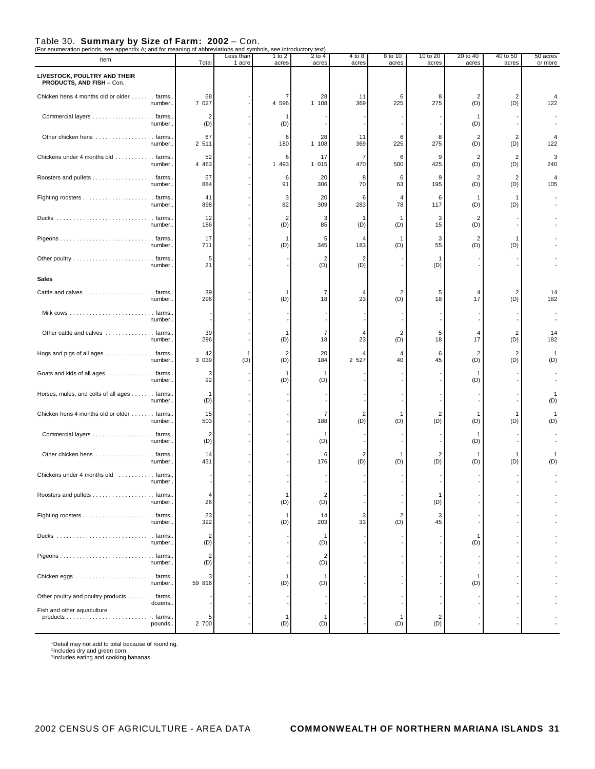Table 30. **Summary by Size of Farm: 2002** – Con.

(For enumeration periods, see appendix A; and for meaning of abbreviations and symbols, see introductory text)

| Item | | Total | Less than 1 acre | 1 to 2 acres | 2 to 4 acres | 4 to 8 acres | 8 to 10 acres | 10 to 20 acres | 20 to 40 acres | 40 to 50 acres | 50 acres or more |
|---|---|---|---|---|---|---|---|---|---|---|---|
| **LIVESTOCK, POULTRY AND THEIR PRODUCTS, AND FISH** – Con. | | | | | | | | | | | |
| Chicken hens 4 months old or older | farms | 68 | - | 7 | 28 | 11 | 6 | 8 | 2 | 2 | 4 |
| | number | 7 027 | - | 4 596 | 1 108 | 369 | 225 | 275 | (D) | (D) | 122 |
| Commercial layers | farms | 2 | - | 1 | - | - | - | - | 1 | - | - |
| | number | (D) | - | (D) | - | - | - | - | (D) | - | - |
| Other chicken hens | farms | 67 | - | 6 | 28 | 11 | 6 | 8 | 2 | 2 | 4 |
| | number | 2 511 | - | 180 | 1 108 | 369 | 225 | 275 | (D) | (D) | 122 |
| Chickens under 4 months old | farms | 52 | - | 6 | 17 | 7 | 6 | 9 | 2 | 2 | 3 |
| | number | 4 463 | - | 1 493 | 1 015 | 470 | 500 | 425 | (D) | (D) | 240 |
| Roosters and pullets | farms | 57 | - | 6 | 20 | 8 | 6 | 9 | 2 | 2 | 4 |
| | number | 884 | - | 91 | 306 | 70 | 63 | 195 | (D) | (D) | 105 |
| Fighting roosters | farms | 41 | - | 3 | 20 | 6 | 4 | 6 | 1 | 1 | - |
| | number | 898 | - | 82 | 309 | 283 | 78 | 117 | (D) | (D) | - |
| Ducks | farms | 12 | - | 2 | 3 | 1 | 1 | 3 | 2 | - | - |
| | number | 186 | - | (D) | 85 | (D) | (D) | 15 | (D) | - | - |
| Pigeons | farms | 17 | - | 1 | 5 | 4 | 1 | 3 | 2 | 1 | - |
| | number | 711 | - | (D) | 345 | 183 | (D) | 55 | (D) | (D) | - |
| Other poultry | farms | 5 | - | - | 2 | 2 | - | 1 | - | - | - |
| | number | 21 | - | - | (D) | (D) | - | (D) | - | - | - |
| **Sales** | | | | | | | | | | | |
| Cattle and calves | farms | 39 | - | 1 | 7 | 4 | 2 | 5 | 4 | 2 | 14 |
| | number | 296 | - | (D) | 18 | 23 | (D) | 18 | 17 | (D) | 182 |
| Milk cows | farms | - | - | - | - | - | - | - | - | - | - |
| | number | - | - | - | - | - | - | - | - | - | - |
| Other cattle and calves | farms | 39 | - | 1 | 7 | 4 | 2 | 5 | 4 | 2 | 14 |
| | number | 296 | - | (D) | 18 | 23 | (D) | 18 | 17 | (D) | 182 |
| Hogs and pigs of all ages | farms | 42 | 1 | 2 | 20 | 4 | 4 | 6 | 2 | 2 | 1 |
| | number | 3 039 | (D) | (D) | 184 | 2 527 | 40 | 45 | (D) | (D) | (D) |
| Goats and kids of all ages | farms | 3 | - | 1 | 1 | - | - | - | 1 | - | - |
| | number | 92 | - | (D) | (D) | - | - | - | (D) | - | - |
| Horses, mules, and colts of all ages | farms | 1 | - | - | - | - | - | - | - | - | 1 |
| | number | (D) | - | - | - | - | - | - | - | - | (D) |
| Chicken hens 4 months old or older | farms | 15 | - | - | 7 | 2 | 1 | 2 | 1 | 1 | 1 |
| | number | 503 | - | - | 188 | (D) | (D) | (D) | (D) | (D) | (D) |
| Commercial layers | farms | 2 | - | - | 1 | - | - | - | 1 | - | - |
| | number | (D) | - | - | (D) | - | - | - | (D) | - | - |
| Other chicken hens | farms | 14 | - | - | 6 | 2 | 1 | 2 | 1 | 1 | 1 |
| | number | 431 | - | - | 176 | (D) | (D) | (D) | (D) | (D) | (D) |
| Chickens under 4 months old | farms | - | - | - | - | - | - | - | - | - | - |
| | number | - | - | - | - | - | - | - | - | - | - |
| Roosters and pullets | farms | 4 | - | 1 | 2 | - | - | 1 | - | - | - |
| | number | 26 | - | (D) | (D) | - | - | (D) | - | - | - |
| Fighting roosters | farms | 23 | - | 1 | 14 | 3 | 2 | 3 | - | - | - |
| | number | 322 | - | (D) | 203 | 33 | (D) | 45 | - | - | - |
| Ducks | farms | 2 | - | - | 1 | - | - | - | 1 | - | - |
| | number | (D) | - | - | (D) | - | - | - | (D) | - | - |
| Pigeons | farms | 2 | - | - | 2 | - | - | - | - | - | - |
| | number | (D) | - | - | (D) | - | - | - | - | - | - |
| Chicken eggs | farms | 3 | - | 1 | 1 | - | - | - | 1 | - | - |
| | number | 59 816 | - | (D) | (D) | - | - | - | (D) | - | - |
| Other poultry and poultry products | farms | - | - | - | - | - | - | - | - | - | - |
| | dozens | - | - | - | - | - | - | - | - | - | - |
| Fish and other aquaculture products | farms | 5 | - | 1 | 1 | - | 1 | 2 | - | - | - |
| | pounds | 2 700 | - | (D) | (D) | - | (D) | (D) | - | - | - |

[1]Detail may not add to total because of rounding.
[2]Includes dry and green corn.
[3]Includes eating and cooking bananas.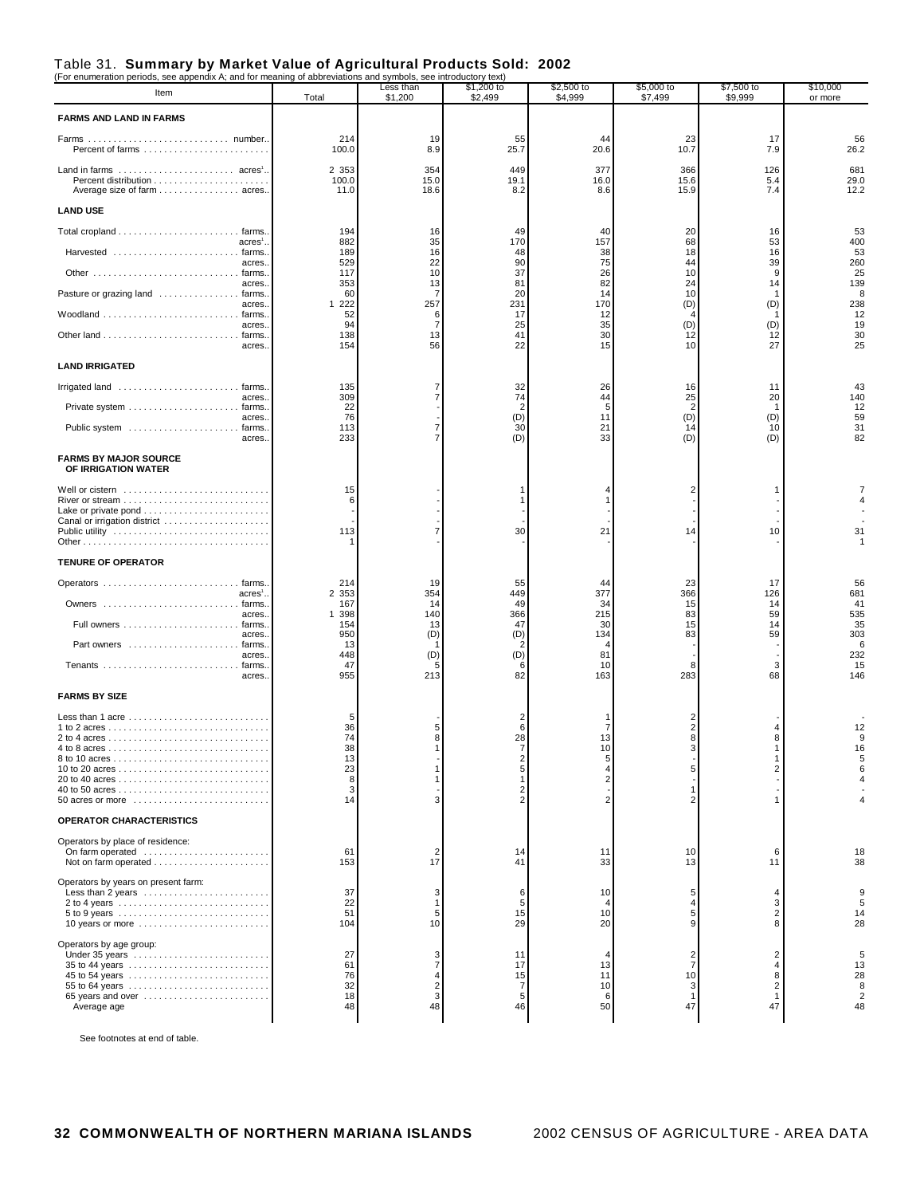# Table 31. **Summary by Market Value of Agricultural Products Sold: 2002**

(For enumeration periods, see appendix A; and for meaning of abbreviations and symbols, see introductory text)

| Item | Total | Less than $1,200 | $1,200 to $2,499 | $2,500 to $4,999 | $5,000 to $7,499 | $7,500 to $9,999 | $10,000 or more |
|---|---|---|---|---|---|---|---|
| **FARMS AND LAND IN FARMS** | | | | | | | |
| Farms ........ number.. | 214 | 19 | 55 | 44 | 23 | 17 | 56 |
| Percent of farms | 100.0 | 8.9 | 25.7 | 20.6 | 10.7 | 7.9 | 26.2 |
| Land in farms ........ acres[1].. | 2 353 | 354 | 449 | 377 | 366 | 126 | 681 |
| Percent distribution | 100.0 | 15.0 | 19.1 | 16.0 | 15.6 | 5.4 | 29.0 |
| Average size of farm ........ acres.. | 11.0 | 18.6 | 8.2 | 8.6 | 15.9 | 7.4 | 12.2 |
| **LAND USE** | | | | | | | |
| Total cropland ........ farms.. | 194 | 16 | 49 | 40 | 20 | 16 | 53 |
| acres[1].. | 882 | 35 | 170 | 157 | 68 | 53 | 400 |
| Harvested ........ farms.. | 189 | 16 | 48 | 38 | 18 | 16 | 53 |
| acres.. | 529 | 22 | 90 | 75 | 44 | 39 | 260 |
| Other ........ farms.. | 117 | 10 | 37 | 26 | 10 | 9 | 25 |
| acres.. | 353 | 13 | 81 | 82 | 24 | 14 | 139 |
| Pasture or grazing land ........ farms.. | 60 | 7 | 20 | 14 | 10 | 1 | 8 |
| acres.. | 1 222 | 257 | 231 | 170 | (D) | (D) | 238 |
| Woodland ........ farms.. | 52 | 6 | 17 | 12 | 4 | 1 | 12 |
| acres.. | 94 | 7 | 25 | 35 | (D) | (D) | 19 |
| Other land ........ farms.. | 138 | 13 | 41 | 30 | 12 | 12 | 30 |
| acres.. | 154 | 56 | 22 | 15 | 10 | 27 | 25 |
| **LAND IRRIGATED** | | | | | | | |
| Irrigated land ........ farms.. | 135 | 7 | 32 | 26 | 16 | 11 | 43 |
| acres.. | 309 | 7 | 74 | 44 | 25 | 20 | 140 |
| Private system ........ farms.. | 22 | - | 2 | 5 | 2 | 1 | 12 |
| acres.. | 76 | - | (D) | 11 | (D) | (D) | 59 |
| Public system ........ farms.. | 113 | 7 | 30 | 21 | 14 | 10 | 31 |
| acres.. | 233 | 7 | (D) | 33 | (D) | (D) | 82 |
| **FARMS BY MAJOR SOURCE OF IRRIGATION WATER** | | | | | | | |
| Well or cistern | 15 | - | 1 | 4 | 2 | 1 | 7 |
| River or stream | 6 | - | 1 | 1 | - | - | 4 |
| Lake or private pond | - | - | - | - | - | - | - |
| Canal or irrigation district | - | - | - | - | - | - | - |
| Public utility | 113 | 7 | 30 | 21 | 14 | 10 | 31 |
| Other | 1 | - | - | - | - | - | 1 |
| **TENURE OF OPERATOR** | | | | | | | |
| Operators ........ farms.. | 214 | 19 | 55 | 44 | 23 | 17 | 56 |
| acres[1].. | 2 353 | 354 | 449 | 377 | 366 | 126 | 681 |
| Owners ........ farms.. | 167 | 14 | 49 | 34 | 15 | 14 | 41 |
| acres.. | 1 398 | 140 | 366 | 215 | 83 | 59 | 535 |
| Full owners ........ farms.. | 154 | 13 | 47 | 30 | 15 | 14 | 35 |
| acres.. | 950 | (D) | (D) | 134 | 83 | 59 | 303 |
| Part owners ........ farms.. | 13 | 1 | 2 | 4 | - | - | 6 |
| acres.. | 448 | (D) | (D) | 81 | - | - | 232 |
| Tenants ........ farms.. | 47 | 5 | 6 | 10 | 8 | 3 | 15 |
| acres.. | 955 | 213 | 82 | 163 | 283 | 68 | 146 |
| **FARMS BY SIZE** | | | | | | | |
| Less than 1 acre | 5 | - | 2 | 1 | 2 | - | - |
| 1 to 2 acres | 36 | 5 | 6 | 7 | 2 | 4 | 12 |
| 2 to 4 acres | 74 | 8 | 28 | 13 | 8 | 8 | 9 |
| 4 to 8 acres | 38 | 1 | 7 | 10 | 3 | 1 | 16 |
| 8 to 10 acres | 13 | - | 2 | 5 | - | 1 | 5 |
| 10 to 20 acres | 23 | 1 | 5 | 4 | 5 | 2 | 6 |
| 20 to 40 acres | 8 | 1 | 1 | 2 | - | - | 4 |
| 40 to 50 acres | 3 | - | 2 | - | 1 | - | - |
| 50 acres or more | 14 | 3 | 2 | 2 | 2 | 1 | 4 |
| **OPERATOR CHARACTERISTICS** | | | | | | | |
| Operators by place of residence: | | | | | | | |
| On farm operated | 61 | 2 | 14 | 11 | 10 | 6 | 18 |
| Not on farm operated | 153 | 17 | 41 | 33 | 13 | 11 | 38 |
| Operators by years on present farm: | | | | | | | |
| Less than 2 years | 37 | 3 | 6 | 10 | 5 | 4 | 9 |
| 2 to 4 years | 22 | 1 | 5 | 4 | 4 | 3 | 5 |
| 5 to 9 years | 51 | 5 | 15 | 10 | 5 | 2 | 14 |
| 10 years or more | 104 | 10 | 29 | 20 | 9 | 8 | 28 |
| Operators by age group: | | | | | | | |
| Under 35 years | 27 | 3 | 11 | 4 | 2 | 2 | 5 |
| 35 to 44 years | 61 | 7 | 17 | 13 | 7 | 4 | 13 |
| 45 to 54 years | 76 | 4 | 15 | 11 | 10 | 8 | 28 |
| 55 to 64 years | 32 | 2 | 7 | 10 | 3 | 2 | 8 |
| 65 years and over | 18 | 3 | 5 | 6 | 1 | 1 | 2 |
| Average age | 48 | 48 | 46 | 50 | 47 | 47 | 48 |

See footnotes at end of table.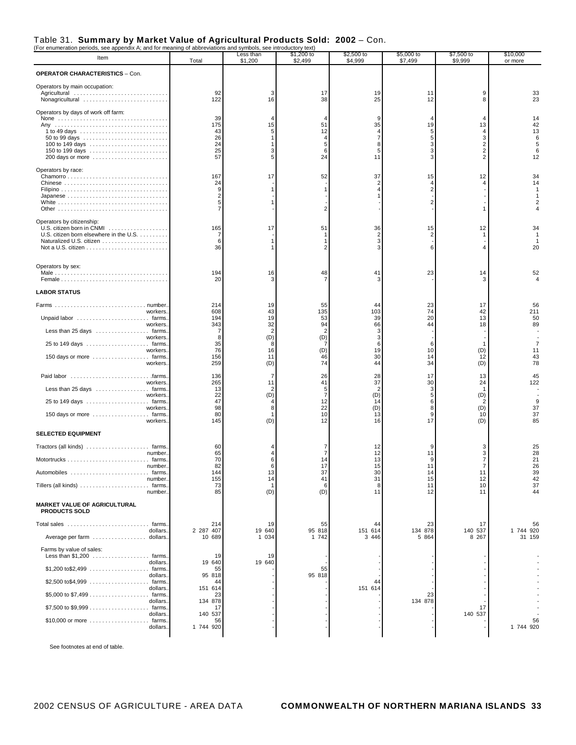## Table 31. **Summary by Market Value of Agricultural Products Sold: 2002** – Con.

(For enumeration periods, see appendix A; and for meaning of abbreviations and symbols, see introductory text)

| Item | Total | Less than $1,200 | $1,200 to $2,499 | $2,500 to $4,999 | $5,000 to $7,499 | $7,500 to $9,999 | $10,000 or more |
|---|---|---|---|---|---|---|---|
| **OPERATOR CHARACTERISTICS** – Con. | | | | | | | |
| Operators by main occupation: | | | | | | | |
| Agricultural | 92 | 3 | 17 | 19 | 11 | 9 | 33 |
| Nonagricultural | 122 | 16 | 38 | 25 | 12 | 8 | 23 |
| Operators by days of work off farm: | | | | | | | |
| None | 39 | 4 | 4 | 9 | 4 | 4 | 14 |
| Any | 175 | 15 | 51 | 35 | 19 | 13 | 42 |
| 1 to 49 days | 43 | 5 | 12 | 4 | 5 | 4 | 13 |
| 50 to 99 days | 26 | 1 | 4 | 7 | 5 | 3 | 6 |
| 100 to 149 days | 24 | 1 | 5 | 8 | 3 | 2 | 5 |
| 150 to 199 days | 25 | 3 | 6 | 5 | 3 | 2 | 6 |
| 200 days or more | 57 | 5 | 24 | 11 | 3 | 2 | 12 |
| Operators by race: | | | | | | | |
| Chamorro | 167 | 17 | 52 | 37 | 15 | 12 | 34 |
| Chinese | 24 | - | - | 2 | 4 | 4 | 14 |
| Filipino | 9 | 1 | 1 | 4 | 2 | - | 1 |
| Japanese | 2 | - | - | 1 | - | - | 1 |
| White | 5 | 1 | - | - | 2 | - | 2 |
| Other | 7 | - | 2 | - | - | 1 | 4 |
| Operators by citizenship: | | | | | | | |
| U.S. citizen born in CNMI | 165 | 17 | 51 | 36 | 15 | 12 | 34 |
| U.S. citizen born elsewhere in the U.S. | 7 | - | 1 | 2 | 2 | 1 | 1 |
| Naturalized U.S. citizen | 6 | 1 | 1 | 3 | - | - | 1 |
| Not a U.S. citizen | 36 | 1 | 2 | 3 | 6 | 4 | 20 |
| Operators by sex: | | | | | | | |
| Male | 194 | 16 | 48 | 41 | 23 | 14 | 52 |
| Female | 20 | 3 | 7 | 3 | - | 3 | 4 |
| **LABOR STATUS** | | | | | | | |
| Farms ........number | 214 | 19 | 55 | 44 | 23 | 17 | 56 |
| workers | 608 | 43 | 135 | 103 | 74 | 42 | 211 |
| Unpaid labor ........farms | 194 | 19 | 53 | 39 | 20 | 13 | 50 |
| workers | 343 | 32 | 94 | 66 | 44 | 18 | 89 |
| Less than 25 days ........farms | 7 | 2 | 2 | 3 | - | - | - |
| workers | 8 | (D) | (D) | 3 | - | - | - |
| 25 to 149 days ........farms | 35 | 8 | 7 | 6 | 6 | 1 | 7 |
| workers | 76 | 16 | (D) | 19 | 10 | (D) | 11 |
| 150 days or more ........farms | 156 | 11 | 46 | 30 | 14 | 12 | 43 |
| workers | 259 | (D) | 74 | 44 | 34 | (D) | 78 |
| Paid labor ........farms | 136 | 7 | 26 | 28 | 17 | 13 | 45 |
| workers | 265 | 11 | 41 | 37 | 30 | 24 | 122 |
| Less than 25 days ........farms | 13 | 2 | 5 | 2 | 3 | 1 | - |
| workers | 22 | (D) | 7 | (D) | 5 | (D) | - |
| 25 to 149 days ........farms | 47 | 4 | 12 | 14 | 6 | 2 | 9 |
| workers | 98 | 8 | 22 | (D) | 8 | (D) | 37 |
| 150 days or more ........farms | 80 | 1 | 10 | 13 | 9 | 10 | 37 |
| workers | 145 | (D) | 12 | 16 | 17 | (D) | 85 |
| **SELECTED EQUIPMENT** | | | | | | | |
| Tractors (all kinds) ........farms | 60 | 4 | 7 | 12 | 9 | 3 | 25 |
| number | 65 | 4 | 7 | 12 | 11 | 3 | 28 |
| Motortrucks ........farms | 70 | 6 | 14 | 13 | 9 | 7 | 21 |
| number | 82 | 6 | 17 | 15 | 11 | 7 | 26 |
| Automobiles ........farms | 144 | 13 | 37 | 30 | 14 | 11 | 39 |
| number | 155 | 14 | 41 | 31 | 15 | 12 | 42 |
| Tillers (all kinds) ........farms | 73 | 1 | 6 | 8 | 11 | 10 | 37 |
| number | 85 | (D) | (D) | 11 | 12 | 11 | 44 |
| **MARKET VALUE OF AGRICULTURAL PRODUCTS SOLD** | | | | | | | |
| Total sales ........farms | 214 | 19 | 55 | 44 | 23 | 17 | 56 |
| dollars | 2 287 407 | 19 640 | 95 818 | 151 614 | 134 878 | 140 537 | 1 744 920 |
| Average per farm ........dollars | 10 689 | 1 034 | 1 742 | 3 446 | 5 864 | 8 267 | 31 159 |
| Farms by value of sales: | | | | | | | |
| Less than $1,200 ........farms | 19 | 19 | - | - | - | - | - |
| dollars | 19 640 | 19 640 | - | - | - | - | - |
| $1,200 to$2,499 ........farms | 55 | - | 55 | - | - | - | - |
| dollars | 95 818 | - | 95 818 | - | - | - | - |
| $2,500 to$4,999 ........farms | 44 | - | - | 44 | - | - | - |
| dollars | 151 614 | - | - | 151 614 | - | - | - |
| $5,000 to $7,499 ........farms | 23 | - | - | - | 23 | - | - |
| dollars | 134 878 | - | - | - | 134 878 | - | - |
| $7,500 to $9,999 ........farms | 17 | - | - | - | - | 17 | - |
| dollars | 140 537 | - | - | - | - | 140 537 | - |
| $10,000 or more ........farms | 56 | - | - | - | - | - | 56 |
| dollars | 1 744 920 | - | - | - | - | - | 1 744 920 |

See footnotes at end of table.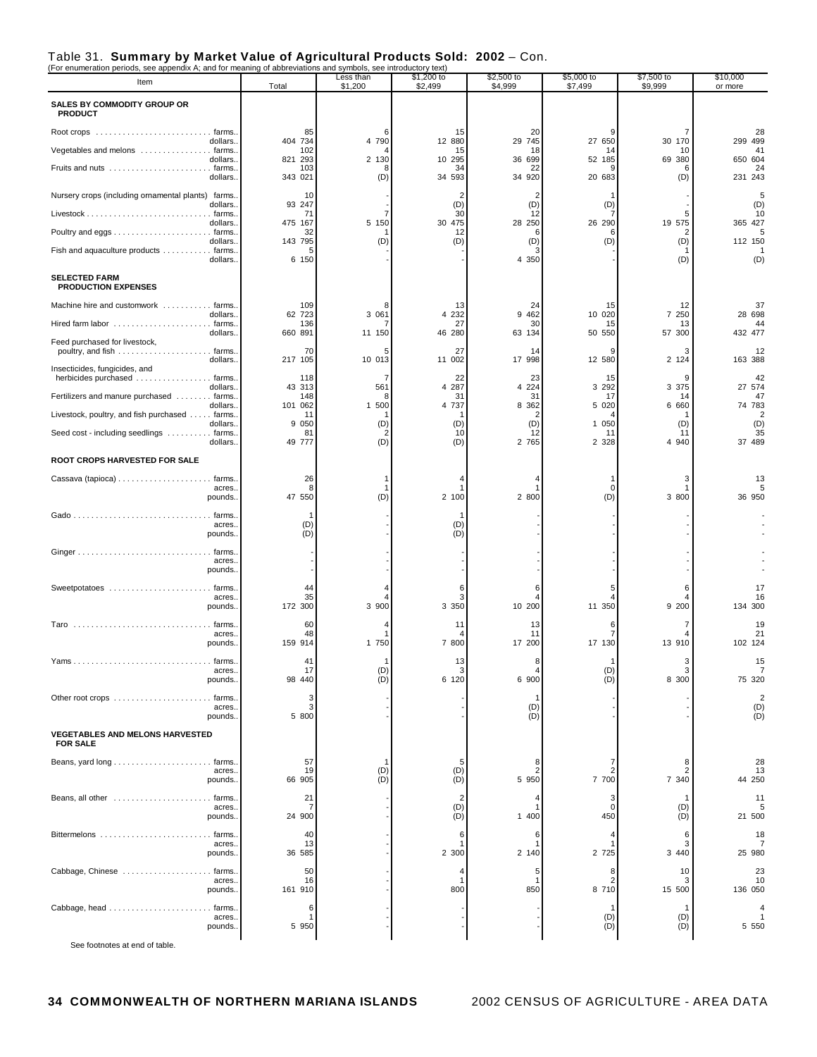# Table 31. **Summary by Market Value of Agricultural Products Sold: 2002** – Con.

(For enumeration periods, see appendix A; and for meaning of abbreviations and symbols, see introductory text)

| Item | | Total | Less than $1,200 | $1,200 to $2,499 | $2,500 to $4,999 | $5,000 to $7,499 | $7,500 to $9,999 | $10,000 or more |
|---|---|---|---|---|---|---|---|---|
| **SALES BY COMMODITY GROUP OR PRODUCT** | | | | | | | | |
| Root crops | farms | 85 | 6 | 15 | 20 | 9 | 7 | 28 |
| | dollars | 404 734 | 4 790 | 12 880 | 29 745 | 27 650 | 30 170 | 299 499 |
| Vegetables and melons | farms | 102 | 4 | 15 | 18 | 14 | 10 | 41 |
| | dollars | 821 293 | 2 130 | 10 295 | 36 699 | 52 185 | 69 380 | 650 604 |
| Fruits and nuts | farms | 103 | 8 | 34 | 22 | 9 | 6 | 24 |
| | dollars | 343 021 | (D) | 34 593 | 34 920 | 20 683 | (D) | 231 243 |
| Nursery crops (including ornamental plants) | farms | 10 | - | 2 | 2 | 1 | - | 5 |
| | dollars | 93 247 | - | (D) | (D) | (D) | - | (D) |
| Livestock | farms | 71 | 7 | 30 | 12 | 7 | 5 | 10 |
| | dollars | 475 167 | 5 150 | 30 475 | 28 250 | 26 290 | 19 575 | 365 427 |
| Poultry and eggs | farms | 32 | 1 | 12 | 6 | 6 | 2 | 5 |
| | dollars | 143 795 | (D) | (D) | (D) | (D) | (D) | 112 150 |
| Fish and aquaculture products | farms | 5 | - | - | 3 | - | 1 | 1 |
| | dollars | 6 150 | - | - | 4 350 | - | (D) | (D) |
| **SELECTED FARM PRODUCTION EXPENSES** | | | | | | | | |
| Machine hire and customwork | farms | 109 | 8 | 13 | 24 | 15 | 12 | 37 |
| | dollars | 62 723 | 3 061 | 4 232 | 9 462 | 10 020 | 7 250 | 28 698 |
| Hired farm labor | farms | 136 | 7 | 27 | 30 | 15 | 13 | 44 |
| | dollars | 660 891 | 11 150 | 46 280 | 63 134 | 50 550 | 57 300 | 432 477 |
| Feed purchased for livestock, poultry, and fish | farms | 70 | 5 | 27 | 14 | 9 | 3 | 12 |
| | dollars | 217 105 | 10 013 | 11 002 | 17 998 | 12 580 | 2 124 | 163 388 |
| Insecticides, fungicides, and herbicides purchased | farms | 118 | 7 | 22 | 23 | 15 | 9 | 42 |
| | dollars | 43 313 | 561 | 4 287 | 4 224 | 3 292 | 3 375 | 27 574 |
| Fertilizers and manure purchased | farms | 148 | 8 | 31 | 31 | 17 | 14 | 47 |
| | dollars | 101 062 | 1 500 | 4 737 | 8 362 | 5 020 | 6 660 | 74 783 |
| Livestock, poultry, and fish purchased | farms | 11 | 1 | 1 | 2 | 4 | 1 | 2 |
| | dollars | 9 050 | (D) | (D) | (D) | 1 050 | (D) | (D) |
| Seed cost - including seedlings | farms | 81 | 2 | 10 | 12 | 11 | 11 | 35 |
| | dollars | 49 777 | (D) | (D) | 2 765 | 2 328 | 4 940 | 37 489 |
| **ROOT CROPS HARVESTED FOR SALE** | | | | | | | | |
| Cassava (tapioca) | farms | 26 | 1 | 4 | 4 | 1 | 3 | 13 |
| | acres | 8 | 1 | 1 | 1 | 0 | 1 | 5 |
| | pounds | 47 550 | (D) | 2 100 | 2 800 | (D) | 3 800 | 36 950 |
| Gado | farms | 1 | - | 1 | - | - | - | - |
| | acres | (D) | - | (D) | - | - | - | - |
| | pounds | (D) | - | (D) | - | - | - | - |
| Ginger | farms | - | - | - | - | - | - | - |
| | acres | - | - | - | - | - | - | - |
| | pounds | - | - | - | - | - | - | - |
| Sweetpotatoes | farms | 44 | 4 | 6 | 6 | 5 | 6 | 17 |
| | acres | 35 | 4 | 3 | 4 | 4 | 4 | 16 |
| | pounds | 172 300 | 3 900 | 3 350 | 10 200 | 11 350 | 9 200 | 134 300 |
| Taro | farms | 60 | 4 | 11 | 13 | 6 | 7 | 19 |
| | acres | 48 | 1 | 4 | 11 | 7 | 4 | 21 |
| | pounds | 159 914 | 1 750 | 7 800 | 17 200 | 17 130 | 13 910 | 102 124 |
| Yams | farms | 41 | 1 | 13 | 8 | 1 | 3 | 15 |
| | acres | 17 | (D) | 3 | 4 | (D) | 3 | 7 |
| | pounds | 98 440 | (D) | 6 120 | 6 900 | (D) | 8 300 | 75 320 |
| Other root crops | farms | 3 | - | - | 1 | - | - | 2 |
| | acres | 3 | - | - | (D) | - | - | (D) |
| | pounds | 5 800 | - | - | (D) | - | - | (D) |
| **VEGETABLES AND MELONS HARVESTED FOR SALE** | | | | | | | | |
| Beans, yard long | farms | 57 | 1 | 5 | 8 | 7 | 8 | 28 |
| | acres | 19 | (D) | (D) | 2 | 2 | 2 | 13 |
| | pounds | 66 905 | (D) | (D) | 5 950 | 7 700 | 7 340 | 44 250 |
| Beans, all other | farms | 21 | - | 2 | 4 | 3 | 1 | 11 |
| | acres | 7 | - | (D) | 1 | 0 | (D) | 5 |
| | pounds | 24 900 | - | (D) | 1 400 | 450 | (D) | 21 500 |
| Bittermelons | farms | 40 | - | 6 | 6 | 4 | 6 | 18 |
| | acres | 13 | - | 1 | 1 | 1 | 3 | 7 |
| | pounds | 36 585 | - | 2 300 | 2 140 | 2 725 | 3 440 | 25 980 |
| Cabbage, Chinese | farms | 50 | - | 4 | 5 | 8 | 10 | 23 |
| | acres | 16 | - | 1 | 1 | 2 | 3 | 10 |
| | pounds | 161 910 | - | 800 | 850 | 8 710 | 15 500 | 136 050 |
| Cabbage, head | farms | 6 | - | - | - | 1 | 1 | 4 |
| | acres | 1 | - | - | - | (D) | (D) | 1 |
| | pounds | 5 950 | - | - | - | (D) | (D) | 5 550 |

See footnotes at end of table.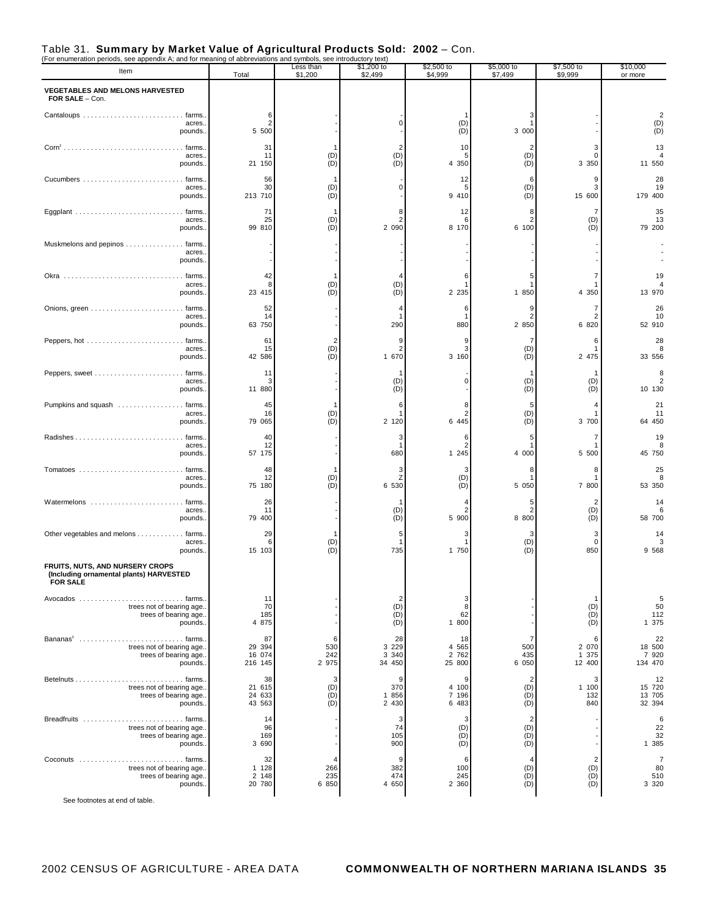## Table 31. **Summary by Market Value of Agricultural Products Sold: 2002** – Con.

(For enumeration periods, see appendix A; and for meaning of abbreviations and symbols, see introductory text)

| Item | | Total | Less than $1,200 | $1,200 to $2,499 | $2,500 to $4,999 | $5,000 to $7,499 | $7,500 to $9,999 | $10,000 or more |
|---|---|---|---|---|---|---|---|---|
| **VEGETABLES AND MELONS HARVESTED FOR SALE** – Con. | | | | | | | | |
| Cantaloups | farms.. | 6 | - | - | 1 | 3 | - | 2 |
| | acres.. | 2 | - | 0 | (D) | 1 | - | (D) |
| | pounds.. | 5 500 | - | - | (D) | 3 000 | - | (D) |
| Corn[2] | farms.. | 31 | 1 | 2 | 10 | 2 | 3 | 13 |
| | acres.. | 11 | (D) | (D) | 5 | (D) | 0 | 4 |
| | pounds.. | 21 150 | (D) | (D) | 4 350 | (D) | 3 350 | 11 550 |
| Cucumbers | farms.. | 56 | 1 | - | 12 | 6 | 9 | 28 |
| | acres.. | 30 | (D) | 0 | 5 | (D) | 3 | 19 |
| | pounds.. | 213 710 | (D) | - | 9 410 | (D) | 15 600 | 179 400 |
| Eggplant | farms.. | 71 | 1 | 8 | 12 | 8 | 7 | 35 |
| | acres.. | 25 | (D) | 2 | 6 | 2 | (D) | 13 |
| | pounds.. | 99 810 | (D) | 2 090 | 8 170 | 6 100 | (D) | 79 200 |
| Muskmelons and pepinos | farms.. | - | - | - | - | - | - | - |
| | acres.. | - | - | - | - | - | - | - |
| | pounds.. | - | - | - | - | - | - | - |
| Okra | farms.. | 42 | 1 | 4 | 6 | 5 | 7 | 19 |
| | acres.. | 8 | (D) | (D) | 1 | 1 | 1 | 4 |
| | pounds.. | 23 415 | (D) | (D) | 2 235 | 1 850 | 4 350 | 13 970 |
| Onions, green | farms.. | 52 | - | 4 | 6 | 9 | 7 | 26 |
| | acres.. | 14 | - | 1 | 1 | 2 | 2 | 10 |
| | pounds.. | 63 750 | - | 290 | 880 | 2 850 | 6 820 | 52 910 |
| Peppers, hot | farms.. | 61 | 2 | 9 | 9 | 7 | 6 | 28 |
| | acres.. | 15 | (D) | 2 | 3 | (D) | 1 | 8 |
| | pounds.. | 42 586 | (D) | 1 670 | 3 160 | (D) | 2 475 | 33 556 |
| Peppers, sweet | farms.. | 11 | - | 1 | - | 1 | 1 | 8 |
| | acres.. | 3 | - | (D) | 0 | (D) | (D) | 2 |
| | pounds.. | 11 880 | - | (D) | - | (D) | (D) | 10 130 |
| Pumpkins and squash | farms.. | 45 | 1 | 6 | 8 | 5 | 4 | 21 |
| | acres.. | 16 | (D) | 1 | 2 | (D) | 1 | 11 |
| | pounds.. | 79 065 | (D) | 2 120 | 6 445 | (D) | 3 700 | 64 450 |
| Radishes | farms.. | 40 | - | 3 | 6 | 5 | 7 | 19 |
| | acres.. | 12 | - | 1 | 2 | 1 | 1 | 8 |
| | pounds.. | 57 175 | - | 680 | 1 245 | 4 000 | 5 500 | 45 750 |
| Tomatoes | farms.. | 48 | 1 | 3 | 3 | 8 | 8 | 25 |
| | acres.. | 12 | (D) | Z | (D) | 1 | 1 | 8 |
| | pounds.. | 75 180 | (D) | 6 530 | (D) | 5 050 | 7 800 | 53 350 |
| Watermelons | farms.. | 26 | - | 1 | 4 | 5 | 2 | 14 |
| | acres.. | 11 | - | (D) | 2 | 2 | (D) | 6 |
| | pounds.. | 79 400 | - | (D) | 5 900 | 8 800 | (D) | 58 700 |
| Other vegetables and melons | farms.. | 29 | 1 | 5 | 3 | 3 | 3 | 14 |
| | acres.. | 6 | (D) | 1 | 1 | (D) | 0 | 3 |
| | pounds.. | 15 103 | (D) | 735 | 1 750 | (D) | 850 | 9 568 |
| **FRUITS, NUTS, AND NURSERY CROPS (Including ornamental plants) HARVESTED FOR SALE** | | | | | | | | |
| Avocados | farms.. | 11 | - | 2 | 3 | - | 1 | 5 |
| | trees not of bearing age.. | 70 | - | (D) | 8 | - | (D) | 50 |
| | trees of bearing age.. | 185 | - | (D) | 62 | - | (D) | 112 |
| | pounds.. | 4 875 | - | (D) | 1 800 | - | (D) | 1 375 |
| Bananas[3] | farms.. | 87 | 6 | 28 | 18 | 7 | 6 | 22 |
| | trees not of bearing age.. | 29 394 | 530 | 3 229 | 4 565 | 500 | 2 070 | 18 500 |
| | trees of bearing age.. | 16 074 | 242 | 3 340 | 2 762 | 435 | 1 375 | 7 920 |
| | pounds.. | 216 145 | 2 975 | 34 450 | 25 800 | 6 050 | 12 400 | 134 470 |
| Betelnuts | farms.. | 38 | 3 | 9 | 9 | 2 | 3 | 12 |
| | trees not of bearing age.. | 21 615 | (D) | 370 | 4 100 | (D) | 1 100 | 15 720 |
| | trees of bearing age.. | 24 633 | (D) | 1 856 | 7 196 | (D) | 132 | 13 705 |
| | pounds.. | 43 563 | (D) | 2 430 | 6 483 | (D) | 840 | 32 394 |
| Breadfruits | farms.. | 14 | - | 3 | 3 | 2 | - | 6 |
| | trees not of bearing age.. | 96 | - | 74 | (D) | (D) | - | 22 |
| | trees of bearing age.. | 169 | - | 105 | (D) | (D) | - | 32 |
| | pounds.. | 3 690 | - | 900 | (D) | (D) | - | 1 385 |
| Coconuts | farms.. | 32 | 4 | 9 | 6 | 4 | 2 | 7 |
| | trees not of bearing age.. | 1 128 | 266 | 382 | 100 | (D) | (D) | 80 |
| | trees of bearing age.. | 2 148 | 235 | 474 | 245 | (D) | (D) | 510 |
| | pounds.. | 20 780 | 6 850 | 4 650 | 2 360 | (D) | (D) | 3 320 |

See footnotes at end of table.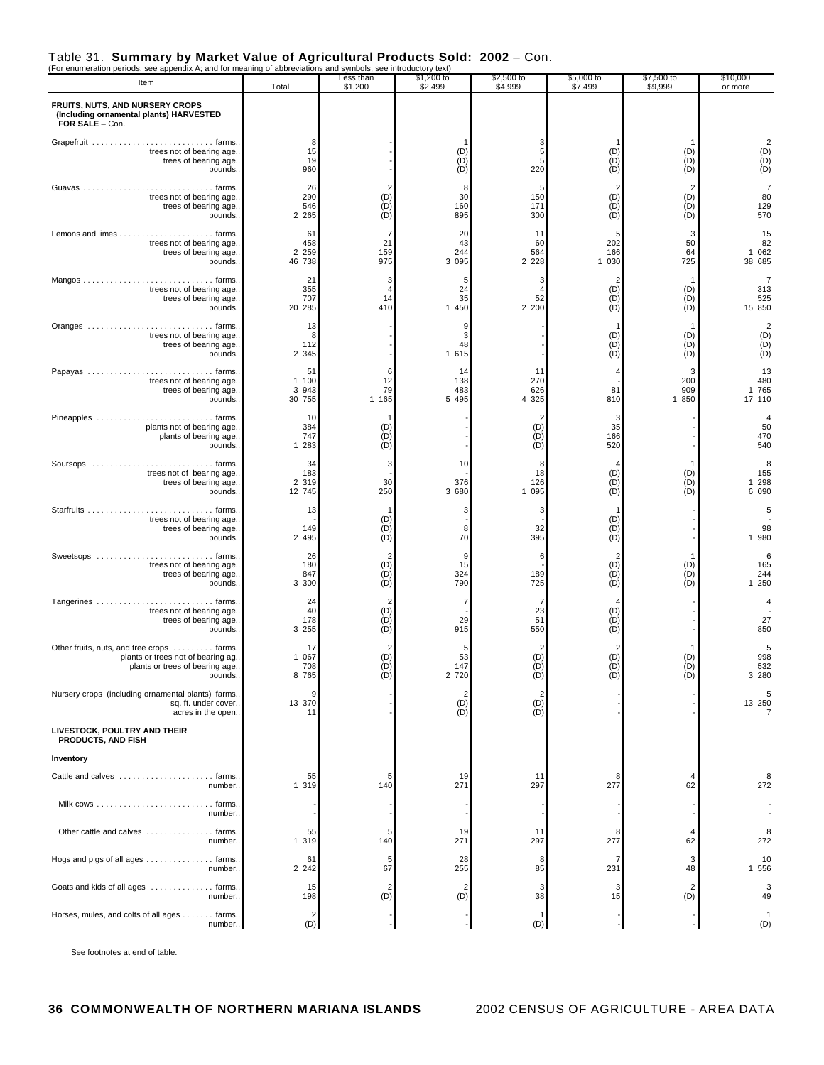# Table 31. **Summary by Market Value of Agricultural Products Sold: 2002** – Con.

(For enumeration periods, see appendix A; and for meaning of abbreviations and symbols, see introductory text)

| Item | Total | Less than $1,200 | $1,200 to $2,499 | $2,500 to $4,999 | $5,000 to $7,499 | $7,500 to $9,999 | $10,000 or more |
|---|---|---|---|---|---|---|---|
| **FRUITS, NUTS, AND NURSERY CROPS (Including ornamental plants) HARVESTED FOR SALE** – Con. | | | | | | | |
| Grapefruit ... farms.. | 8 | - | 1 | 3 | 1 | 1 | 2 |
| trees not of bearing age.. | 15 | - | (D) | 5 | (D) | (D) | (D) |
| trees of bearing age.. | 19 | - | (D) | 5 | (D) | (D) | (D) |
| pounds.. | 960 | - | (D) | 220 | (D) | (D) | (D) |
| Guavas ... farms.. | 26 | 2 | 8 | 5 | 2 | 2 | 7 |
| trees not of bearing age.. | 290 | (D) | 30 | 150 | (D) | (D) | 80 |
| trees of bearing age.. | 546 | (D) | 160 | 171 | (D) | (D) | 129 |
| pounds.. | 2 265 | (D) | 895 | 300 | (D) | (D) | 570 |
| Lemons and limes ... farms.. | 61 | 7 | 20 | 11 | 5 | 3 | 15 |
| trees not of bearing age.. | 458 | 21 | 43 | 60 | 202 | 50 | 82 |
| trees of bearing age.. | 2 259 | 159 | 244 | 564 | 166 | 64 | 1 062 |
| pounds.. | 46 738 | 975 | 3 095 | 2 228 | 1 030 | 725 | 38 685 |
| Mangos ... farms.. | 21 | 3 | 5 | 3 | 2 | 1 | 7 |
| trees not of bearing age.. | 355 | 4 | 24 | 4 | (D) | (D) | 313 |
| trees of bearing age.. | 707 | 14 | 35 | 52 | (D) | (D) | 525 |
| pounds.. | 20 285 | 410 | 1 450 | 2 200 | (D) | (D) | 15 850 |
| Oranges ... farms.. | 13 | - | 9 | - | 1 | 1 | 2 |
| trees not of bearing age.. | 8 | - | 3 | - | (D) | (D) | (D) |
| trees of bearing age.. | 112 | - | 48 | - | (D) | (D) | (D) |
| pounds.. | 2 345 | - | 1 615 | - | (D) | (D) | (D) |
| Papayas ... farms.. | 51 | 6 | 14 | 11 | 4 | 3 | 13 |
| trees not of bearing age.. | 1 100 | 12 | 138 | 270 | - | 200 | 480 |
| trees of bearing age.. | 3 943 | 79 | 483 | 626 | 81 | 909 | 1 765 |
| pounds.. | 30 755 | 1 165 | 5 495 | 4 325 | 810 | 1 850 | 17 110 |
| Pineapples ... farms.. | 10 | 1 | - | 2 | 3 | - | 4 |
| plants not of bearing age.. | 384 | (D) | - | (D) | 35 | - | 50 |
| plants of bearing age.. | 747 | (D) | - | (D) | 166 | - | 470 |
| pounds.. | 1 283 | (D) | - | (D) | 520 | - | 540 |
| Soursops ... farms.. | 34 | 3 | 10 | 8 | 4 | 1 | 8 |
| trees not of bearing age.. | 183 | - | - | 18 | (D) | (D) | 155 |
| trees of bearing age.. | 2 319 | 30 | 376 | 126 | (D) | (D) | 1 298 |
| pounds.. | 12 745 | 250 | 3 680 | 1 095 | (D) | (D) | 6 090 |
| Starfruits ... farms.. | 13 | 1 | 3 | 3 | 1 | - | 5 |
| trees not of bearing age.. | - | (D) | - | - | (D) | - | - |
| trees of bearing age.. | 149 | (D) | 8 | 32 | (D) | - | 98 |
| pounds.. | 2 495 | (D) | 70 | 395 | (D) | - | 1 980 |
| Sweetsops ... farms.. | 26 | 2 | 9 | 6 | 2 | 1 | 6 |
| trees not of bearing age.. | 180 | (D) | 15 | - | (D) | (D) | 165 |
| trees of bearing age.. | 847 | (D) | 324 | 189 | (D) | (D) | 244 |
| pounds.. | 3 300 | (D) | 790 | 725 | (D) | (D) | 1 250 |
| Tangerines ... farms.. | 24 | 2 | 7 | 7 | 4 | - | 4 |
| trees not of bearing age.. | 40 | (D) | - | 23 | (D) | - | - |
| trees of bearing age.. | 178 | (D) | 29 | 51 | (D) | - | 27 |
| pounds.. | 3 255 | (D) | 915 | 550 | (D) | - | 850 |
| Other fruits, nuts, and tree crops ... farms.. | 17 | 2 | 5 | 2 | 2 | 1 | 5 |
| plants or trees not of bearing ag.. | 1 067 | (D) | 53 | (D) | (D) | (D) | 998 |
| plants or trees of bearing age.. | 708 | (D) | 147 | (D) | (D) | (D) | 532 |
| pounds.. | 8 765 | (D) | 2 720 | (D) | (D) | (D) | 3 280 |
| Nursery crops (including ornamental plants) farms.. | 9 | - | 2 | 2 | - | - | 5 |
| sq. ft. under cover.. | 13 370 | - | (D) | (D) | - | - | 13 250 |
| acres in the open.. | 11 | - | (D) | (D) | - | - | 7 |
| **LIVESTOCK, POULTRY AND THEIR PRODUCTS, AND FISH** | | | | | | | |
| **Inventory** | | | | | | | |
| Cattle and calves ... farms.. | 55 | 5 | 19 | 11 | 8 | 4 | 8 |
| number.. | 1 319 | 140 | 271 | 297 | 277 | 62 | 272 |
| Milk cows ... farms.. | - | - | - | - | - | - | - |
| number.. | - | - | - | - | - | - | - |
| Other cattle and calves ... farms.. | 55 | 5 | 19 | 11 | 8 | 4 | 8 |
| number.. | 1 319 | 140 | 271 | 297 | 277 | 62 | 272 |
| Hogs and pigs of all ages ... farms.. | 61 | 5 | 28 | 8 | 7 | 3 | 10 |
| number.. | 2 242 | 67 | 255 | 85 | 231 | 48 | 1 556 |
| Goats and kids of all ages ... farms.. | 15 | 2 | 2 | 3 | 3 | 2 | 3 |
| number.. | 198 | (D) | (D) | 38 | 15 | (D) | 49 |
| Horses, mules, and colts of all ages ... farms.. | 2 | - | - | 1 | - | - | 1 |
| number.. | (D) | - | - | (D) | - | - | (D) |

See footnotes at end of table.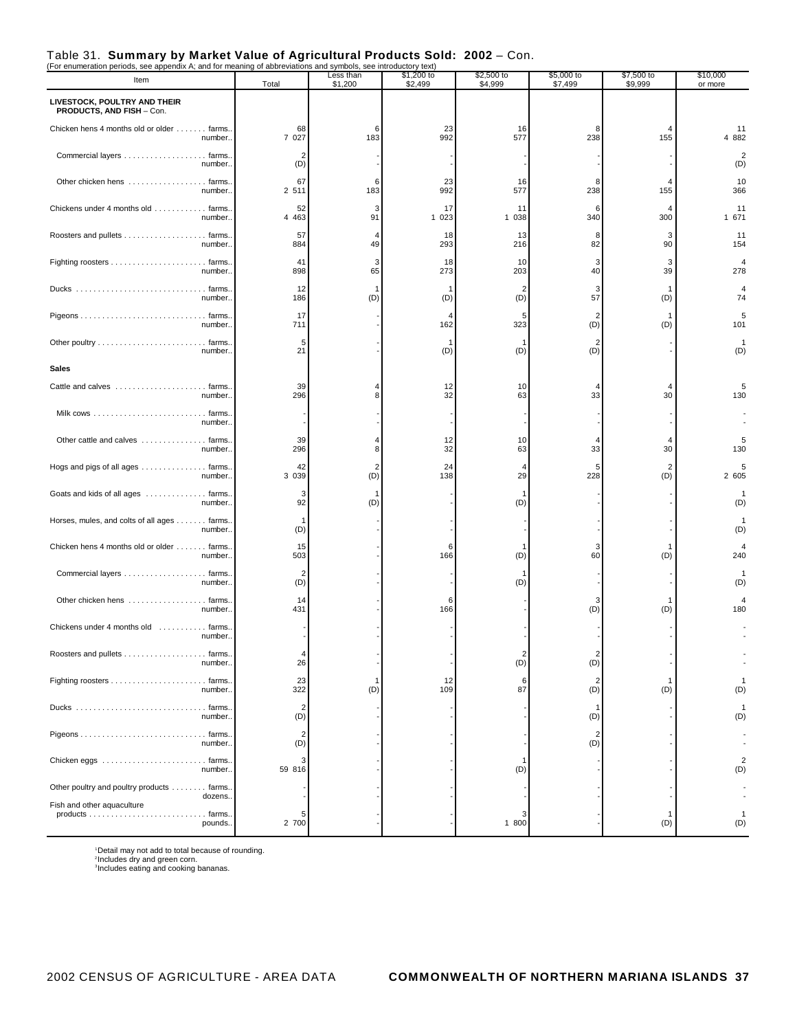# Table 31. **Summary by Market Value of Agricultural Products Sold: 2002** – Con.

(For enumeration periods, see appendix A; and for meaning of abbreviations and symbols, see introductory text)

| Item | Total | Less than $1,200 | $1,200 to $2,499 | $2,500 to $4,999 | $5,000 to $7,499 | $7,500 to $9,999 | $10,000 or more |
|---|---|---|---|---|---|---|---|
| **LIVESTOCK, POULTRY AND THEIR PRODUCTS, AND FISH** – Con. | | | | | | | |
| Chicken hens 4 months old or older . . . . . . . farms.. | 68 | 6 | 23 | 16 | 8 | 4 | 11 |
| number.. | 7 027 | 183 | 992 | 577 | 238 | 155 | 4 882 |
| Commercial layers . . . . . . . . . . . . . . . . . . farms.. | 2 | - | - | - | - | - | 2 |
| number.. | (D) | - | - | - | - | - | (D) |
| Other chicken hens . . . . . . . . . . . . . . . . . farms.. | 67 | 6 | 23 | 16 | 8 | 4 | 10 |
| number.. | 2 511 | 183 | 992 | 577 | 238 | 155 | 366 |
| Chickens under 4 months old . . . . . . . . . . . farms.. | 52 | 3 | 17 | 11 | 6 | 4 | 11 |
| number.. | 4 463 | 91 | 1 023 | 1 038 | 340 | 300 | 1 671 |
| Roosters and pullets . . . . . . . . . . . . . . . . . . farms.. | 57 | 4 | 18 | 13 | 8 | 3 | 11 |
| number.. | 884 | 49 | 293 | 216 | 82 | 90 | 154 |
| Fighting roosters . . . . . . . . . . . . . . . . . . . . . farms.. | 41 | 3 | 18 | 10 | 3 | 3 | 4 |
| number.. | 898 | 65 | 273 | 203 | 40 | 39 | 278 |
| Ducks . . . . . . . . . . . . . . . . . . . . . . . . . . . . . farms.. | 12 | 1 | 1 | 2 | 3 | 1 | 4 |
| number.. | 186 | (D) | (D) | (D) | 57 | (D) | 74 |
| Pigeons . . . . . . . . . . . . . . . . . . . . . . . . . . . . farms.. | 17 | - | 4 | 5 | 2 | 1 | 5 |
| number.. | 711 | - | 162 | 323 | (D) | (D) | 101 |
| Other poultry . . . . . . . . . . . . . . . . . . . . . . . . farms.. | 5 | - | 1 | 1 | 2 | - | 1 |
| number.. | 21 | - | (D) | (D) | (D) | - | (D) |
| **Sales** | | | | | | | |
| Cattle and calves . . . . . . . . . . . . . . . . . . . . farms.. | 39 | 4 | 12 | 10 | 4 | 4 | 5 |
| number.. | 296 | 8 | 32 | 63 | 33 | 30 | 130 |
| Milk cows . . . . . . . . . . . . . . . . . . . . . . . . . farms.. | - | - | - | - | - | - | - |
| number.. | - | - | - | - | - | - | - |
| Other cattle and calves . . . . . . . . . . . . . . farms.. | 39 | 4 | 12 | 10 | 4 | 4 | 5 |
| number.. | 296 | 8 | 32 | 63 | 33 | 30 | 130 |
| Hogs and pigs of all ages . . . . . . . . . . . . . . farms.. | 42 | 2 | 24 | 4 | 5 | 2 | 5 |
| number.. | 3 039 | (D) | 138 | 29 | 228 | (D) | 2 605 |
| Goats and kids of all ages . . . . . . . . . . . . . farms.. | 3 | 1 | - | 1 | - | - | 1 |
| number.. | 92 | (D) | - | (D) | - | - | (D) |
| Horses, mules, and colts of all ages . . . . . . . farms.. | 1 | - | - | - | - | - | 1 |
| number.. | (D) | - | - | - | - | - | (D) |
| Chicken hens 4 months old or older . . . . . . . farms.. | 15 | - | 6 | 1 | 3 | 1 | 4 |
| number.. | 503 | - | 166 | (D) | 60 | (D) | 240 |
| Commercial layers . . . . . . . . . . . . . . . . . . farms.. | 2 | - | - | 1 | - | - | 1 |
| number.. | (D) | - | - | (D) | - | - | (D) |
| Other chicken hens . . . . . . . . . . . . . . . . . farms.. | 14 | - | 6 | - | 3 | 1 | 4 |
| number.. | 431 | - | 166 | - | (D) | (D) | 180 |
| Chickens under 4 months old . . . . . . . . . . . farms.. | - | - | - | - | - | - | - |
| number.. | - | - | - | - | - | - | - |
| Roosters and pullets . . . . . . . . . . . . . . . . . . farms.. | 4 | - | - | 2 | 2 | - | - |
| number.. | 26 | - | - | (D) | (D) | - | - |
| Fighting roosters . . . . . . . . . . . . . . . . . . . . . farms.. | 23 | 1 | 12 | 6 | 2 | 1 | 1 |
| number.. | 322 | (D) | 109 | 87 | (D) | (D) | (D) |
| Ducks . . . . . . . . . . . . . . . . . . . . . . . . . . . . . farms.. | 2 | - | - | - | 1 | - | 1 |
| number.. | (D) | - | - | - | (D) | - | (D) |
| Pigeons . . . . . . . . . . . . . . . . . . . . . . . . . . . . farms.. | 2 | - | - | - | 2 | - | - |
| number.. | (D) | - | - | - | (D) | - | - |
| Chicken eggs . . . . . . . . . . . . . . . . . . . . . . . farms.. | 3 | - | - | 1 | - | - | 2 |
| number.. | 59 816 | - | - | (D) | - | - | (D) |
| Other poultry and poultry products . . . . . . . . farms.. | - | - | - | - | - | - | - |
| dozens.. | - | - | - | - | - | - | - |
| Fish and other aquaculture products . . . . . . . . . . . . . . . . . . . . . . . . . . farms.. | 5 | - | - | 3 | - | 1 | 1 |
| pounds.. | 2 700 | - | - | 1 800 | - | (D) | (D) |

[1]Detail may not add to total because of rounding.
[2]Includes dry and green corn.
[3]Includes eating and cooking bananas.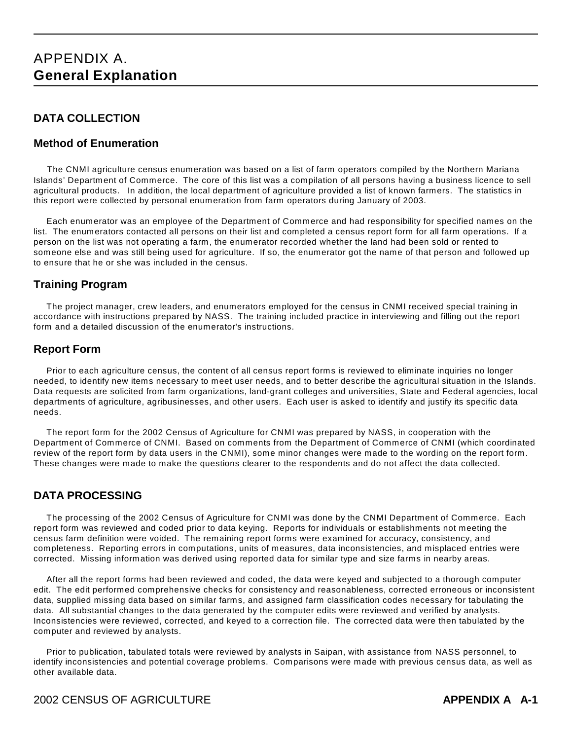# APPENDIX A.
# General Explanation

## DATA COLLECTION

### Method of Enumeration

The CNMI agriculture census enumeration was based on a list of farm operators compiled by the Northern Mariana Islands' Department of Commerce. The core of this list was a compilation of all persons having a business licence to sell agricultural products. In addition, the local department of agriculture provided a list of known farmers. The statistics in this report were collected by personal enumeration from farm operators during January of 2003.

Each enumerator was an employee of the Department of Commerce and had responsibility for specified names on the list. The enumerators contacted all persons on their list and completed a census report form for all farm operations. If a person on the list was not operating a farm, the enumerator recorded whether the land had been sold or rented to someone else and was still being used for agriculture. If so, the enumerator got the name of that person and followed up to ensure that he or she was included in the census.

### Training Program

The project manager, crew leaders, and enumerators employed for the census in CNMI received special training in accordance with instructions prepared by NASS. The training included practice in interviewing and filling out the report form and a detailed discussion of the enumerator's instructions.

### Report Form

Prior to each agriculture census, the content of all census report forms is reviewed to eliminate inquiries no longer needed, to identify new items necessary to meet user needs, and to better describe the agricultural situation in the Islands. Data requests are solicited from farm organizations, land-grant colleges and universities, State and Federal agencies, local departments of agriculture, agribusinesses, and other users. Each user is asked to identify and justify its specific data needs.

The report form for the 2002 Census of Agriculture for CNMI was prepared by NASS, in cooperation with the Department of Commerce of CNMI. Based on comments from the Department of Commerce of CNMI (which coordinated review of the report form by data users in the CNMI), some minor changes were made to the wording on the report form. These changes were made to make the questions clearer to the respondents and do not affect the data collected.

## DATA PROCESSING

The processing of the 2002 Census of Agriculture for CNMI was done by the CNMI Department of Commerce. Each report form was reviewed and coded prior to data keying. Reports for individuals or establishments not meeting the census farm definition were voided. The remaining report forms were examined for accuracy, consistency, and completeness. Reporting errors in computations, units of measures, data inconsistencies, and misplaced entries were corrected. Missing information was derived using reported data for similar type and size farms in nearby areas.

After all the report forms had been reviewed and coded, the data were keyed and subjected to a thorough computer edit. The edit performed comprehensive checks for consistency and reasonableness, corrected erroneous or inconsistent data, supplied missing data based on similar farms, and assigned farm classification codes necessary for tabulating the data. All substantial changes to the data generated by the computer edits were reviewed and verified by analysts. Inconsistencies were reviewed, corrected, and keyed to a correction file. The corrected data were then tabulated by the computer and reviewed by analysts.

Prior to publication, tabulated totals were reviewed by analysts in Saipan, with assistance from NASS personnel, to identify inconsistencies and potential coverage problems. Comparisons were made with previous census data, as well as other available data.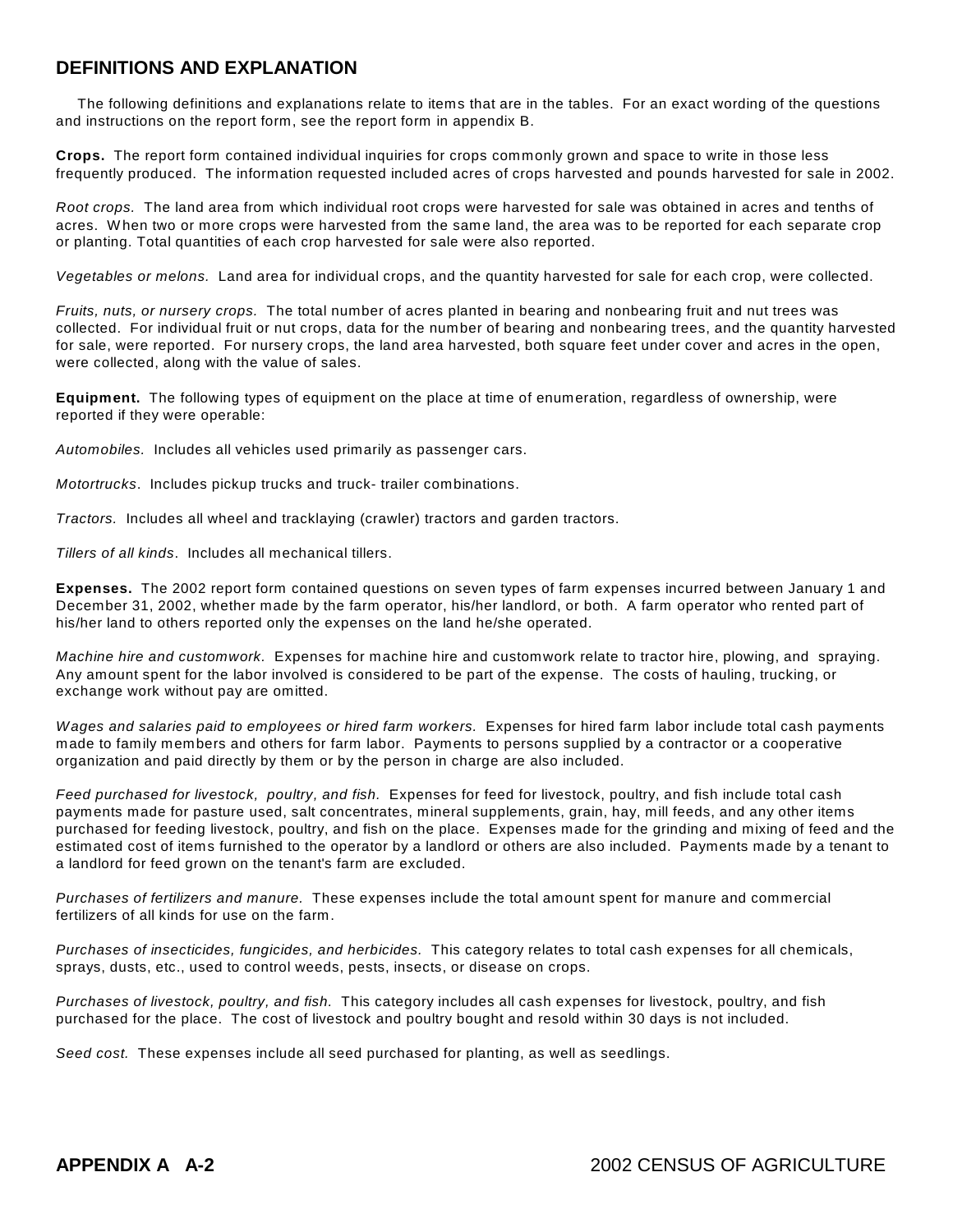## DEFINITIONS AND EXPLANATION

The following definitions and explanations relate to items that are in the tables. For an exact wording of the questions and instructions on the report form, see the report form in appendix B.

**Crops.** The report form contained individual inquiries for crops commonly grown and space to write in those less frequently produced. The information requested included acres of crops harvested and pounds harvested for sale in 2002.

*Root crops.* The land area from which individual root crops were harvested for sale was obtained in acres and tenths of acres. When two or more crops were harvested from the same land, the area was to be reported for each separate crop or planting. Total quantities of each crop harvested for sale were also reported.

*Vegetables or melons.* Land area for individual crops, and the quantity harvested for sale for each crop, were collected.

*Fruits, nuts, or nursery crops.* The total number of acres planted in bearing and nonbearing fruit and nut trees was collected. For individual fruit or nut crops, data for the number of bearing and nonbearing trees, and the quantity harvested for sale, were reported. For nursery crops, the land area harvested, both square feet under cover and acres in the open, were collected, along with the value of sales.

**Equipment.** The following types of equipment on the place at time of enumeration, regardless of ownership, were reported if they were operable:

*Automobiles.* Includes all vehicles used primarily as passenger cars.

*Motortrucks*. Includes pickup trucks and truck- trailer combinations.

*Tractors.* Includes all wheel and tracklaying (crawler) tractors and garden tractors.

*Tillers of all kinds*. Includes all mechanical tillers.

**Expenses.** The 2002 report form contained questions on seven types of farm expenses incurred between January 1 and December 31, 2002, whether made by the farm operator, his/her landlord, or both. A farm operator who rented part of his/her land to others reported only the expenses on the land he/she operated.

*Machine hire and customwork.* Expenses for machine hire and customwork relate to tractor hire, plowing, and spraying. Any amount spent for the labor involved is considered to be part of the expense. The costs of hauling, trucking, or exchange work without pay are omitted.

*Wages and salaries paid to employees or hired farm workers.* Expenses for hired farm labor include total cash payments made to family members and others for farm labor. Payments to persons supplied by a contractor or a cooperative organization and paid directly by them or by the person in charge are also included.

*Feed purchased for livestock, poultry, and fish.* Expenses for feed for livestock, poultry, and fish include total cash payments made for pasture used, salt concentrates, mineral supplements, grain, hay, mill feeds, and any other items purchased for feeding livestock, poultry, and fish on the place. Expenses made for the grinding and mixing of feed and the estimated cost of items furnished to the operator by a landlord or others are also included. Payments made by a tenant to a landlord for feed grown on the tenant's farm are excluded.

*Purchases of fertilizers and manure.* These expenses include the total amount spent for manure and commercial fertilizers of all kinds for use on the farm.

*Purchases of insecticides, fungicides, and herbicides.* This category relates to total cash expenses for all chemicals, sprays, dusts, etc., used to control weeds, pests, insects, or disease on crops.

*Purchases of livestock, poultry, and fish.* This category includes all cash expenses for livestock, poultry, and fish purchased for the place. The cost of livestock and poultry bought and resold within 30 days is not included.

*Seed cost.* These expenses include all seed purchased for planting, as well as seedlings.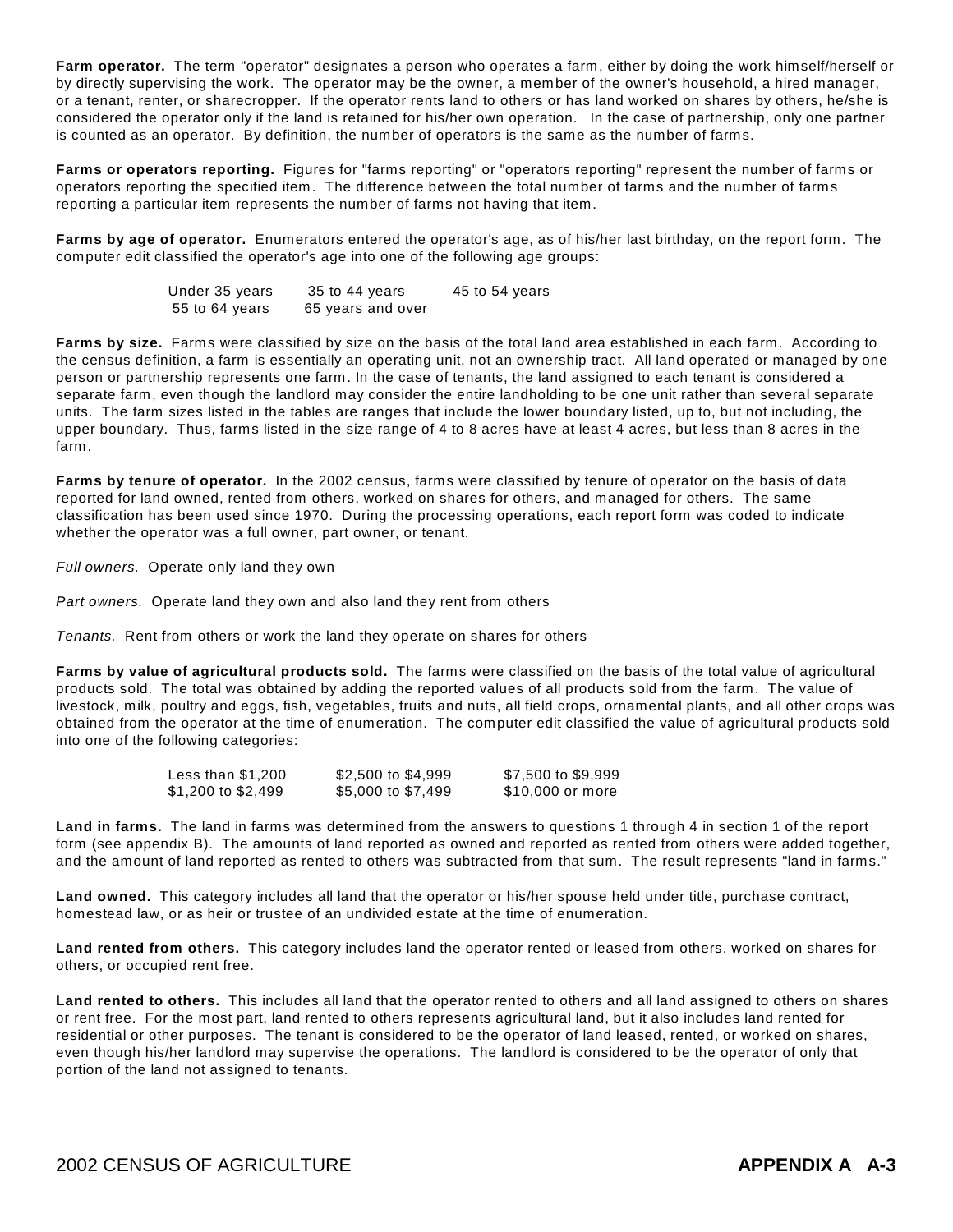**Farm operator.** The term "operator" designates a person who operates a farm, either by doing the work himself/herself or by directly supervising the work. The operator may be the owner, a member of the owner's household, a hired manager, or a tenant, renter, or sharecropper. If the operator rents land to others or has land worked on shares by others, he/she is considered the operator only if the land is retained for his/her own operation. In the case of partnership, only one partner is counted as an operator. By definition, the number of operators is the same as the number of farms.

**Farms or operators reporting.** Figures for "farms reporting" or "operators reporting" represent the number of farms or operators reporting the specified item. The difference between the total number of farms and the number of farms reporting a particular item represents the number of farms not having that item.

**Farms by age of operator.** Enumerators entered the operator's age, as of his/her last birthday, on the report form. The computer edit classified the operator's age into one of the following age groups:

| | | |
|---|---|---|
| Under 35 years | 35 to 44 years | 45 to 54 years |
| 55 to 64 years | 65 years and over | |

**Farms by size.** Farms were classified by size on the basis of the total land area established in each farm. According to the census definition, a farm is essentially an operating unit, not an ownership tract. All land operated or managed by one person or partnership represents one farm. In the case of tenants, the land assigned to each tenant is considered a separate farm, even though the landlord may consider the entire landholding to be one unit rather than several separate units. The farm sizes listed in the tables are ranges that include the lower boundary listed, up to, but not including, the upper boundary. Thus, farms listed in the size range of 4 to 8 acres have at least 4 acres, but less than 8 acres in the farm.

**Farms by tenure of operator.** In the 2002 census, farms were classified by tenure of operator on the basis of data reported for land owned, rented from others, worked on shares for others, and managed for others. The same classification has been used since 1970. During the processing operations, each report form was coded to indicate whether the operator was a full owner, part owner, or tenant.

*Full owners.* Operate only land they own

*Part owners.* Operate land they own and also land they rent from others

*Tenants.* Rent from others or work the land they operate on shares for others

**Farms by value of agricultural products sold.** The farms were classified on the basis of the total value of agricultural products sold. The total was obtained by adding the reported values of all products sold from the farm. The value of livestock, milk, poultry and eggs, fish, vegetables, fruits and nuts, all field crops, ornamental plants, and all other crops was obtained from the operator at the time of enumeration. The computer edit classified the value of agricultural products sold into one of the following categories:

| | | |
|---|---|---|
| Less than $1,200 | $2,500 to $4,999 | $7,500 to $9,999 |
| $1,200 to $2,499 | $5,000 to $7,499 | $10,000 or more |

**Land in farms.** The land in farms was determined from the answers to questions 1 through 4 in section 1 of the report form (see appendix B). The amounts of land reported as owned and reported as rented from others were added together, and the amount of land reported as rented to others was subtracted from that sum. The result represents "land in farms."

**Land owned.** This category includes all land that the operator or his/her spouse held under title, purchase contract, homestead law, or as heir or trustee of an undivided estate at the time of enumeration.

**Land rented from others.** This category includes land the operator rented or leased from others, worked on shares for others, or occupied rent free.

**Land rented to others.** This includes all land that the operator rented to others and all land assigned to others on shares or rent free. For the most part, land rented to others represents agricultural land, but it also includes land rented for residential or other purposes. The tenant is considered to be the operator of land leased, rented, or worked on shares, even though his/her landlord may supervise the operations. The landlord is considered to be the operator of only that portion of the land not assigned to tenants.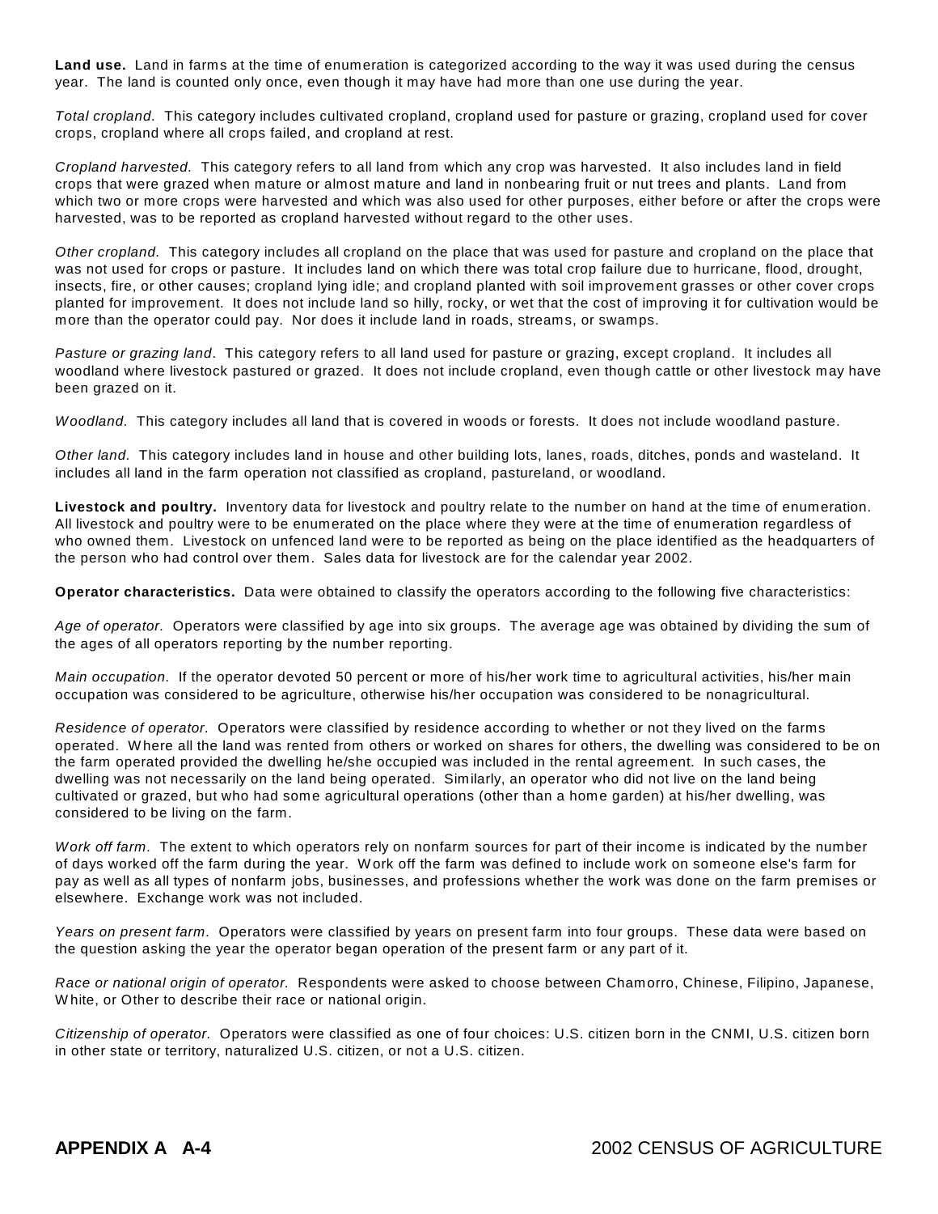**Land use.** Land in farms at the time of enumeration is categorized according to the way it was used during the census year. The land is counted only once, even though it may have had more than one use during the year.

*Total cropland.* This category includes cultivated cropland, cropland used for pasture or grazing, cropland used for cover crops, cropland where all crops failed, and cropland at rest.

*Cropland harvested.* This category refers to all land from which any crop was harvested. It also includes land in field crops that were grazed when mature or almost mature and land in nonbearing fruit or nut trees and plants. Land from which two or more crops were harvested and which was also used for other purposes, either before or after the crops were harvested, was to be reported as cropland harvested without regard to the other uses.

*Other cropland.* This category includes all cropland on the place that was used for pasture and cropland on the place that was not used for crops or pasture. It includes land on which there was total crop failure due to hurricane, flood, drought, insects, fire, or other causes; cropland lying idle; and cropland planted with soil improvement grasses or other cover crops planted for improvement. It does not include land so hilly, rocky, or wet that the cost of improving it for cultivation would be more than the operator could pay. Nor does it include land in roads, streams, or swamps.

*Pasture or grazing land.* This category refers to all land used for pasture or grazing, except cropland. It includes all woodland where livestock pastured or grazed. It does not include cropland, even though cattle or other livestock may have been grazed on it.

*Woodland.* This category includes all land that is covered in woods or forests. It does not include woodland pasture.

*Other land.* This category includes land in house and other building lots, lanes, roads, ditches, ponds and wasteland. It includes all land in the farm operation not classified as cropland, pastureland, or woodland.

**Livestock and poultry.** Inventory data for livestock and poultry relate to the number on hand at the time of enumeration. All livestock and poultry were to be enumerated on the place where they were at the time of enumeration regardless of who owned them. Livestock on unfenced land were to be reported as being on the place identified as the headquarters of the person who had control over them. Sales data for livestock are for the calendar year 2002.

**Operator characteristics.** Data were obtained to classify the operators according to the following five characteristics:

*Age of operator.* Operators were classified by age into six groups. The average age was obtained by dividing the sum of the ages of all operators reporting by the number reporting.

*Main occupation.* If the operator devoted 50 percent or more of his/her work time to agricultural activities, his/her main occupation was considered to be agriculture, otherwise his/her occupation was considered to be nonagricultural.

*Residence of operator.* Operators were classified by residence according to whether or not they lived on the farms operated. Where all the land was rented from others or worked on shares for others, the dwelling was considered to be on the farm operated provided the dwelling he/she occupied was included in the rental agreement. In such cases, the dwelling was not necessarily on the land being operated. Similarly, an operator who did not live on the land being cultivated or grazed, but who had some agricultural operations (other than a home garden) at his/her dwelling, was considered to be living on the farm.

*Work off farm.* The extent to which operators rely on nonfarm sources for part of their income is indicated by the number of days worked off the farm during the year. Work off the farm was defined to include work on someone else's farm for pay as well as all types of nonfarm jobs, businesses, and professions whether the work was done on the farm premises or elsewhere. Exchange work was not included.

*Years on present farm.* Operators were classified by years on present farm into four groups. These data were based on the question asking the year the operator began operation of the present farm or any part of it.

*Race or national origin of operator.* Respondents were asked to choose between Chamorro, Chinese, Filipino, Japanese, White, or Other to describe their race or national origin.

*Citizenship of operator.* Operators were classified as one of four choices: U.S. citizen born in the CNMI, U.S. citizen born in other state or territory, naturalized U.S. citizen, or not a U.S. citizen.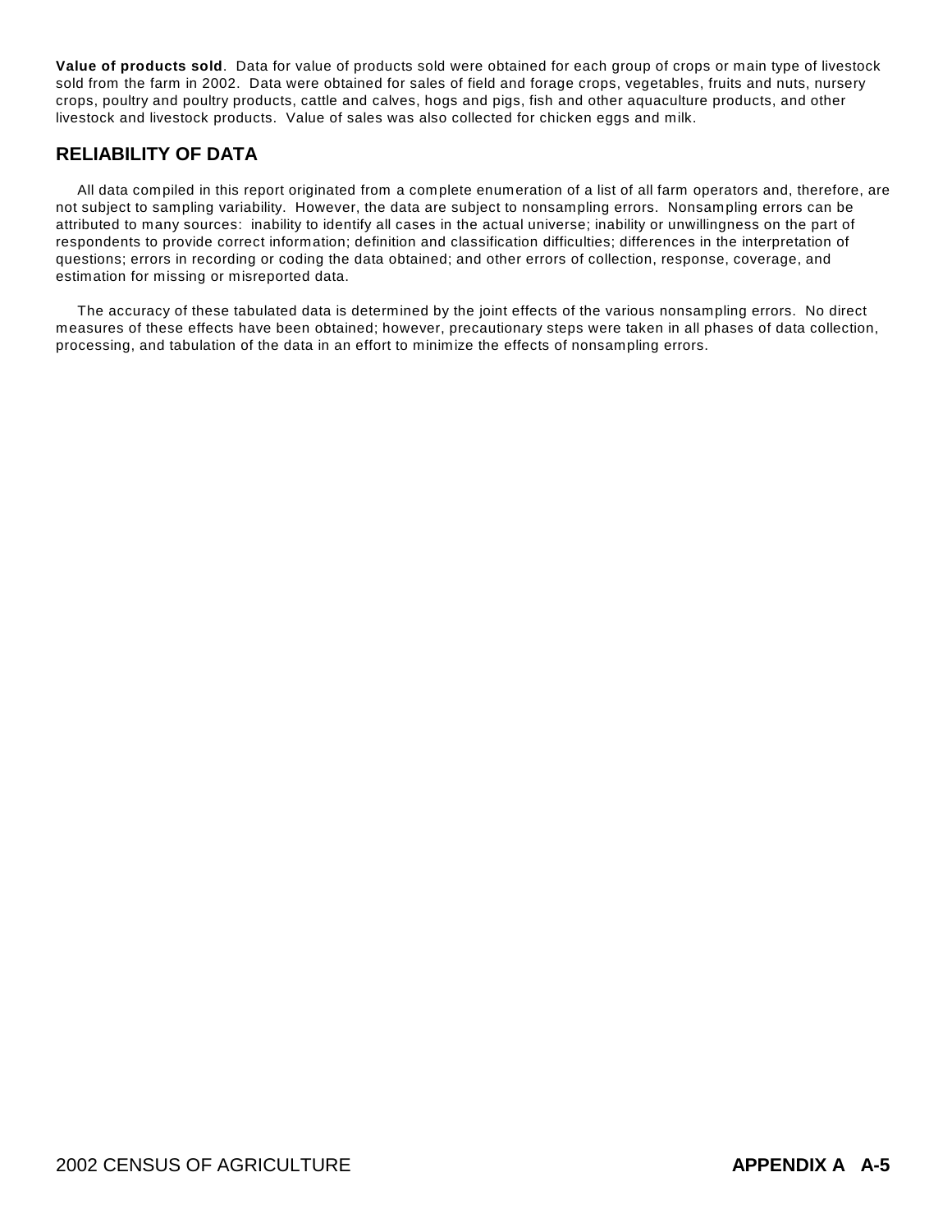**Value of products sold**. Data for value of products sold were obtained for each group of crops or main type of livestock sold from the farm in 2002. Data were obtained for sales of field and forage crops, vegetables, fruits and nuts, nursery crops, poultry and poultry products, cattle and calves, hogs and pigs, fish and other aquaculture products, and other livestock and livestock products. Value of sales was also collected for chicken eggs and milk.

## RELIABILITY OF DATA

All data compiled in this report originated from a complete enumeration of a list of all farm operators and, therefore, are not subject to sampling variability. However, the data are subject to nonsampling errors. Nonsampling errors can be attributed to many sources: inability to identify all cases in the actual universe; inability or unwillingness on the part of respondents to provide correct information; definition and classification difficulties; differences in the interpretation of questions; errors in recording or coding the data obtained; and other errors of collection, response, coverage, and estimation for missing or misreported data.

The accuracy of these tabulated data is determined by the joint effects of the various nonsampling errors. No direct measures of these effects have been obtained; however, precautionary steps were taken in all phases of data collection, processing, and tabulation of the data in an effort to minimize the effects of nonsampling errors.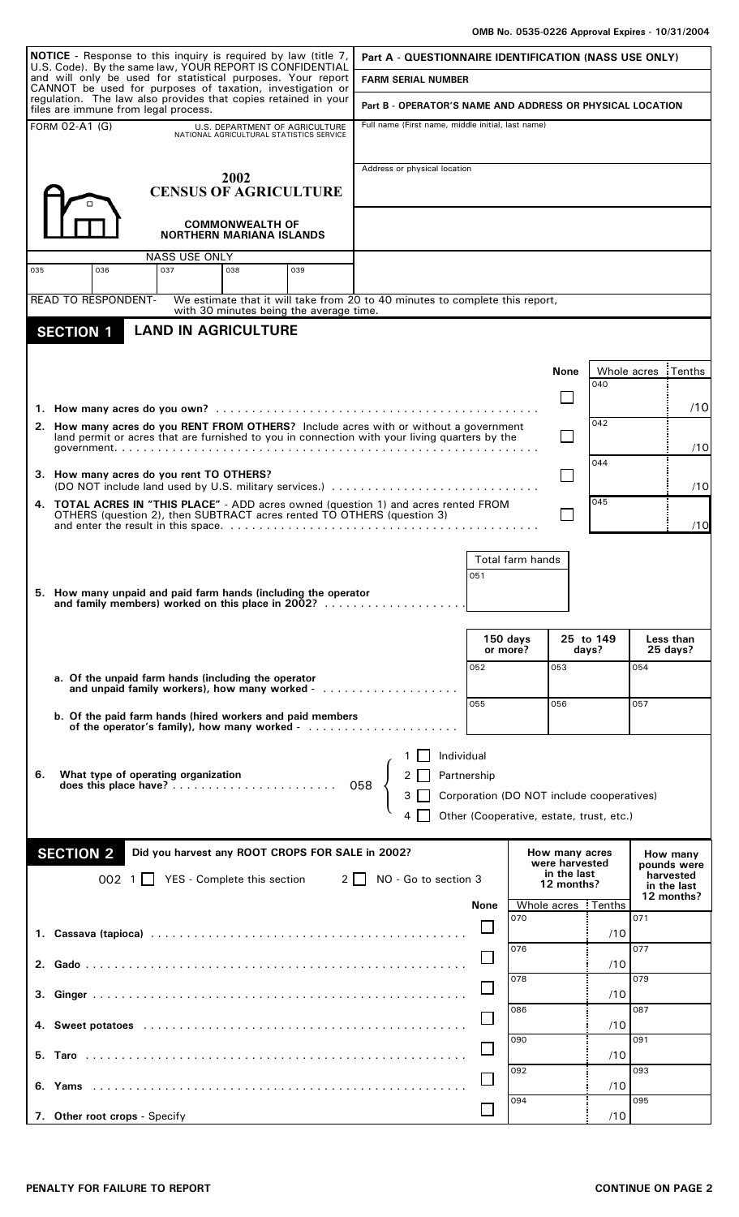OMB No. 0535-0226 Approval Expires - 10/31/2004

**NOTICE** - Response to this inquiry is required by law (title 7, U.S. Code). By the same law, YOUR REPORT IS CONFIDENTIAL and will only be used for statistical purposes. Your report CANNOT be used for purposes of taxation, investigation or regulation. The law also provides that copies retained in your files are immune from legal process.

FORM 02-A1 (G) U.S. DEPARTMENT OF AGRICULTURE NATIONAL AGRICULTURAL STATISTICS SERVICE

# 2002 CENSUS OF AGRICULTURE

## COMMONWEALTH OF NORTHERN MARIANA ISLANDS

**Part A - QUESTIONNAIRE IDENTIFICATION (NASS USE ONLY)**

**FARM SERIAL NUMBER**

**Part B - OPERATOR'S NAME AND ADDRESS OR PHYSICAL LOCATION**

Full name (First name, middle initial, last name)

Address or physical location

| NASS USE ONLY | | | | |
|---|---|---|---|---|
| 035 | 036 | 037 | 038 | 039 |

READ TO RESPONDENT- We estimate that it will take from 20 to 40 minutes to complete this report, with 30 minutes being the average time.

## SECTION 1 LAND IN AGRICULTURE

| | None | Whole acres | Tenths |
|---|---|---|---|
| **1. How many acres do you own?** | ☐ | 040 | /10 |
| **2. How many acres do you RENT FROM OTHERS?** Include acres with or without a government land permit or acres that are furnished to you in connection with your living quarters by the government. | ☐ | 042 | /10 |
| **3. How many acres do you rent TO OTHERS?** (DO NOT include land used by U.S. military services.) | ☐ | 044 | /10 |
| **4. TOTAL ACRES IN "THIS PLACE"** - ADD acres owned (question 1) and acres rented FROM OTHERS (question 2), then SUBTRACT acres rented TO OTHERS (question 3) and enter the result in this space. | ☐ | 045 | /10 |

**5. How many unpaid and paid farm hands (including the operator and family members) worked on this place in 2002?** Total farm hands 051

| | 150 days or more? | 25 to 149 days? | Less than 25 days? |
|---|---|---|---|
| **a. Of the unpaid farm hands (including the operator and unpaid family workers), how many worked -** | 052 | 053 | 054 |
| **b. Of the paid farm hands (hired workers and paid members of the operator's family), how many worked -** | 055 | 056 | 057 |

**6. What type of operating organization does this place have?** 058
- 1 ☐ Individual
- 2 ☐ Partnership
- 3 ☐ Corporation (DO NOT include cooperatives)
- 4 ☐ Other (Cooperative, estate, trust, etc.)

## SECTION 2 Did you harvest any ROOT CROPS FOR SALE in 2002?

002 1 ☐ YES - Complete this section 2 ☐ NO - Go to section 3

| | None | How many acres were harvested in the last 12 months? Whole acres | Tenths | How many pounds were harvested in the last 12 months? |
|---|---|---|---|---|
| **1. Cassava (tapioca)** | ☐ | 070 | /10 | 071 |
| **2. Gado** | ☐ | 076 | /10 | 077 |
| **3. Ginger** | ☐ | 078 | /10 | 079 |
| **4. Sweet potatoes** | ☐ | 086 | /10 | 087 |
| **5. Taro** | ☐ | 090 | /10 | 091 |
| **6. Yams** | ☐ | 092 | /10 | 093 |
| **7. Other root crops** - Specify | ☐ | 094 | /10 | 095 |

**PENALTY FOR FAILURE TO REPORT** **CONTINUE ON PAGE 2**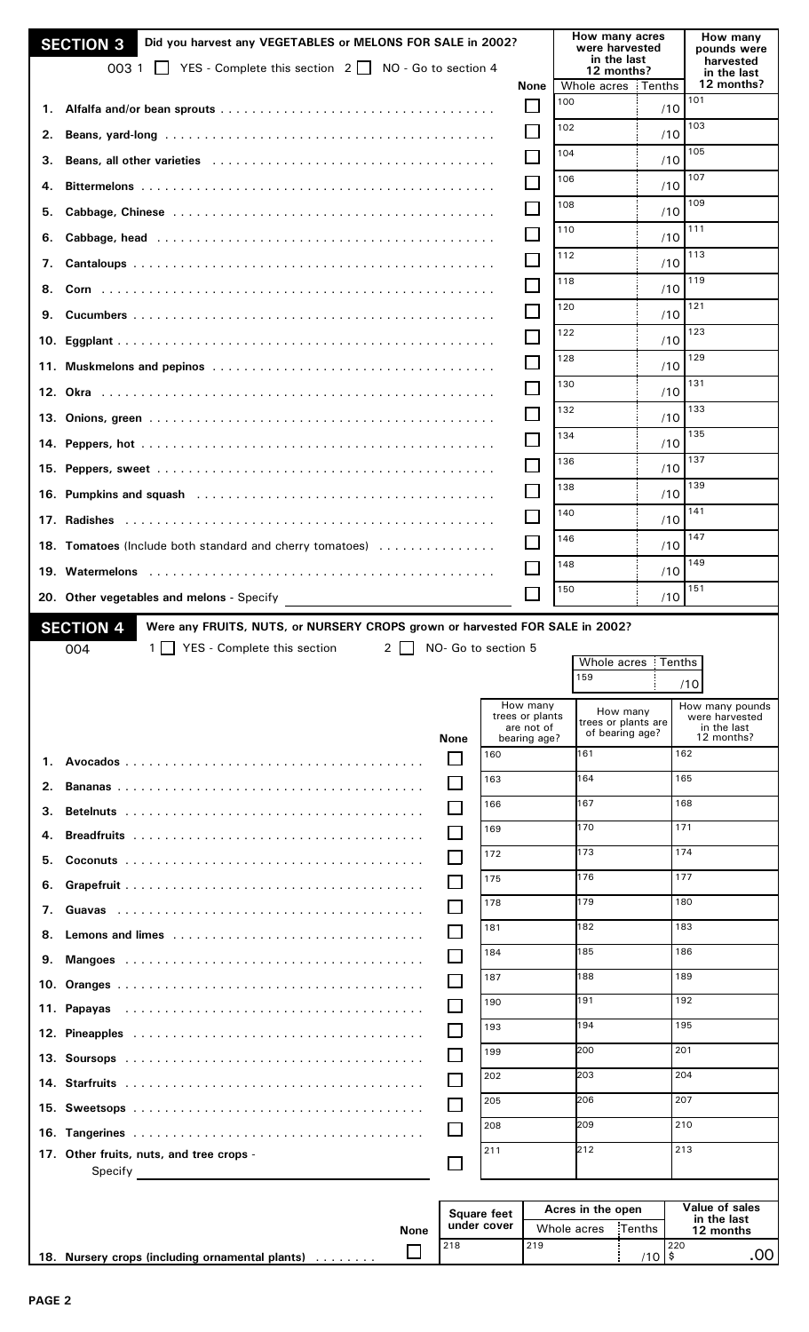**SECTION 3** Did you harvest any VEGETABLES or MELONS FOR SALE in 2002?

003 1 ☐ YES - Complete this section 2 ☐ NO - Go to section 4

| | None | How many acres were harvested in the last 12 months? Whole acres | Tenths | How many pounds were harvested in the last 12 months? |
|---|---|---|---|---|
| 1. Alfalfa and/or bean sprouts | ☐ | 100 | /10 | 101 |
| 2. Beans, yard-long | ☐ | 102 | /10 | 103 |
| 3. Beans, all other varieties | ☐ | 104 | /10 | 105 |
| 4. Bittermelons | ☐ | 106 | /10 | 107 |
| 5. Cabbage, Chinese | ☐ | 108 | /10 | 109 |
| 6. Cabbage, head | ☐ | 110 | /10 | 111 |
| 7. Cantaloups | ☐ | 112 | /10 | 113 |
| 8. Corn | ☐ | 118 | /10 | 119 |
| 9. Cucumbers | ☐ | 120 | /10 | 121 |
| 10. Eggplant | ☐ | 122 | /10 | 123 |
| 11. Muskmelons and pepinos | ☐ | 128 | /10 | 129 |
| 12. Okra | ☐ | 130 | /10 | 131 |
| 13. Onions, green | ☐ | 132 | /10 | 133 |
| 14. Peppers, hot | ☐ | 134 | /10 | 135 |
| 15. Peppers, sweet | ☐ | 136 | /10 | 137 |
| 16. Pumpkins and squash | ☐ | 138 | /10 | 139 |
| 17. Radishes | ☐ | 140 | /10 | 141 |
| 18. Tomatoes (Include both standard and cherry tomatoes) | ☐ | 146 | /10 | 147 |
| 19. Watermelons | ☐ | 148 | /10 | 149 |
| 20. Other vegetables and melons - Specify ________ | ☐ | 150 | /10 | 151 |

**SECTION 4** Were any FRUITS, NUTS, or NURSERY CROPS grown or harvested FOR SALE in 2002?

004 1 ☐ YES - Complete this section 2 ☐ NO- Go to section 5

Whole acres 159 | Tenths /10

| | None | How many trees or plants are not of bearing age? | How many trees or plants are of bearing age? | How many pounds were harvested in the last 12 months? |
|---|---|---|---|---|
| 1. Avocados | ☐ | 160 | 161 | 162 |
| 2. Bananas | ☐ | 163 | 164 | 165 |
| 3. Betelnuts | ☐ | 166 | 167 | 168 |
| 4. Breadfruits | ☐ | 169 | 170 | 171 |
| 5. Coconuts | ☐ | 172 | 173 | 174 |
| 6. Grapefruit | ☐ | 175 | 176 | 177 |
| 7. Guavas | ☐ | 178 | 179 | 180 |
| 8. Lemons and limes | ☐ | 181 | 182 | 183 |
| 9. Mangoes | ☐ | 184 | 185 | 186 |
| 10. Oranges | ☐ | 187 | 188 | 189 |
| 11. Papayas | ☐ | 190 | 191 | 192 |
| 12. Pineapples | ☐ | 193 | 194 | 195 |
| 13. Soursops | ☐ | 199 | 200 | 201 |
| 14. Starfruits | ☐ | 202 | 203 | 204 |
| 15. Sweetsops | ☐ | 205 | 206 | 207 |
| 16. Tangerines | ☐ | 208 | 209 | 210 |
| 17. Other fruits, nuts, and tree crops - Specify ________ | ☐ | 211 | 212 | 213 |

| | None | Square feet under cover | Acres in the open Whole acres | Tenths | Value of sales in the last 12 months |
|---|---|---|---|---|---|
| 18. Nursery crops (including ornamental plants) | ☐ | 218 | 219 | /10 | 220 $ .00 |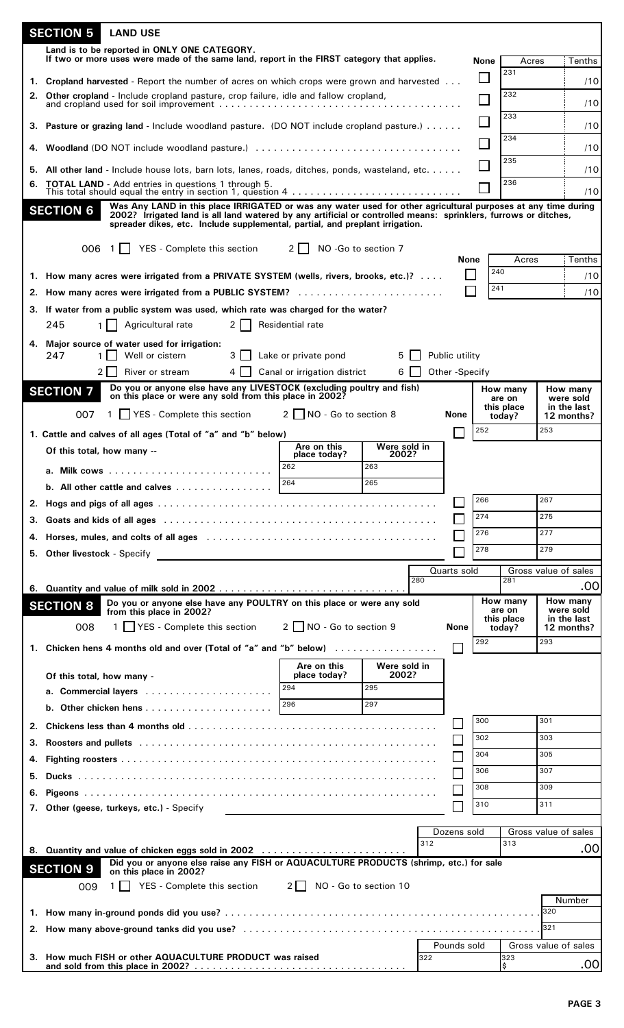## SECTION 5 LAND USE

**Land is to be reported in ONLY ONE CATEGORY.**
**If two or more uses were made of the same land, report in the FIRST category that applies.**

| | None | Acres | Tenths |
|---|---|---|---|
| 1. **Cropland harvested** - Report the number of acres on which crops were grown and harvested . . . | ☐ | 231 | /10 |
| 2. **Other cropland** - Include cropland pasture, crop failure, idle and fallow cropland, and cropland used for soil improvement . . . | ☐ | 232 | /10 |
| 3. **Pasture or grazing land** - Include woodland pasture. (DO NOT include cropland pasture.) . . . | ☐ | 233 | /10 |
| 4. **Woodland** (DO NOT include woodland pasture.) . . . | ☐ | 234 | /10 |
| 5. **All other land** - Include house lots, barn lots, lanes, roads, ditches, ponds, wasteland, etc. . . . | ☐ | 235 | /10 |
| 6. **TOTAL LAND** - Add entries in questions 1 through 5. This total should equal the entry in section 1, question 4 . . . | ☐ | 236 | /10 |

## SECTION 6

**Was Any LAND in this place IRRIGATED or was any water used for other agricultural purposes at any time during 2002? Irrigated land is all land watered by any artificial or controlled means: sprinklers, furrows or ditches, spreader dikes, etc. Include supplemental, partial, and preplant irrigation.**

006 1 ☐ YES - Complete this section 2 ☐ NO -Go to section 7

| | None | Acres | Tenths |
|---|---|---|---|
| 1. **How many acres were irrigated from a PRIVATE SYSTEM (wells, rivers, brooks, etc.)?** . . . | ☐ | 240 | /10 |
| 2. **How many acres were irrigated from a PUBLIC SYSTEM?** . . . | ☐ | 241 | /10 |

3. **If water from a public system was used, which rate was charged for the water?**
245 1 ☐ Agricultural rate 2 ☐ Residential rate

4. **Major source of water used for irrigation:**
247 1 ☐ Well or cistern 3 ☐ Lake or private pond 5 ☐ Public utility
2 ☐ River or stream 4 ☐ Canal or irrigation district 6 ☐ Other -Specify

## SECTION 7

**Do you or anyone else have any LIVESTOCK (excluding poultry and fish) on this place or were any sold from this place in 2002?**

007 1 ☐ YES - Complete this section 2 ☐ NO - Go to section 8

| | None | How many are on this place today? | How many were sold in the last 12 months? |
|---|---|---|---|
| 1. **Cattle and calves of all ages (Total of "a" and "b" below)** | ☐ | 252 | 253 |

| Of this total, how many -- | Are on this place today? | Were sold in 2002? |
|---|---|---|
| a. **Milk cows** . . . | 262 | 263 |
| b. **All other cattle and calves** . . . | 264 | 265 |

| | None | How many are on this place today? | How many were sold in the last 12 months? |
|---|---|---|---|
| 2. **Hogs and pigs of all ages** . . . | ☐ | 266 | 267 |
| 3. **Goats and kids of all ages** . . . | ☐ | 274 | 275 |
| 4. **Horses, mules, and colts of all ages** . . . | ☐ | 276 | 277 |
| 5. **Other livestock** - Specify | ☐ | 278 | 279 |

| | Quarts sold | Gross value of sales |
|---|---|---|
| 6. **Quantity and value of milk sold in 2002** . . . | 280 | 281 .00 |

## SECTION 8

**Do you or anyone else have any POULTRY on this place or were any sold from this place in 2002?**

008 1 ☐ YES - Complete this section 2 ☐ NO - Go to section 9

| | None | How many are on this place today? | How many were sold in the last 12 months? |
|---|---|---|---|
| 1. **Chicken hens 4 months old and over (Total of "a" and "b" below)** . . . | ☐ | 292 | 293 |

| Of this total, how many - | Are on this place today? | Were sold in 2002? |
|---|---|---|
| a. **Commercial layers** . . . | 294 | 295 |
| b. **Other chicken hens** . . . | 296 | 297 |

| | None | How many are on this place today? | How many were sold in the last 12 months? |
|---|---|---|---|
| 2. **Chickens less than 4 months old** . . . | ☐ | 300 | 301 |
| 3. **Roosters and pullets** . . . | ☐ | 302 | 303 |
| 4. **Fighting roosters** . . . | ☐ | 304 | 305 |
| 5. **Ducks** . . . | ☐ | 306 | 307 |
| 6. **Pigeons** . . . | ☐ | 308 | 309 |
| 7. **Other (geese, turkeys, etc.)** - Specify | ☐ | 310 | 311 |

| | Dozens sold | Gross value of sales |
|---|---|---|
| 8. **Quantity and value of chicken eggs sold in 2002** . . . | 312 | 313 .00 |

## SECTION 9

**Did you or anyone else raise any FISH or AQUACULTURE PRODUCTS (shrimp, etc.) for sale on this place in 2002?**

009 1 ☐ YES - Complete this section 2 ☐ NO - Go to section 10

| | Number |
|---|---|
| 1. **How many in-ground ponds did you use?** . . . | 320 |
| 2. **How many above-ground tanks did you use?** . . . | 321 |

| | Pounds sold | Gross value of sales |
|---|---|---|
| 3. **How much FISH or other AQUACULTURE PRODUCT was raised and sold from this place in 2002?** . . . | 322 | 323 $ .00 |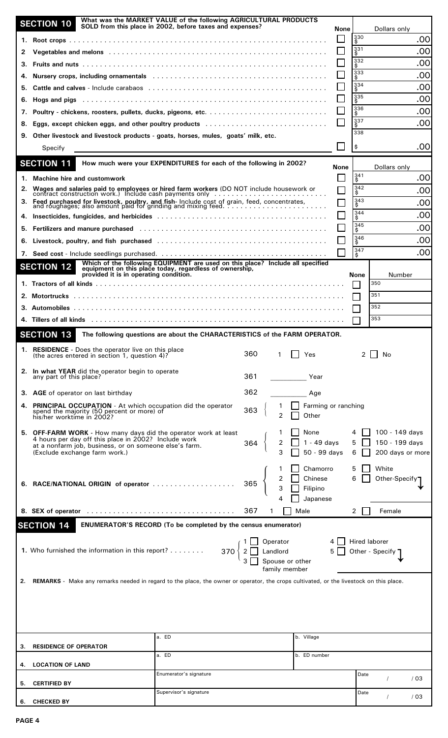## SECTION 10 What was the MARKET VALUE of the following AGRICULTURAL PRODUCTS SOLD from this place in 2002, before taxes and expenses?

| | None | Dollars only |
|---|---|---|
| 1. Root crops | ☐ | 330 $ .00 |
| 2 Vegetables and melons | ☐ | 331 $ .00 |
| 3. Fruits and nuts | ☐ | 332 $ .00 |
| 4. Nursery crops, including ornamentals | ☐ | 333 $ .00 |
| 5. Cattle and calves - Include carabaos | ☐ | 334 $ .00 |
| 6. Hogs and pigs | ☐ | 335 $ .00 |
| 7. Poultry - chickens, roosters, pullets, ducks, pigeons, etc. | ☐ | 336 $ .00 |
| 8. Eggs, except chicken eggs, and other poultry products | ☐ | 337 $ .00 |
| 9. Other livestock and livestock products - goats, horses, mules, goats' milk, etc. Specify ______ | ☐ | 338 $ .00 |

## SECTION 11 How much were your EXPENDITURES for each of the following in 2002?

| | None | Dollars only |
|---|---|---|
| 1. Machine hire and customwork | ☐ | 341 $ .00 |
| 2. Wages and salaries paid to employees or hired farm workers (DO NOT include housework or contract construction work.) Include cash payments only | ☐ | 342 $ .00 |
| 3. Feed purchased for livestock, poultry, and fish- Include cost of grain, feed, concentrates, and roughages; also amount paid for grinding and mixing feed. | ☐ | 343 $ .00 |
| 4. Insecticides, fungicides, and herbicides | ☐ | 344 $ .00 |
| 5. Fertilizers and manure purchased | ☐ | 345 $ .00 |
| 6. Livestock, poultry, and fish purchased | ☐ | 346 $ .00 |
| 7. Seed cost - Include seedlings purchased. | ☐ | 347 $ .00 |

## SECTION 12 Which of the following EQUIPMENT are used on this place? Include all specified equipment on this place today, regardless of ownership, provided it is in operating condition.

| | None | Number |
|---|---|---|
| 1. Tractors of all kinds | ☐ | 350 |
| 2. Motortrucks | ☐ | 351 |
| 3. Automobiles | ☐ | 352 |
| 4. Tillers of all kinds | ☐ | 353 |

## SECTION 13 The following questions are about the CHARACTERISTICS of the FARM OPERATOR.

1. **RESIDENCE** - Does the operator live on this place (the acres entered in section 1, question 4)? 360 — 1 ☐ Yes 2 ☐ No

2. **In what YEAR** did the operator begin to operate any part of this place? 361 ______ Year

3. **AGE** of operator on last birthday 362 ______ Age

4. **PRINCIPAL OCCUPATION** - At which occupation did the operator spend the majority (50 percent or more) of his/her worktime in 2002? 363 — 1 ☐ Farming or ranching 2 ☐ Other

5. **OFF-FARM WORK** - How many days did the operator work at least 4 hours per day off this place in 2002? Include work at a nonfarm job, business, or on someone else's farm. (Exclude exchange farm work.) 364 — 1 ☐ None 2 ☐ 1 - 49 days 3 ☐ 50 - 99 days 4 ☐ 100 - 149 days 5 ☐ 150 - 199 days 6 ☐ 200 days or more

6. **RACE/NATIONAL ORIGIN of operator** 365 — 1 ☐ Chamorro 2 ☐ Chinese 3 ☐ Filipino 4 ☐ Japanese 5 ☐ White 6 ☐ Other-Specify

8. **SEX of operator** 367 — 1 ☐ Male 2 ☐ Female

## SECTION 14 ENUMERATOR'S RECORD (To be completed by the census enumerator)

1. Who furnished the information in this report? 370 — 1 ☐ Operator 2 ☐ Landlord 3 ☐ Spouse or other family member 4 ☐ Hired laborer 5 ☐ Other - Specify

2. **REMARKS** - Make any remarks needed in regard to the place, the owner or operator, the crops cultivated, or the livestock on this place.

| | | |
|---|---|---|
| 3. RESIDENCE OF OPERATOR | a. ED | b. Village |
| 4. LOCATION OF LAND | a. ED | b. ED number |
| 5. CERTIFIED BY | Enumerator's signature | Date / / 03 |
| 6. CHECKED BY | Supervisor's signature | Date / / 03 |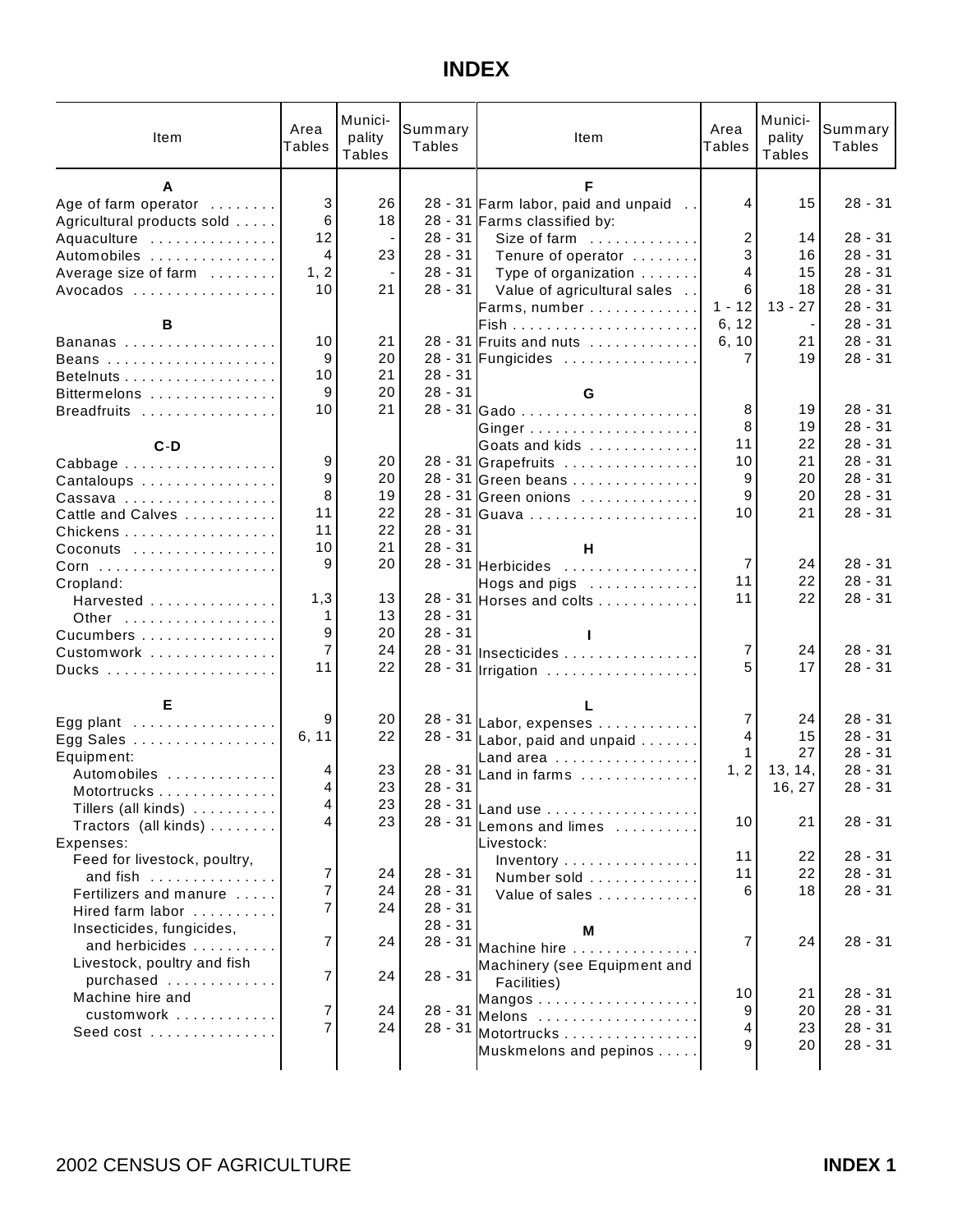# INDEX

| Item | Area Tables | Munici-pality Tables | Summary Tables |
|---|---|---|---|
| **A** | | | |
| Age of farm operator | 3 | 26 | 28 - 31 |
| Agricultural products sold | 6 | 18 | 28 - 31 |
| Aquaculture | 12 | - | 28 - 31 |
| Automobiles | 4 | 23 | 28 - 31 |
| Average size of farm | 1, 2 | - | 28 - 31 |
| Avocados | 10 | 21 | 28 - 31 |
| **B** | | | |
| Bananas | 10 | 21 | 28 - 31 |
| Beans | 9 | 20 | 28 - 31 |
| Betelnuts | 10 | 21 | 28 - 31 |
| Bittermelons | 9 | 20 | 28 - 31 |
| Breadfruits | 10 | 21 | 28 - 31 |
| **C-D** | | | |
| Cabbage | 9 | 20 | 28 - 31 |
| Cantaloups | 9 | 20 | 28 - 31 |
| Cassava | 8 | 19 | 28 - 31 |
| Cattle and Calves | 11 | 22 | 28 - 31 |
| Chickens | 11 | 22 | 28 - 31 |
| Coconuts | 10 | 21 | 28 - 31 |
| Corn | 9 | 20 | 28 - 31 |
| Cropland: | | | |
| Harvested | 1,3 | 13 | 28 - 31 |
| Other | 1 | 13 | 28 - 31 |
| Cucumbers | 9 | 20 | 28 - 31 |
| Customwork | 7 | 24 | 28 - 31 |
| Ducks | 11 | 22 | 28 - 31 |
| **E** | | | |
| Egg plant | 9 | 20 | 28 - 31 |
| Egg Sales | 6, 11 | 22 | 28 - 31 |
| Equipment: | | | |
| Automobiles | 4 | 23 | 28 - 31 |
| Motortrucks | 4 | 23 | 28 - 31 |
| Tillers (all kinds) | 4 | 23 | 28 - 31 |
| Tractors (all kinds) | 4 | 23 | 28 - 31 |
| Expenses: | | | |
| Feed for livestock, poultry, and fish | 7 | 24 | 28 - 31 |
| Fertilizers and manure | 7 | 24 | 28 - 31 |
| Hired farm labor | 7 | 24 | 28 - 31 |
| Insecticides, fungicides, and herbicides | 7 | 24 | 28 - 31 |
| Livestock, poultry and fish purchased | 7 | 24 | 28 - 31 |
| Machine hire and customwork | 7 | 24 | 28 - 31 |
| Seed cost | 7 | 24 | 28 - 31 |
| **F** | | | |
| Farm labor, paid and unpaid | 4 | 15 | 28 - 31 |
| Farms classified by: | | | |
| Size of farm | 2 | 14 | 28 - 31 |
| Tenure of operator | 3 | 16 | 28 - 31 |
| Type of organization | 4 | 15 | 28 - 31 |
| Value of agricultural sales | 6 | 18 | 28 - 31 |
| Farms, number | 1 - 12 | 13 - 27 | 28 - 31 |
| Fish | 6, 12 | - | 28 - 31 |
| Fruits and nuts | 6, 10 | 21 | 28 - 31 |
| Fungicides | 7 | 19 | 28 - 31 |
| **G** | | | |
| Gado | 8 | 19 | 28 - 31 |
| Ginger | 8 | 19 | 28 - 31 |
| Goats and kids | 11 | 22 | 28 - 31 |
| Grapefruits | 10 | 21 | 28 - 31 |
| Green beans | 9 | 20 | 28 - 31 |
| Green onions | 9 | 20 | 28 - 31 |
| Guava | 10 | 21 | 28 - 31 |
| **H** | | | |
| Herbicides | 7 | 24 | 28 - 31 |
| Hogs and pigs | 11 | 22 | 28 - 31 |
| Horses and colts | 11 | 22 | 28 - 31 |
| **I** | | | |
| Insecticides | 7 | 24 | 28 - 31 |
| Irrigation | 5 | 17 | 28 - 31 |
| **L** | | | |
| Labor, expenses | 7 | 24 | 28 - 31 |
| Labor, paid and unpaid | 4 | 15 | 28 - 31 |
| Land area | 1 | 27 | 28 - 31 |
| Land in farms | 1, 2 | 13, 14, | 28 - 31 |
| Land use | | 16, 27 | 28 - 31 |
| Lemons and limes | 10 | 21 | 28 - 31 |
| Livestock: | | | |
| Inventory | 11 | 22 | 28 - 31 |
| Number sold | 11 | 22 | 28 - 31 |
| Value of sales | 6 | 18 | 28 - 31 |
| **M** | | | |
| Machine hire | 7 | 24 | 28 - 31 |
| Machinery (see Equipment and Facilities) | | | |
| Mangos | 10 | 21 | 28 - 31 |
| Melons | 9 | 20 | 28 - 31 |
| Motortrucks | 4 | 23 | 28 - 31 |
| Muskmelons and pepinos | 9 | 20 | 28 - 31 |

2002 CENSUS OF AGRICULTURE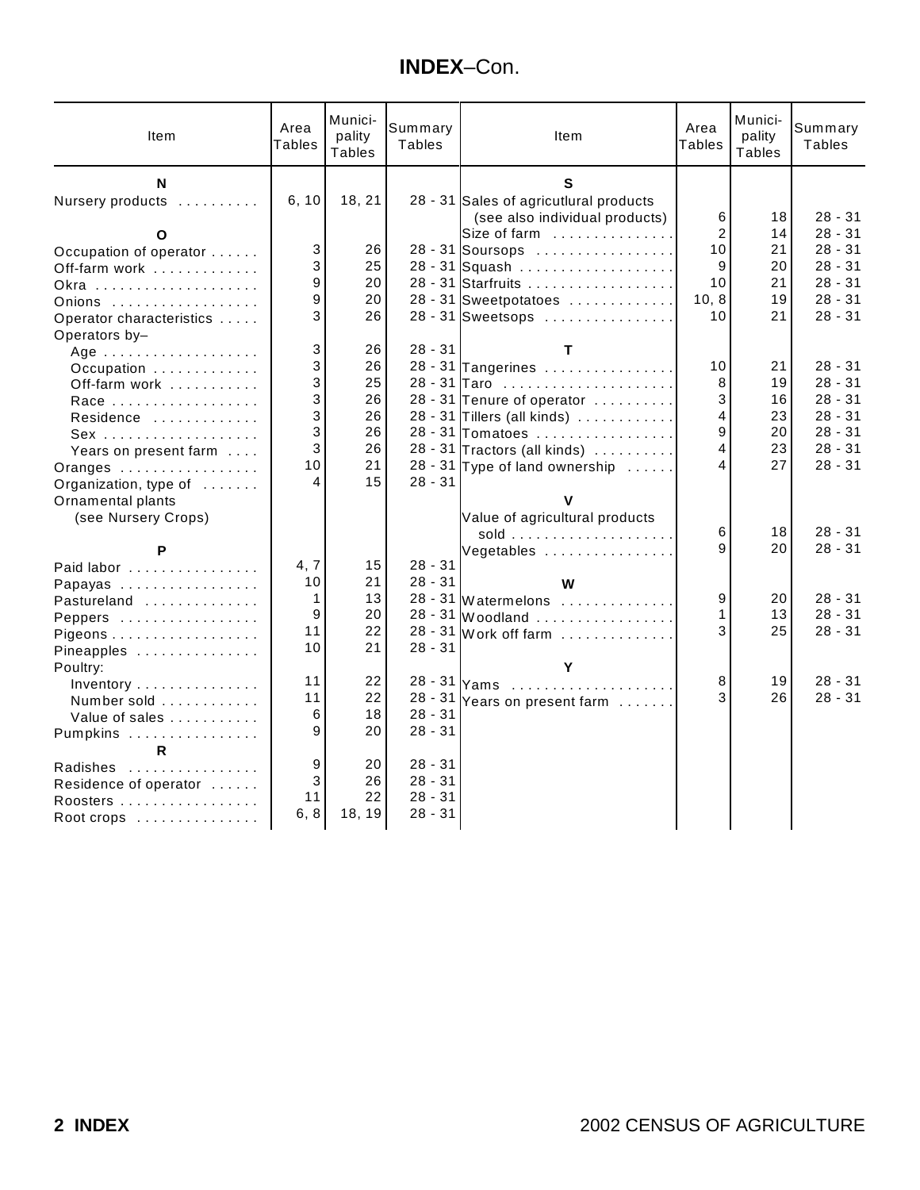# INDEX–Con.

| Item | Area Tables | Munici-pality Tables | Summary Tables |
|---|---|---|---|
| **N** | | | |
| Nursery products | 6, 10 | 18, 21 | 28 - 31 |
| **O** | | | |
| Occupation of operator | 3 | 26 | 28 - 31 |
| Off-farm work | 3 | 25 | 28 - 31 |
| Okra | 9 | 20 | 28 - 31 |
| Onions | 9 | 20 | 28 - 31 |
| Operator characteristics | 3 | 26 | 28 - 31 |
| Operators by– | | | |
| Age | 3 | 26 | 28 - 31 |
| Occupation | 3 | 26 | 28 - 31 |
| Off-farm work | 3 | 25 | 28 - 31 |
| Race | 3 | 26 | 28 - 31 |
| Residence | 3 | 26 | 28 - 31 |
| Sex | 3 | 26 | 28 - 31 |
| Years on present farm | 3 | 26 | 28 - 31 |
| Oranges | 10 | 21 | 28 - 31 |
| Organization, type of | 4 | 15 | 28 - 31 |
| Ornamental plants (see Nursery Crops) | | | |
| **P** | | | |
| Paid labor | 4, 7 | 15 | 28 - 31 |
| Papayas | 10 | 21 | 28 - 31 |
| Pastureland | 1 | 13 | 28 - 31 |
| Peppers | 9 | 20 | 28 - 31 |
| Pigeons | 11 | 22 | 28 - 31 |
| Pineapples | 10 | 21 | 28 - 31 |
| Poultry: | | | |
| Inventory | 11 | 22 | 28 - 31 |
| Number sold | 11 | 22 | 28 - 31 |
| Value of sales | 6 | 18 | 28 - 31 |
| Pumpkins | 9 | 20 | 28 - 31 |
| **R** | | | |
| Radishes | 9 | 20 | 28 - 31 |
| Residence of operator | 3 | 26 | 28 - 31 |
| Roosters | 11 | 22 | 28 - 31 |
| Root crops | 6, 8 | 18, 19 | 28 - 31 |
| **S** | | | |
| Sales of agricutlural products (see also individual products) | 6 | 18 | 28 - 31 |
| Size of farm | 2 | 14 | 28 - 31 |
| Soursops | 10 | 21 | 28 - 31 |
| Squash | 9 | 20 | 28 - 31 |
| Starfruits | 10 | 21 | 28 - 31 |
| Sweetpotatoes | 10, 8 | 19 | 28 - 31 |
| Sweetsops | 10 | 21 | 28 - 31 |
| **T** | | | |
| Tangerines | 10 | 21 | 28 - 31 |
| Taro | 8 | 19 | 28 - 31 |
| Tenure of operator | 3 | 16 | 28 - 31 |
| Tillers (all kinds) | 4 | 23 | 28 - 31 |
| Tomatoes | 9 | 20 | 28 - 31 |
| Tractors (all kinds) | 4 | 23 | 28 - 31 |
| Type of land ownership | 4 | 27 | 28 - 31 |
| **V** | | | |
| Value of agricultural products sold | 6 | 18 | 28 - 31 |
| Vegetables | 9 | 20 | 28 - 31 |
| **W** | | | |
| Watermelons | 9 | 20 | 28 - 31 |
| Woodland | 1 | 13 | 28 - 31 |
| Work off farm | 3 | 25 | 28 - 31 |
| **Y** | | | |
| Yams | 8 | 19 | 28 - 31 |
| Years on present farm | 3 | 26 | 28 - 31 |